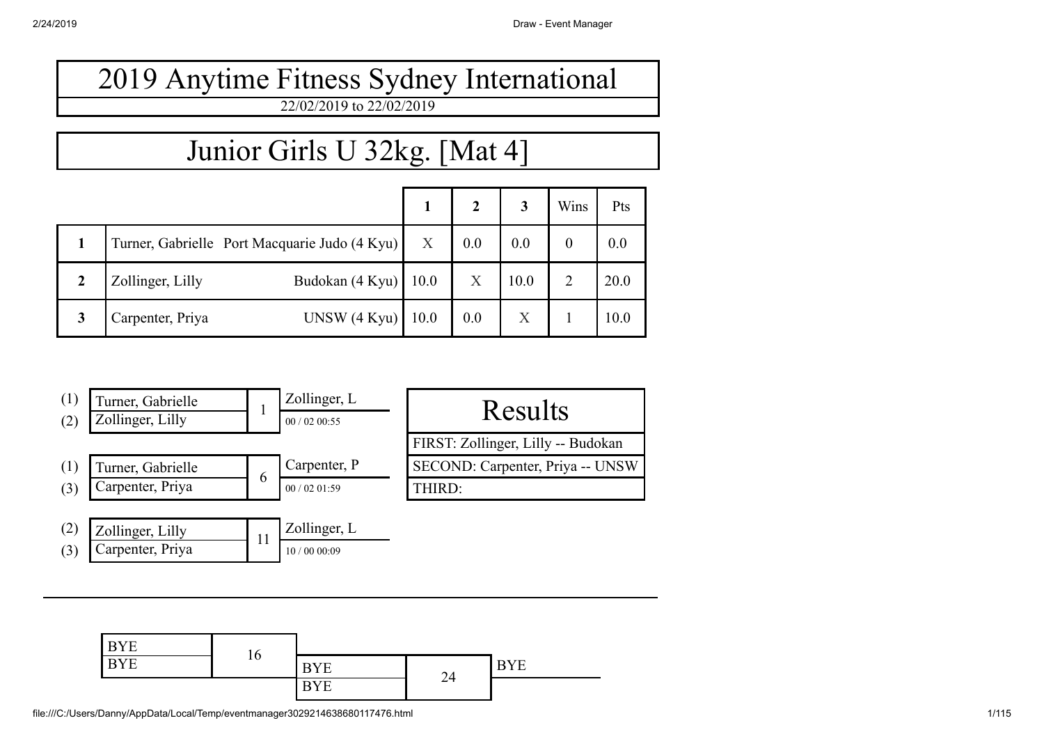# 2019 Anytime Fitness Sydney International

22/02/2019 to 22/02/2019

## Junior Girls U 32kg. [Mat 4]

| | | 1 | 2 | 3 | Wins | Pts |
|---|---|---|---|---|---|---|
| **1** | Turner, Gabrielle Port Macquarie Judo (4 Kyu) | X | 0.0 | 0.0 | 0 | 0.0 |
| **2** | Zollinger, Lilly Budokan (4 Kyu) | 10.0 | X | 10.0 | 2 | 20.0 |
| **3** | Carpenter, Priya UNSW (4 Kyu) | 10.0 | 0.0 | X | 1 | 10.0 |

| | Competitors | Match | Winner | Score |
|---|---|---|---|---|
| (1) | Turner, Gabrielle | 1 | Zollinger, L | 00 / 02 00:55 |
| (2) | Zollinger, Lilly | | | |
| (1) | Turner, Gabrielle | 6 | Carpenter, P | 00 / 02 01:59 |
| (3) | Carpenter, Priya | | | |
| (2) | Zollinger, Lilly | 11 | Zollinger, L | 10 / 00 00:09 |
| (3) | Carpenter, Priya | | | |

## Results

FIRST: Zollinger, Lilly -- Budokan

SECOND: Carpenter, Priya -- UNSW

THIRD:

---

| Competitors | Match | Competitors | Match | Winner |
|---|---|---|---|---|
| BYE / BYE | 16 | BYE / BYE | 24 | BYE |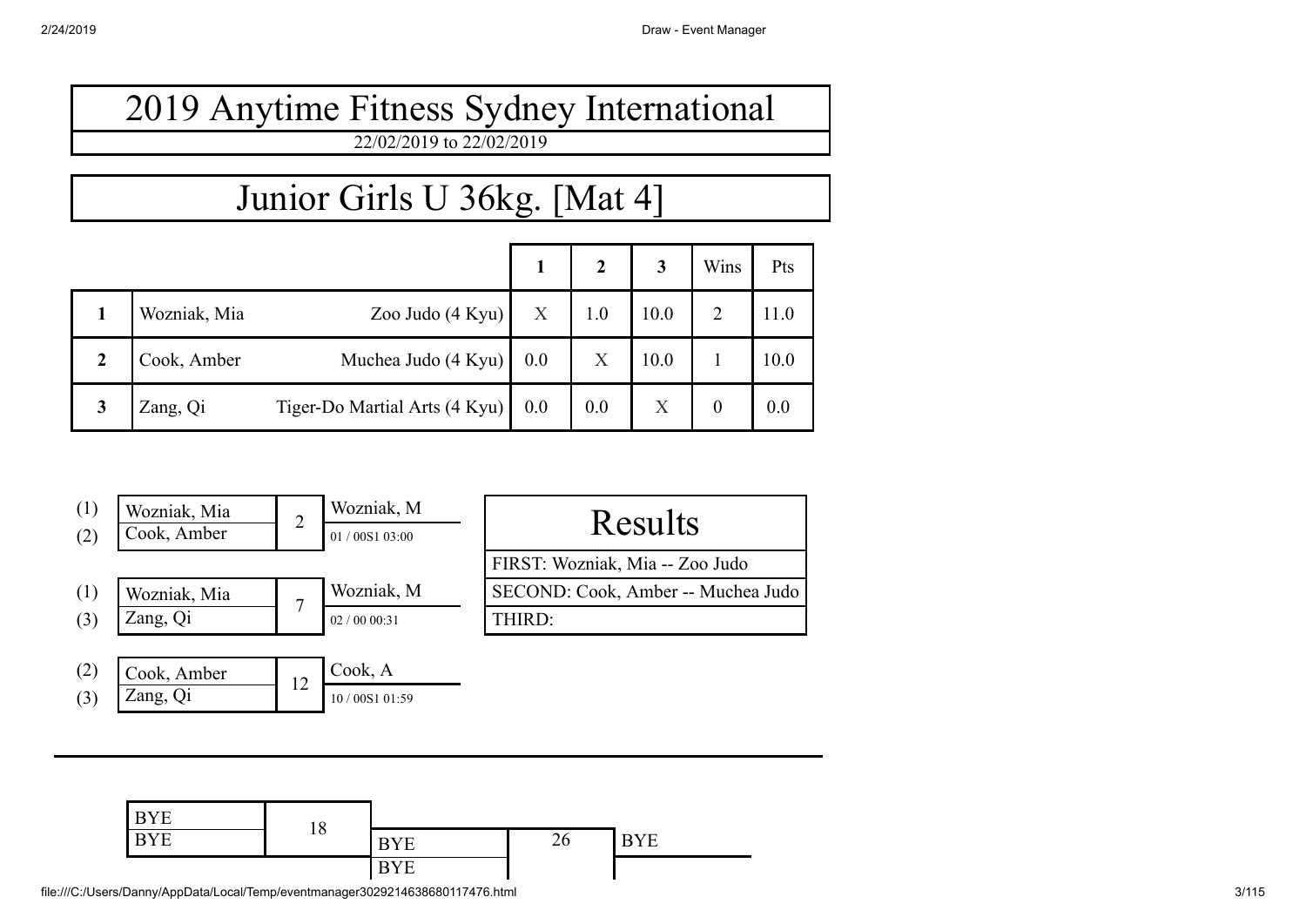# 2019 Anytime Fitness Sydney International

22/02/2019 to 22/02/2019

## Junior Girls U 36kg. [Mat 4]

| | | | 1 | 2 | 3 | Wins | Pts |
|---|---|---|---|---|---|---|---|
| **1** | Wozniak, Mia | Zoo Judo (4 Kyu) | X | 1.0 | 10.0 | 2 | 11.0 |
| **2** | Cook, Amber | Muchea Judo (4 Kyu) | 0.0 | X | 10.0 | 1 | 10.0 |
| **3** | Zang, Qi | Tiger-Do Martial Arts (4 Kyu) | 0.0 | 0.0 | X | 0 | 0.0 |

| | | | | |
|---|---|---|---|---|
| (1) | Wozniak, Mia | 2 | Wozniak, M | |
| (2) | Cook, Amber | | | 01 / 00S1 03:00 |
| (1) | Wozniak, Mia | 7 | Wozniak, M | |
| (3) | Zang, Qi | | | 02 / 00 00:31 |
| (2) | Cook, Amber | 12 | Cook, A | |
| (3) | Zang, Qi | | | 10 / 00S1 01:59 |

| Results |
|---|
| FIRST: Wozniak, Mia -- Zoo Judo |
| SECOND: Cook, Amber -- Muchea Judo |
| THIRD: |

---

BYE
BYE
18
BYE
BYE
26
BYE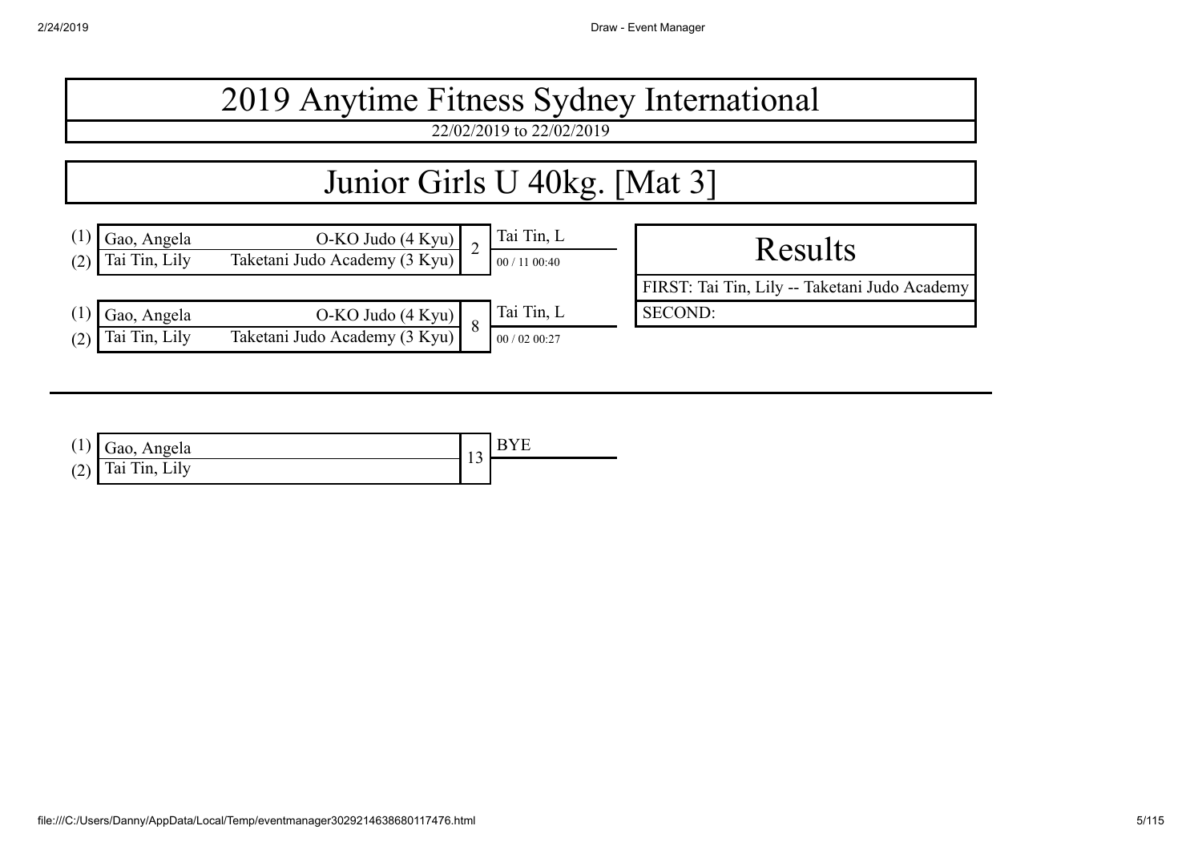# 2019 Anytime Fitness Sydney International

22/02/2019 to 22/02/2019

## Junior Girls U 40kg. [Mat 3]

| | | | | |
|---|---|---|---|---|
| (1) | Gao, Angela | O-KO Judo (4 Kyu) | 2 | Tai Tin, L |
| (2) | Tai Tin, Lily | Taketani Judo Academy (3 Kyu) | | 00 / 11 00:40 |

| | | | | |
|---|---|---|---|---|
| (1) | Gao, Angela | O-KO Judo (4 Kyu) | 8 | Tai Tin, L |
| (2) | Tai Tin, Lily | Taketani Judo Academy (3 Kyu) | | 00 / 02 00:27 |

| Results |
|---|
| FIRST: Tai Tin, Lily -- Taketani Judo Academy |
| SECOND: |

---

| | | | |
|---|---|---|---|
| (1) | Gao, Angela | 13 | BYE |
| (2) | Tai Tin, Lily | | |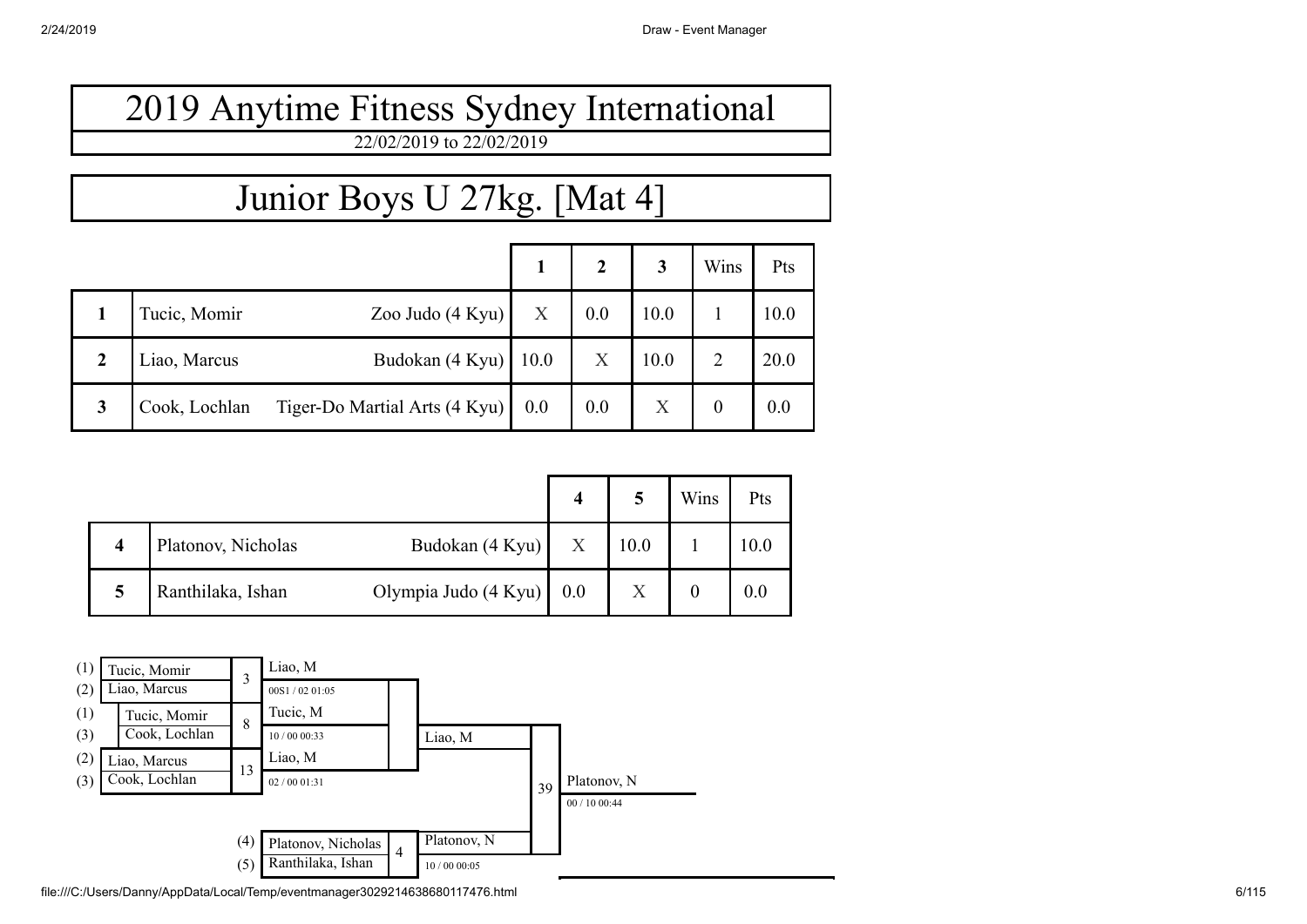# 2019 Anytime Fitness Sydney International

22/02/2019 to 22/02/2019

## Junior Boys U 27kg. [Mat 4]

| | | | 1 | 2 | 3 | Wins | Pts |
|---|---|---|---|---|---|---|---|
| 1 | Tucic, Momir | Zoo Judo (4 Kyu) | X | 0.0 | 10.0 | 1 | 10.0 |
| 2 | Liao, Marcus | Budokan (4 Kyu) | 10.0 | X | 10.0 | 2 | 20.0 |
| 3 | Cook, Lochlan | Tiger-Do Martial Arts (4 Kyu) | 0.0 | 0.0 | X | 0 | 0.0 |

| | | | 4 | 5 | Wins | Pts |
|---|---|---|---|---|---|---|
| 4 | Platonov, Nicholas | Budokan (4 Kyu) | X | 10.0 | 1 | 10.0 |
| 5 | Ranthilaka, Ishan | Olympia Judo (4 Kyu) | 0.0 | X | 0 | 0.0 |

(1) Tucic, Momir
(2) Liao, Marcus
3
Liao, M
00S1 / 02 01:05

(1) Tucic, Momir
(3) Cook, Lochlan
8
Tucic, M
10 / 00 00:33

(2) Liao, Marcus
(3) Cook, Lochlan
13
Liao, M
02 / 00 01:31

Liao, M

(4) Platonov, Nicholas
(5) Ranthilaka, Ishan
4
Platonov, N
10 / 00 00:05

39
Platonov, N
00 / 10 00:44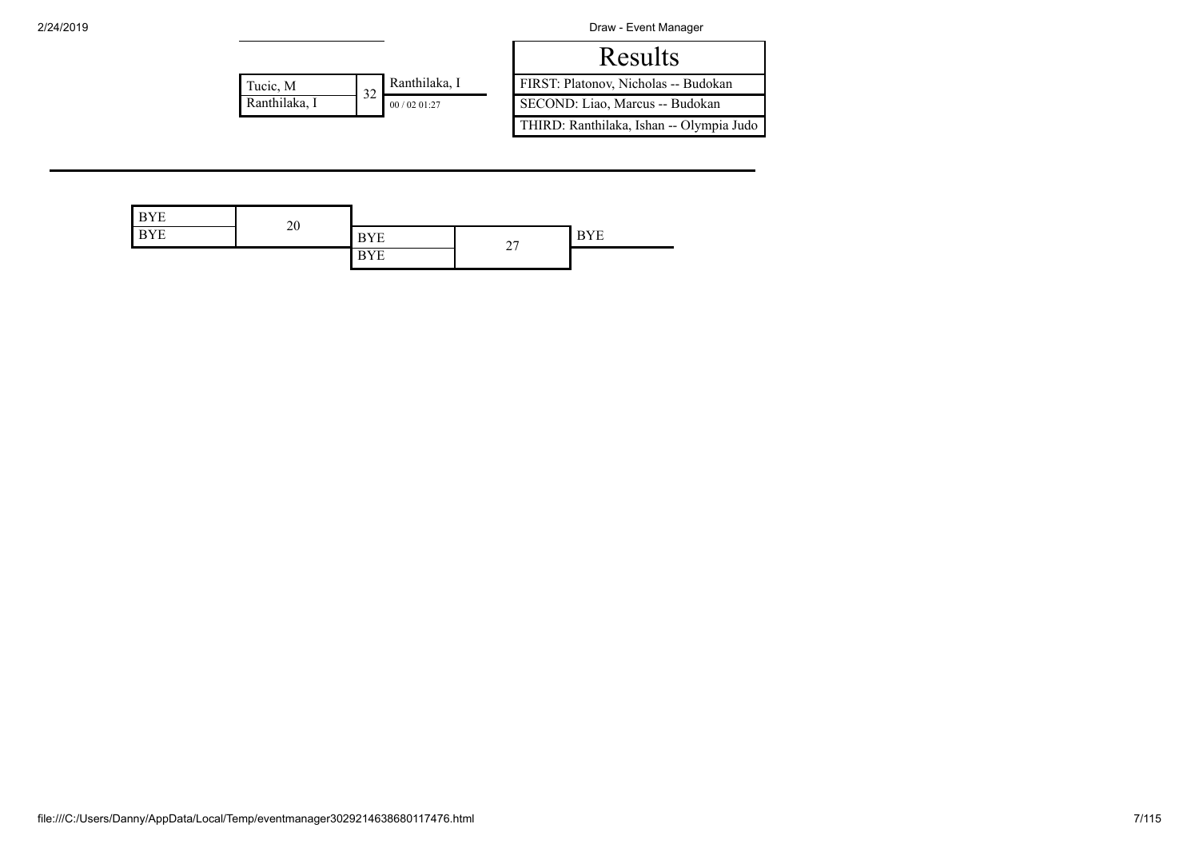| | | |
|---|---|---|
| Tucic, M | 32 | Ranthilaka, I |
| Ranthilaka, I | | 00 / 02 01:27 |

# Results

| |
|---|
| FIRST: Platonov, Nicholas -- Budokan |
| SECOND: Liao, Marcus -- Budokan |
| THIRD: Ranthilaka, Ishan -- Olympia Judo |

| | | |
|---|---|---|
| BYE | 20 | |
| BYE | | |
| BYE | 27 | BYE |
| BYE | | |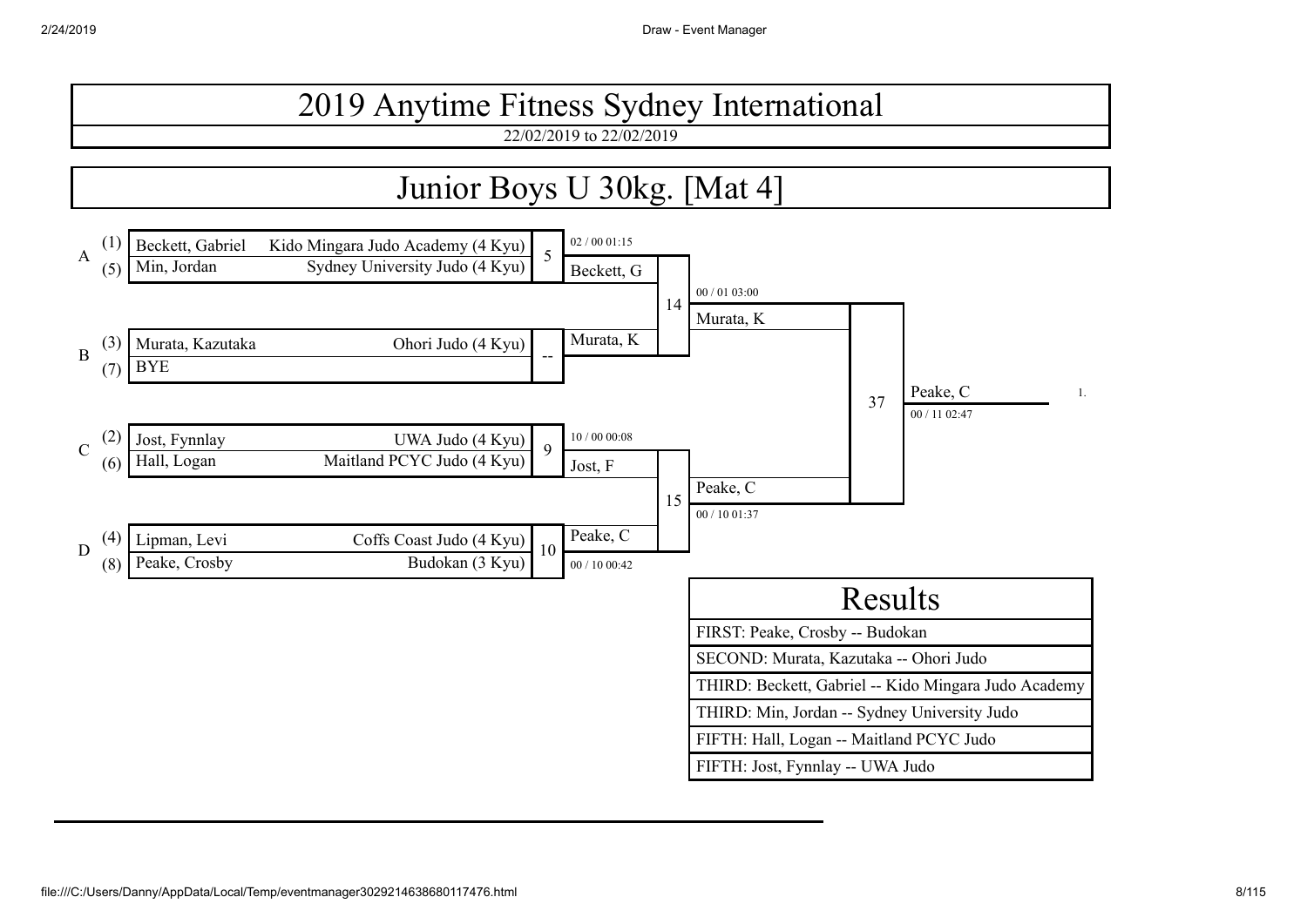# 2019 Anytime Fitness Sydney International

22/02/2019 to 22/02/2019

## Junior Boys U 30kg. [Mat 4]

A
(1) Beckett, Gabriel — Kido Mingara Judo Academy (4 Kyu)
(5) Min, Jordan — Sydney University Judo (4 Kyu)
5
02 / 00 01:15
Beckett, G

B
(3) Murata, Kazutaka — Ohori Judo (4 Kyu)
(7) BYE
--
Murata, K

14
00 / 01 03:00
Murata, K

C
(2) Jost, Fynnlay — UWA Judo (4 Kyu)
(6) Hall, Logan — Maitland PCYC Judo (4 Kyu)
9
10 / 00 00:08
Jost, F

D
(4) Lipman, Levi — Coffs Coast Judo (4 Kyu)
(8) Peake, Crosby — Budokan (3 Kyu)
10
Peake, C
00 / 10 00:42

15
Peake, C
00 / 10 01:37

37
Peake, C
00 / 11 02:47
1.

| Results |
|---|
| FIRST: Peake, Crosby -- Budokan |
| SECOND: Murata, Kazutaka -- Ohori Judo |
| THIRD: Beckett, Gabriel -- Kido Mingara Judo Academy |
| THIRD: Min, Jordan -- Sydney University Judo |
| FIFTH: Hall, Logan -- Maitland PCYC Judo |
| FIFTH: Jost, Fynnlay -- UWA Judo |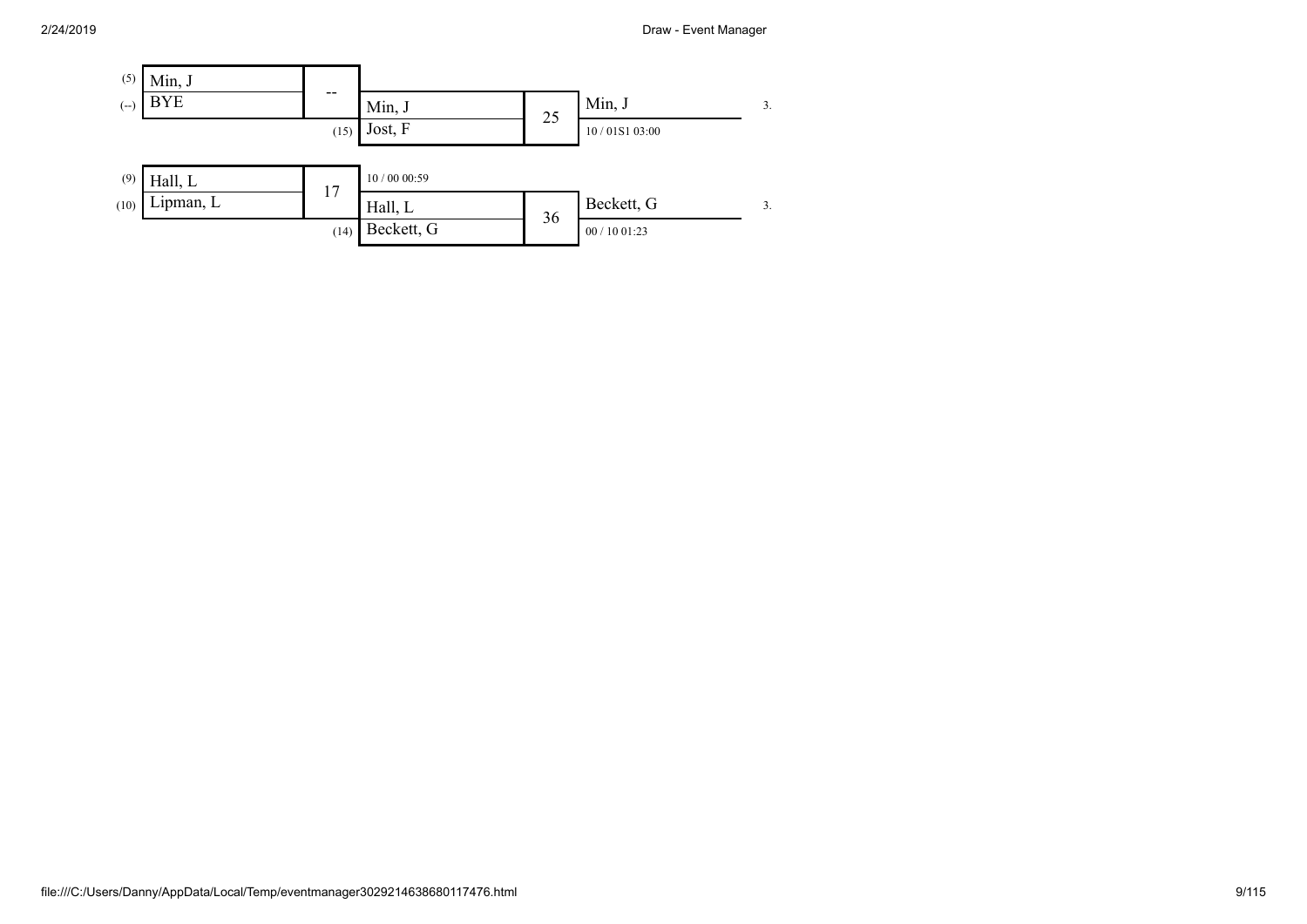(5) Min, J
(--) BYE
--

Min, J
(15) Jost, F
25

Min, J
10 / 01S1 03:00
3.

(9) Hall, L
(10) Lipman, L
17

10 / 00 00:59
Hall, L
(14) Beckett, G
36

Beckett, G
00 / 10 01:23
3.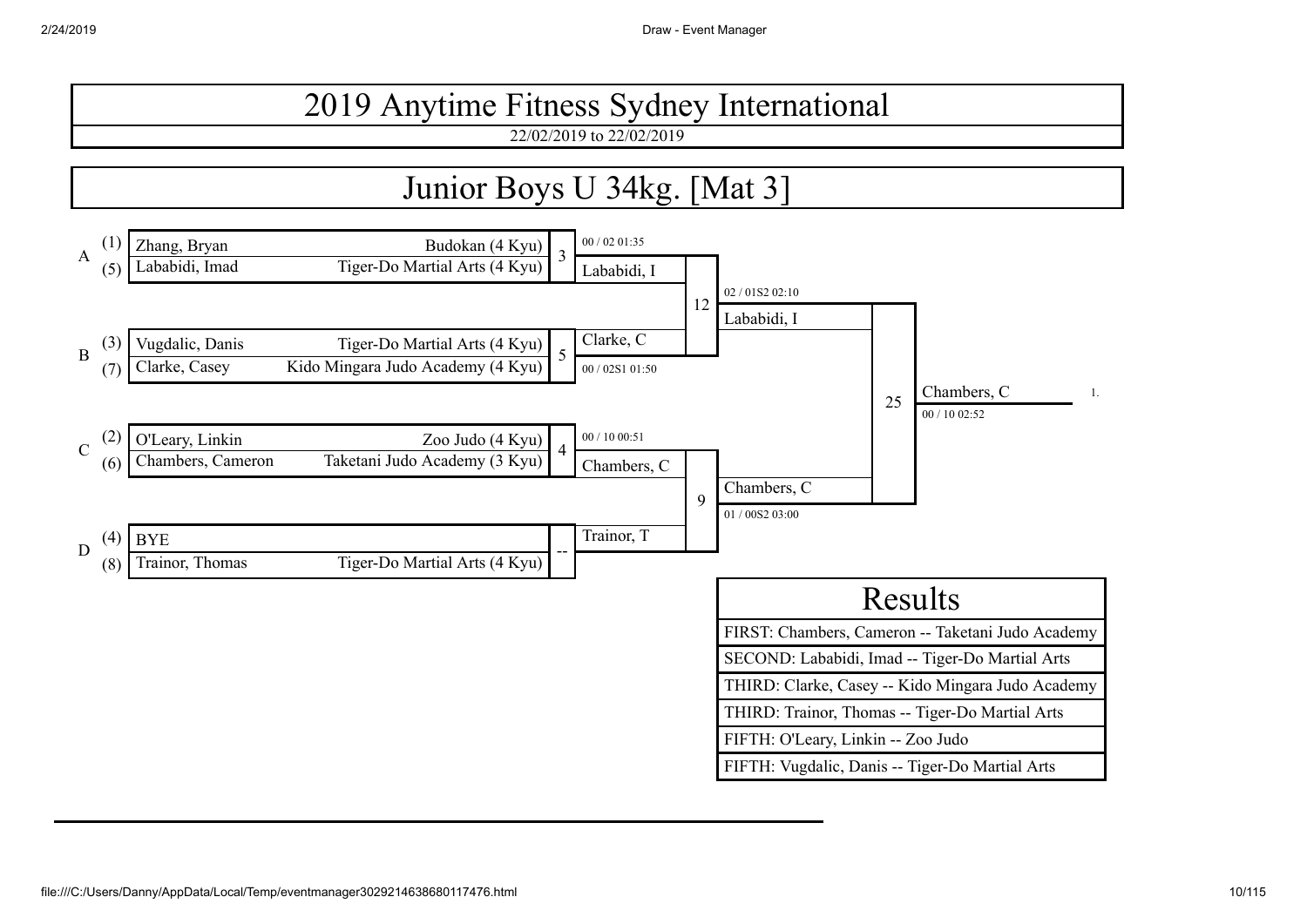# 2019 Anytime Fitness Sydney International

22/02/2019 to 22/02/2019

## Junior Boys U 34kg. [Mat 3]

A
(1) Zhang, Bryan — Budokan (4 Kyu)
(5) Lababidi, Imad — Tiger-Do Martial Arts (4 Kyu)
3
00 / 02 01:35
Lababidi, I

B
(3) Vugdalic, Danis — Tiger-Do Martial Arts (4 Kyu)
(7) Clarke, Casey — Kido Mingara Judo Academy (4 Kyu)
5
Clarke, C
00 / 02S1 01:50

12
02 / 01S2 02:10
Lababidi, I

C
(2) O'Leary, Linkin — Zoo Judo (4 Kyu)
(6) Chambers, Cameron — Taketani Judo Academy (3 Kyu)
4
00 / 10 00:51
Chambers, C

D
(4) BYE
(8) Trainor, Thomas — Tiger-Do Martial Arts (4 Kyu)
--
Trainor, T

9
Chambers, C
01 / 00S2 03:00

25
Chambers, C
00 / 10 02:52
1.

| Results |
|---|
| FIRST: Chambers, Cameron -- Taketani Judo Academy |
| SECOND: Lababidi, Imad -- Tiger-Do Martial Arts |
| THIRD: Clarke, Casey -- Kido Mingara Judo Academy |
| THIRD: Trainor, Thomas -- Tiger-Do Martial Arts |
| FIFTH: O'Leary, Linkin -- Zoo Judo |
| FIFTH: Vugdalic, Danis -- Tiger-Do Martial Arts |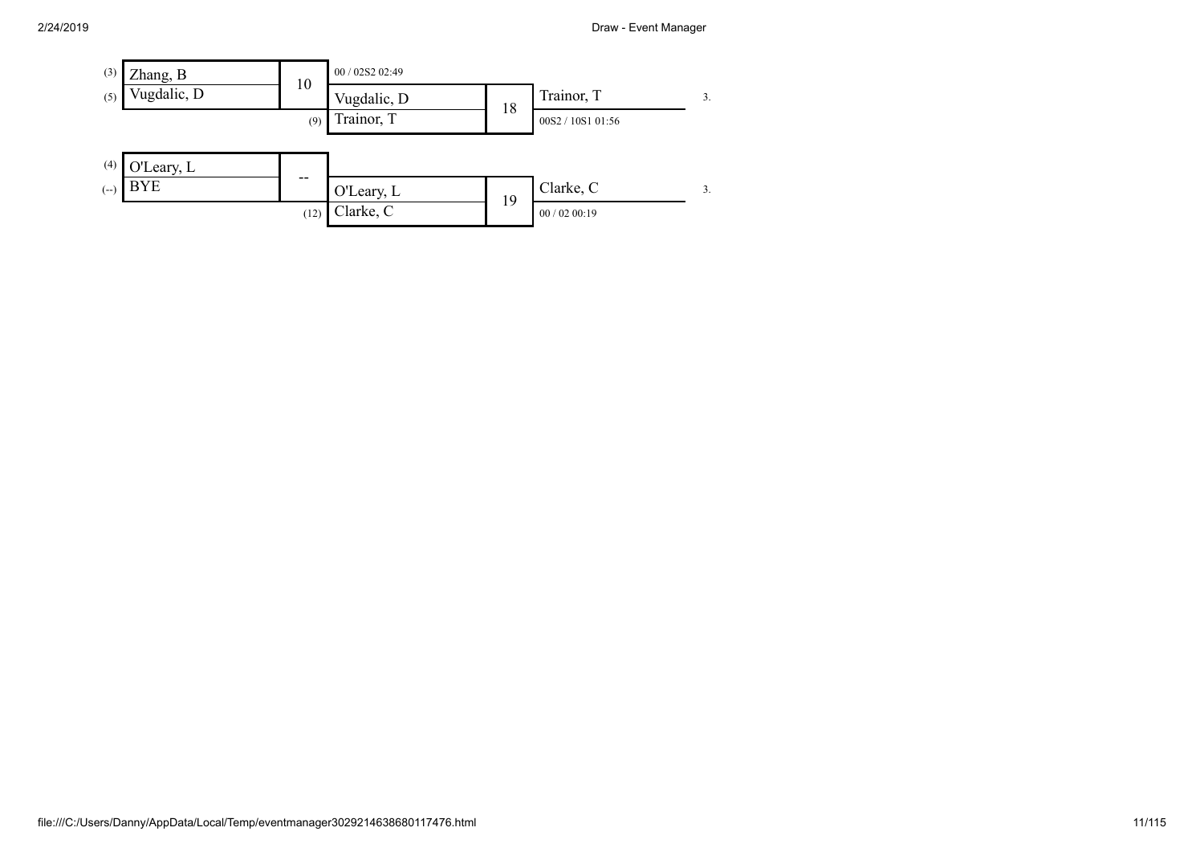(3) Zhang, B
(5) Vugdalic, D

10

00 / 02S2 02:49

Vugdalic, D
(9) Trainor, T

18

Trainor, T

00S2 / 10S1 01:56

3.

(4) O'Leary, L
(--) BYE

--

O'Leary, L
(12) Clarke, C

19

Clarke, C

00 / 02 00:19

3.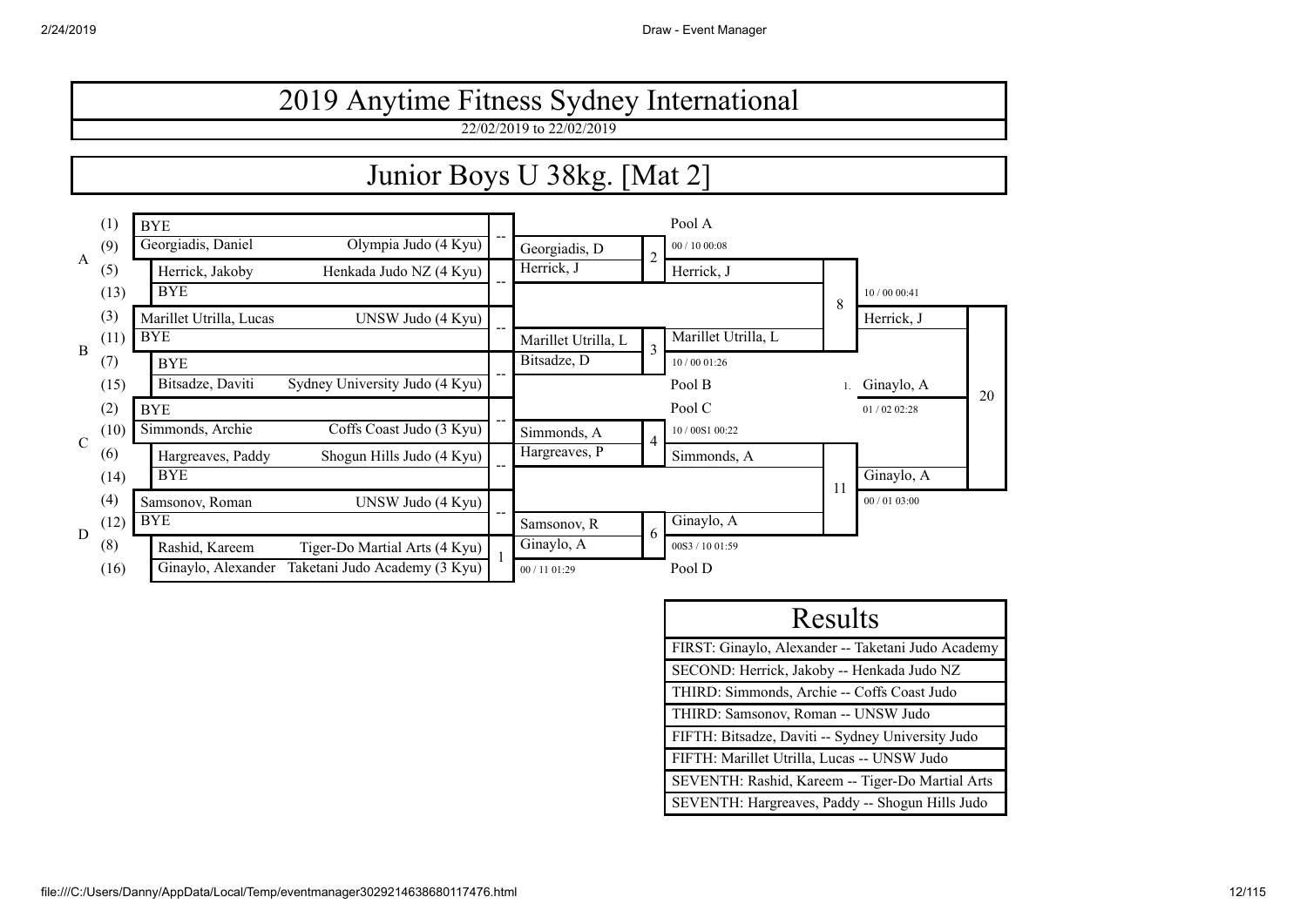# 2019 Anytime Fitness Sydney International

22/02/2019 to 22/02/2019

## Junior Boys U 38kg. [Mat 2]

| Pool | Seed | Name | Club | Match |
|---|---|---|---|---|
| A | (1) | BYE | | -- |
| A | (9) | Georgiadis, Daniel | Olympia Judo (4 Kyu) | -- |
| A | (5) | Herrick, Jakoby | Henkada Judo NZ (4 Kyu) | -- |
| A | (13) | BYE | | -- |
| B | (3) | Marillet Utrilla, Lucas | UNSW Judo (4 Kyu) | -- |
| B | (11) | BYE | | -- |
| B | (7) | BYE | | -- |
| B | (15) | Bitsadze, Daviti | Sydney University Judo (4 Kyu) | -- |
| C | (2) | BYE | | -- |
| C | (10) | Simmonds, Archie | Coffs Coast Judo (3 Kyu) | -- |
| C | (6) | Hargreaves, Paddy | Shogun Hills Judo (4 Kyu) | -- |
| C | (14) | BYE | | -- |
| D | (4) | Samsonov, Roman | UNSW Judo (4 Kyu) | -- |
| D | (12) | BYE | | -- |
| D | (8) | Rashid, Kareem | Tiger-Do Martial Arts (4 Kyu) | 1 |
| D | (16) | Ginaylo, Alexander | Taketani Judo Academy (3 Kyu) | 1 |

Match 1: Ginaylo, A — 00 / 11 01:29

Match 2: Georgiadis, D vs Herrick, J — Herrick, J (00 / 10 00:08) — Pool A

Match 3: Marillet Utrilla, L vs Bitsadze, D — Marillet Utrilla, L (10 / 00 01:26) — Pool B

Match 4: Simmonds, A vs Hargreaves, P — Simmonds, A (10 / 00S1 00:22) — Pool C

Match 6: Samsonov, R vs Ginaylo, A — Ginaylo, A (00S3 / 10 01:59) — Pool D

Match 8: Herrick, J vs Marillet Utrilla, L — Herrick, J (10 / 00 00:41)

Match 11: Simmonds, A vs Ginaylo, A — Ginaylo, A (00 / 01 03:00)

Match 20: Herrick, J vs Ginaylo, A — 1. Ginaylo, A (01 / 02 02:28)

## Results

| Results |
|---|
| FIRST: Ginaylo, Alexander -- Taketani Judo Academy |
| SECOND: Herrick, Jakoby -- Henkada Judo NZ |
| THIRD: Simmonds, Archie -- Coffs Coast Judo |
| THIRD: Samsonov, Roman -- UNSW Judo |
| FIFTH: Bitsadze, Daviti -- Sydney University Judo |
| FIFTH: Marillet Utrilla, Lucas -- UNSW Judo |
| SEVENTH: Rashid, Kareem -- Tiger-Do Martial Arts |
| SEVENTH: Hargreaves, Paddy -- Shogun Hills Judo |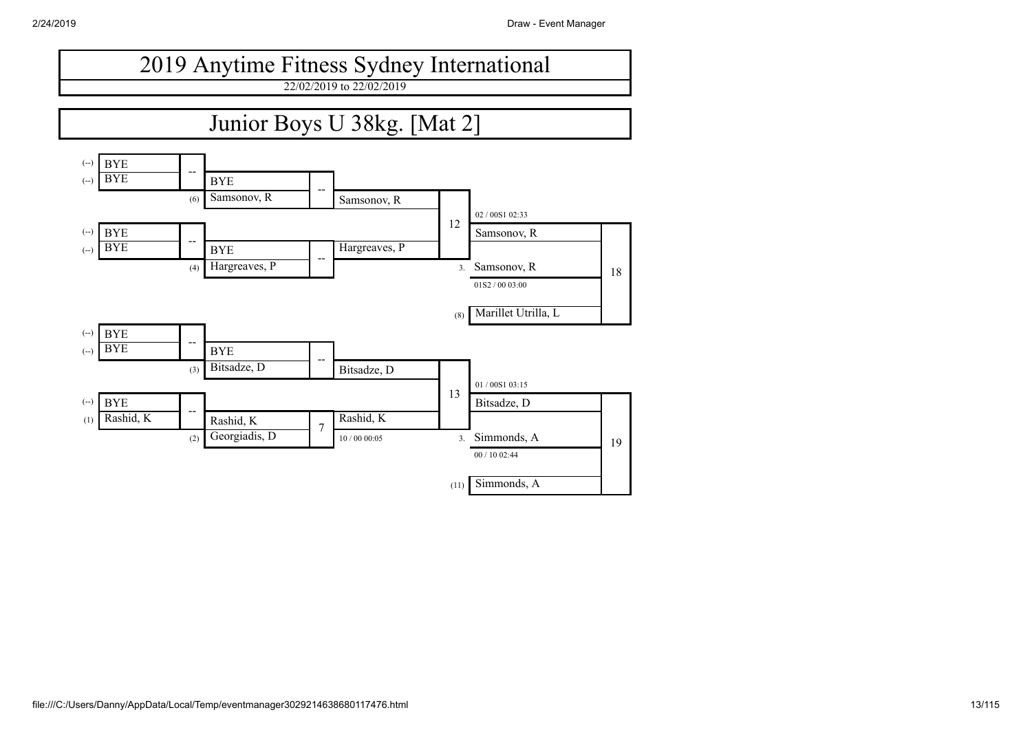# 2019 Anytime Fitness Sydney International

22/02/2019 to 22/02/2019

## Junior Boys U 38kg. [Mat 2]

(--) BYE
(--) BYE
--

BYE
(6) Samsonov, R
--

Samsonov, R

(--) BYE
(--) BYE
--

BYE
(4) Hargreaves, P
--

Hargreaves, P

12

02 / 00S1 02:33
Samsonov, R

3. Samsonov, R
01S2 / 00 03:00

(8) Marillet Utrilla, L

18

(--) BYE
(--) BYE
--

BYE
(3) Bitsadze, D
--

Bitsadze, D

(--) BYE
(1) Rashid, K
--

Rashid, K
(2) Georgiadis, D
7

Rashid, K
10 / 00 00:05

13

01 / 00S1 03:15
Bitsadze, D

3. Simmonds, A
00 / 10 02:44

(11) Simmonds, A

19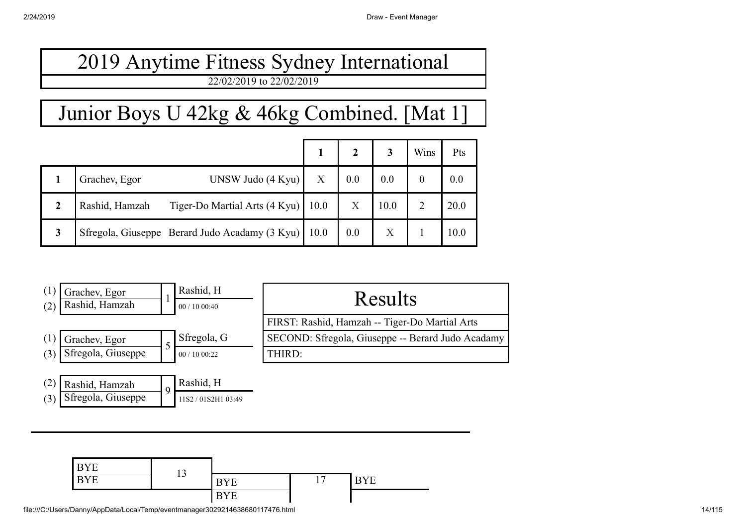# 2019 Anytime Fitness Sydney International

22/02/2019 to 22/02/2019

## Junior Boys U 42kg & 46kg Combined. [Mat 1]

| | | | 1 | 2 | 3 | Wins | Pts |
|---|---|---|---|---|---|---|---|
| 1 | Grachev, Egor | UNSW Judo (4 Kyu) | X | 0.0 | 0.0 | 0 | 0.0 |
| 2 | Rashid, Hamzah | Tiger-Do Martial Arts (4 Kyu) | 10.0 | X | 10.0 | 2 | 20.0 |
| 3 | Sfregola, Giuseppe | Berard Judo Acadamy (3 Kyu) | 10.0 | 0.0 | X | 1 | 10.0 |

(1) Grachev, Egor
(2) Rashid, Hamzah
1 — Rashid, H
00 / 10 00:40

(1) Grachev, Egor
(3) Sfregola, Giuseppe
5 — Sfregola, G
00 / 10 00:22

(2) Rashid, Hamzah
(3) Sfregola, Giuseppe
9 — Rashid, H
11S2 / 01S2H1 03:49

### Results

FIRST: Rashid, Hamzah -- Tiger-Do Martial Arts

SECOND: Sfregola, Giuseppe -- Berard Judo Acadamy

THIRD:

BYE
BYE
13 — BYE

BYE
17 — BYE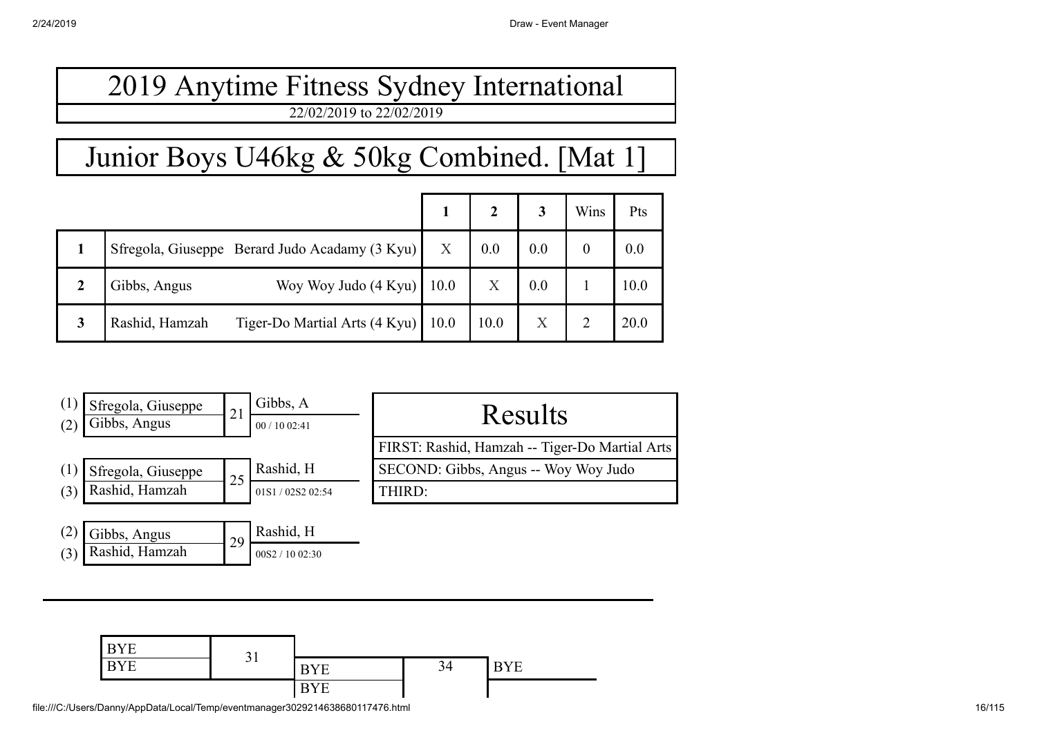# 2019 Anytime Fitness Sydney International

22/02/2019 to 22/02/2019

## Junior Boys U46kg & 50kg Combined. [Mat 1]

| | | | 1 | 2 | 3 | Wins | Pts |
|---|---|---|---|---|---|---|---|
| 1 | Sfregola, Giuseppe | Berard Judo Acadamy (3 Kyu) | X | 0.0 | 0.0 | 0 | 0.0 |
| 2 | Gibbs, Angus | Woy Woy Judo (4 Kyu) | 10.0 | X | 0.0 | 1 | 10.0 |
| 3 | Rashid, Hamzah | Tiger-Do Martial Arts (4 Kyu) | 10.0 | 10.0 | X | 2 | 20.0 |

| Pos | Competitor | Contest | Winner | Score |
|---|---|---|---|---|
| (1) | Sfregola, Giuseppe | 21 | Gibbs, A | 00 / 10 02:41 |
| (2) | Gibbs, Angus | | | |
| (1) | Sfregola, Giuseppe | 25 | Rashid, H | 01S1 / 02S2 02:54 |
| (3) | Rashid, Hamzah | | | |
| (2) | Gibbs, Angus | 29 | Rashid, H | 00S2 / 10 02:30 |
| (3) | Rashid, Hamzah | | | |

### Results

FIRST: Rashid, Hamzah -- Tiger-Do Martial Arts

SECOND: Gibbs, Angus -- Woy Woy Judo

THIRD:

---

BYE
BYE
31

BYE
BYE
34
BYE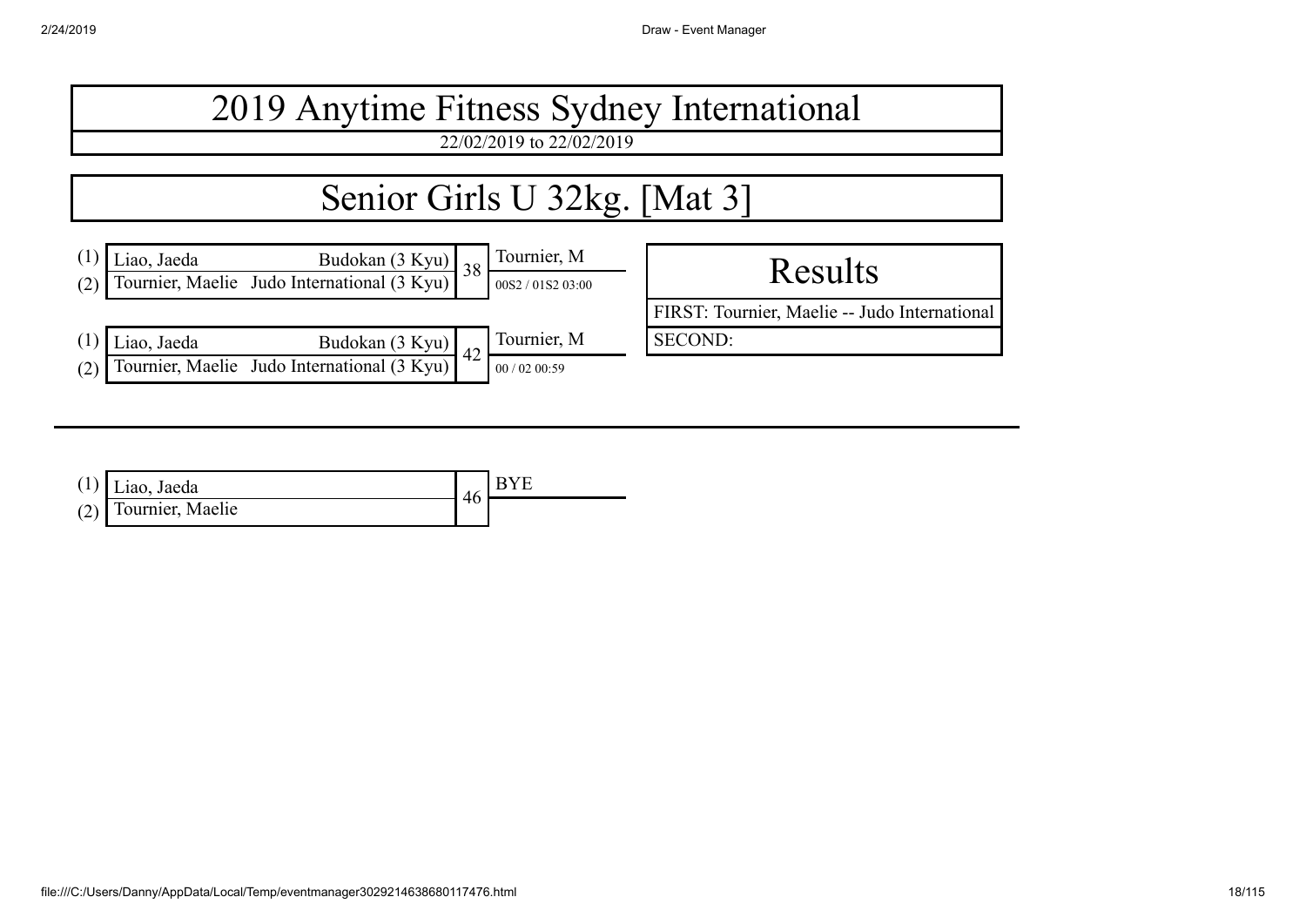# 2019 Anytime Fitness Sydney International

22/02/2019 to 22/02/2019

## Senior Girls U 32kg. [Mat 3]

| | | | | |
|---|---|---|---|---|
| (1) | Liao, Jaeda | Budokan (3 Kyu) | 38 | Tournier, M |
| (2) | Tournier, Maelie | Judo International (3 Kyu) | | 00S2 / 01S2 03:00 |

| | | | | |
|---|---|---|---|---|
| (1) | Liao, Jaeda | Budokan (3 Kyu) | 42 | Tournier, M |
| (2) | Tournier, Maelie | Judo International (3 Kyu) | | 00 / 02 00:59 |

| Results |
|---|
| FIRST: Tournier, Maelie -- Judo International |
| SECOND: |

---

| | | | |
|---|---|---|---|
| (1) | Liao, Jaeda | 46 | BYE |
| (2) | Tournier, Maelie | | |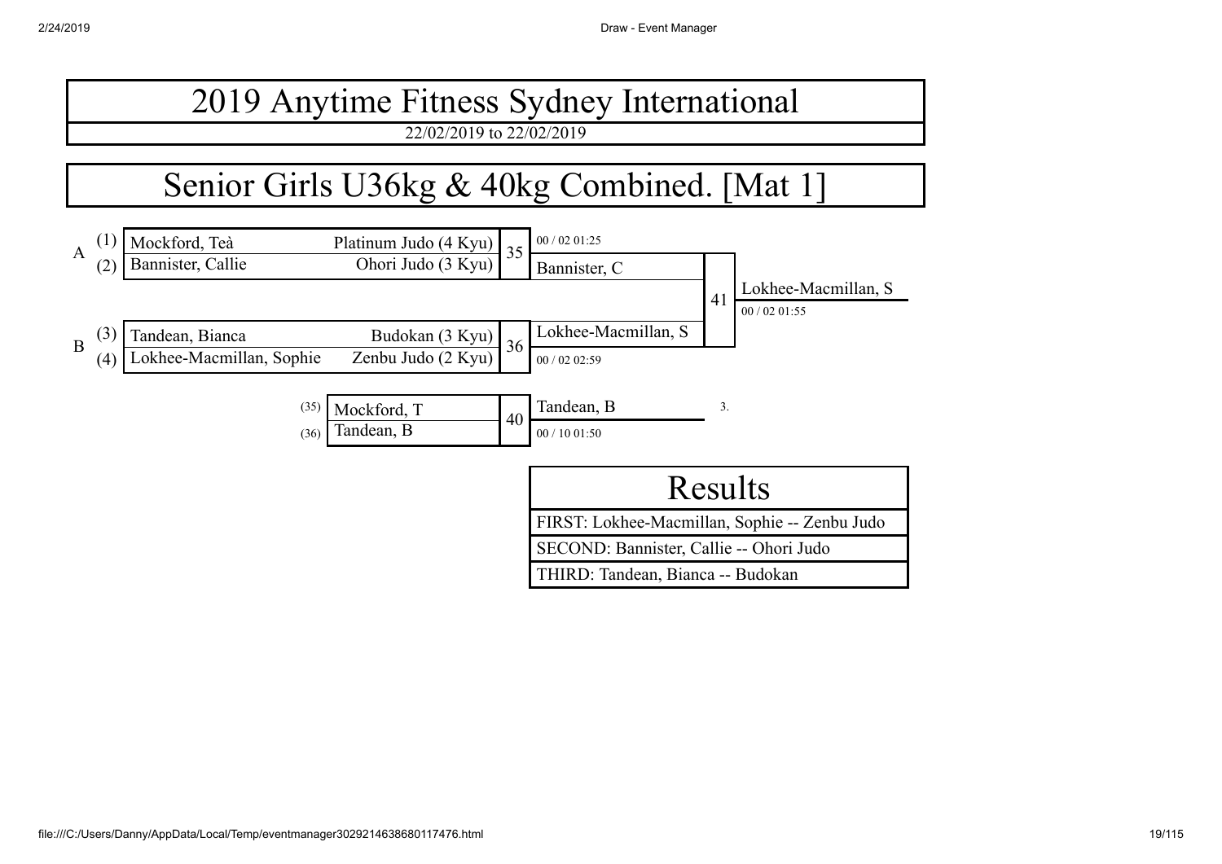# 2019 Anytime Fitness Sydney International

22/02/2019 to 22/02/2019

## Senior Girls U36kg & 40kg Combined. [Mat 1]

A
(1) Mockford, Teà — Platinum Judo (4 Kyu)
(2) Bannister, Callie — Ohori Judo (3 Kyu)

35 — Bannister, C — 00 / 02 01:25

B
(3) Tandean, Bianca — Budokan (3 Kyu)
(4) Lokhee-Macmillan, Sophie — Zenbu Judo (2 Kyu)

36 — Lokhee-Macmillan, S — 00 / 02 02:59

41 — Lokhee-Macmillan, S — 00 / 02 01:55

(35) Mockford, T
(36) Tandean, B

40 — Tandean, B — 00 / 10 01:50

3.

| Results |
| --- |
| FIRST: Lokhee-Macmillan, Sophie -- Zenbu Judo |
| SECOND: Bannister, Callie -- Ohori Judo |
| THIRD: Tandean, Bianca -- Budokan |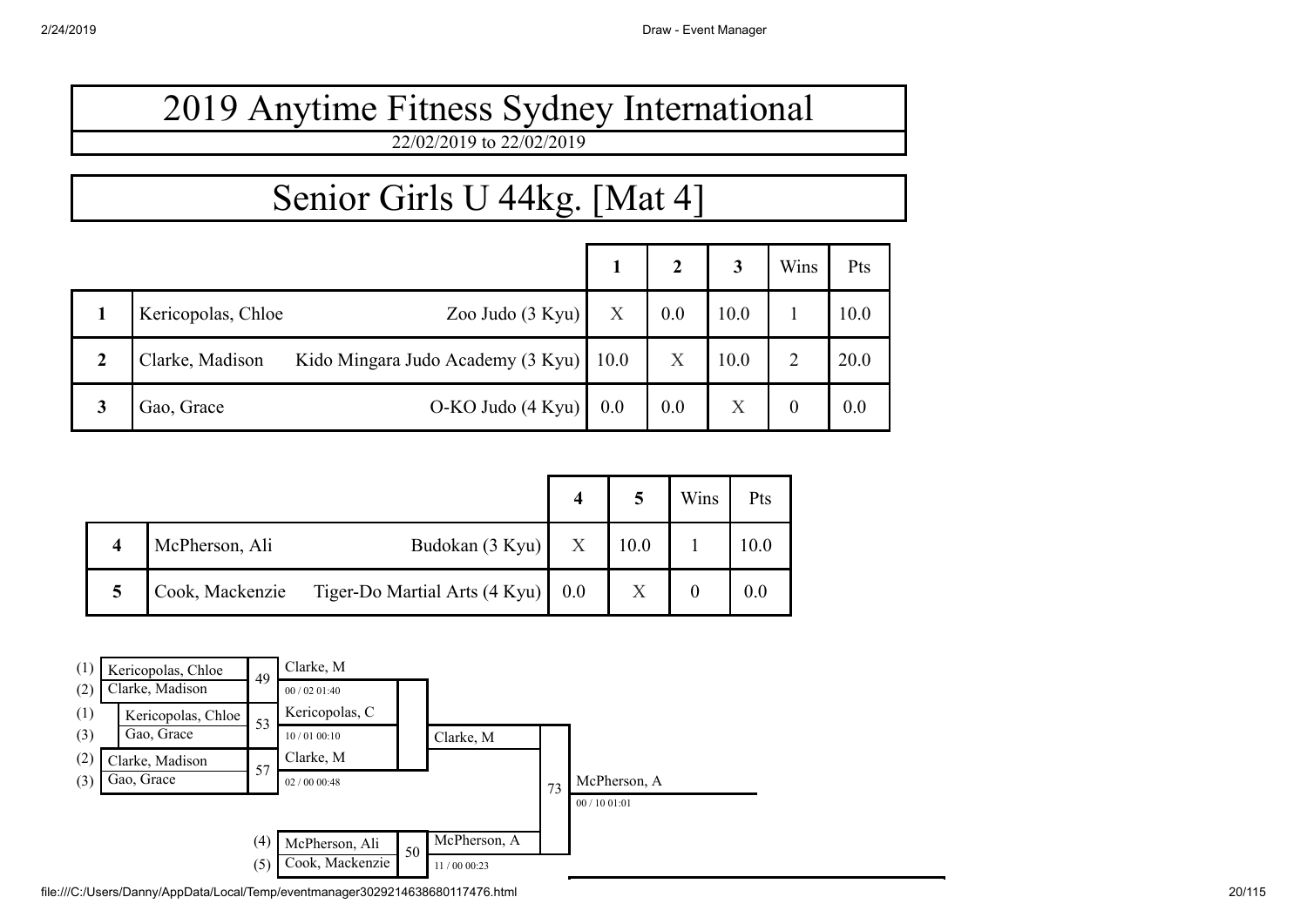# 2019 Anytime Fitness Sydney International

22/02/2019 to 22/02/2019

## Senior Girls U 44kg. [Mat 4]

| | | | 1 | 2 | 3 | Wins | Pts |
|---|---|---|---|---|---|---|---|
| 1 | Kericopolas, Chloe | Zoo Judo (3 Kyu) | X | 0.0 | 10.0 | 1 | 10.0 |
| 2 | Clarke, Madison | Kido Mingara Judo Academy (3 Kyu) | 10.0 | X | 10.0 | 2 | 20.0 |
| 3 | Gao, Grace | O-KO Judo (4 Kyu) | 0.0 | 0.0 | X | 0 | 0.0 |

| | | | 4 | 5 | Wins | Pts |
|---|---|---|---|---|---|---|
| 4 | McPherson, Ali | Budokan (3 Kyu) | X | 10.0 | 1 | 10.0 |
| 5 | Cook, Mackenzie | Tiger-Do Martial Arts (4 Kyu) | 0.0 | X | 0 | 0.0 |

(1) Kericopolas, Chloe
(2) Clarke, Madison
49
Clarke, M
00 / 02 01:40

(1) Kericopolas, Chloe
(3) Gao, Grace
53
Kericopolas, C
10 / 01 00:10

(2) Clarke, Madison
(3) Gao, Grace
57
Clarke, M
02 / 00 00:48

Clarke, M

(4) McPherson, Ali
(5) Cook, Mackenzie
50
McPherson, A
11 / 00 00:23

73
McPherson, A
00 / 10 01:01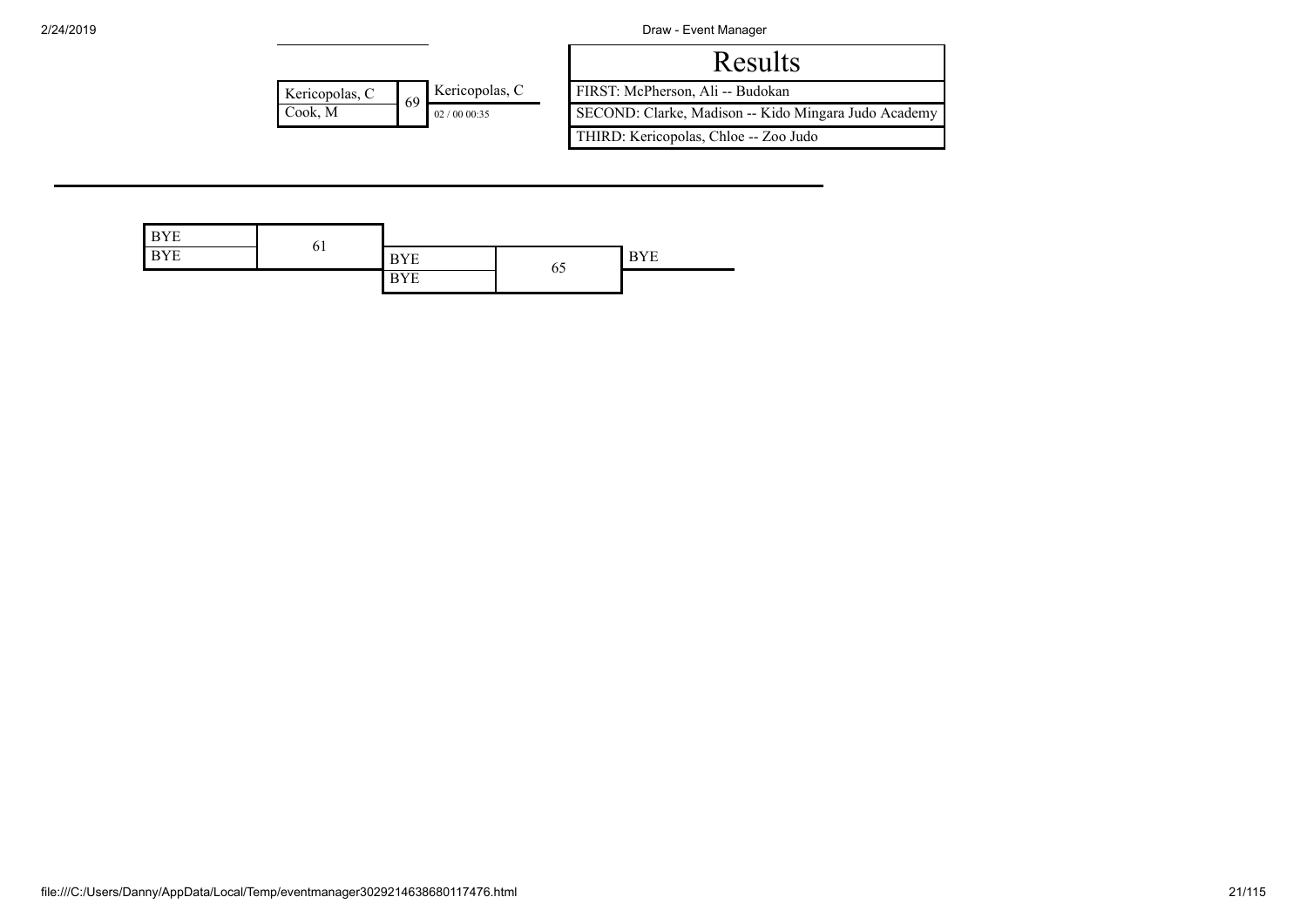| | | |
|---|---|---|
| Kericopolas, C | 69 | Kericopolas, C |
| Cook, M | | 02 / 00 00:35 |

## Results

| Results |
|---|
| FIRST: McPherson, Ali -- Budokan |
| SECOND: Clarke, Madison -- Kido Mingara Judo Academy |
| THIRD: Kericopolas, Chloe -- Zoo Judo |

| | | | | |
|---|---|---|---|---|
| BYE | 61 | BYE | 65 | BYE |
| BYE | | BYE | | |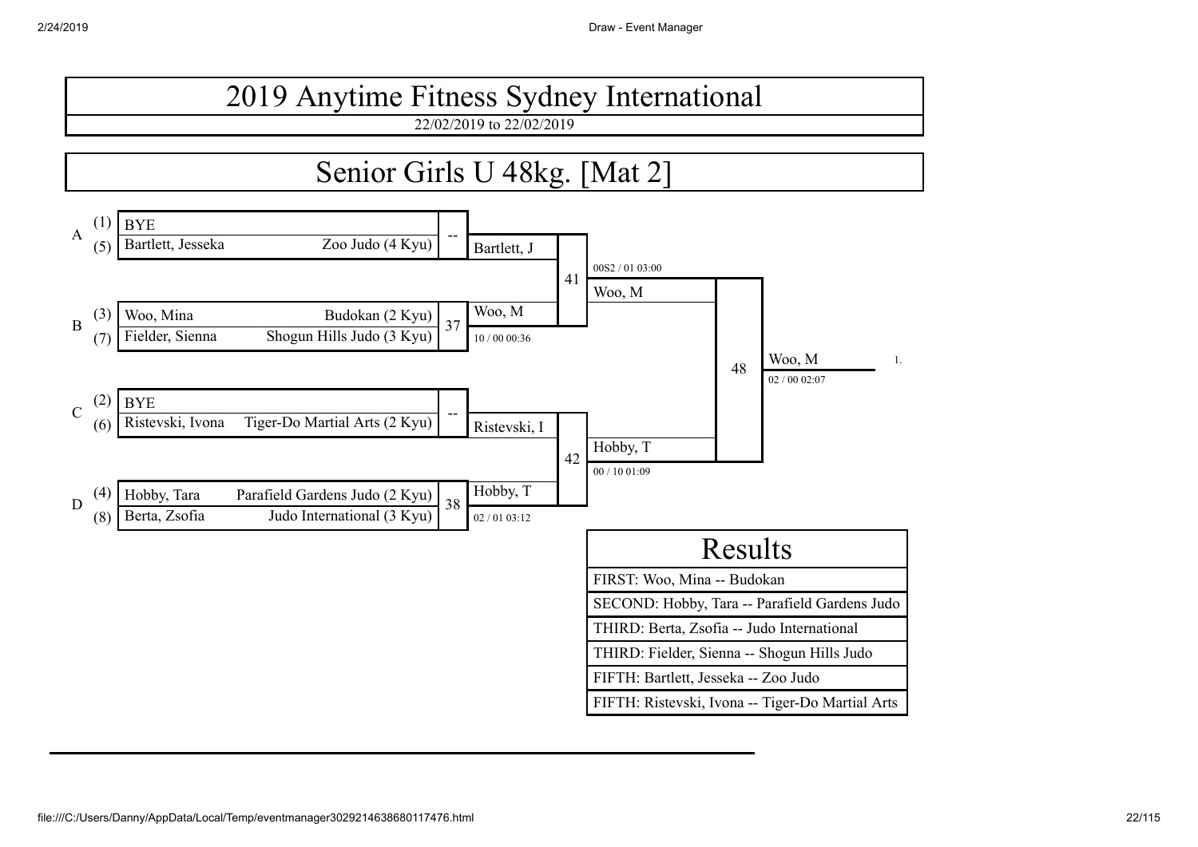# 2019 Anytime Fitness Sydney International

22/02/2019 to 22/02/2019

## Senior Girls U 48kg. [Mat 2]

A
(1) BYE
(5) Bartlett, Jesseka — Zoo Judo (4 Kyu)
-- Bartlett, J

B
(3) Woo, Mina — Budokan (2 Kyu)
(7) Fielder, Sienna — Shogun Hills Judo (3 Kyu)
37 Woo, M
10 / 00 00:36

41 Woo, M
00S2 / 01 03:00

C
(2) BYE
(6) Ristevski, Ivona — Tiger-Do Martial Arts (2 Kyu)
-- Ristevski, I

D
(4) Hobby, Tara — Parafield Gardens Judo (2 Kyu)
(8) Berta, Zsofia — Judo International (3 Kyu)
38 Hobby, T
02 / 01 03:12

42 Hobby, T
00 / 10 01:09

48 Woo, M
02 / 00 02:07
1.

| Results |
|---|
| FIRST: Woo, Mina -- Budokan |
| SECOND: Hobby, Tara -- Parafield Gardens Judo |
| THIRD: Berta, Zsofia -- Judo International |
| THIRD: Fielder, Sienna -- Shogun Hills Judo |
| FIFTH: Bartlett, Jesseka -- Zoo Judo |
| FIFTH: Ristevski, Ivona -- Tiger-Do Martial Arts |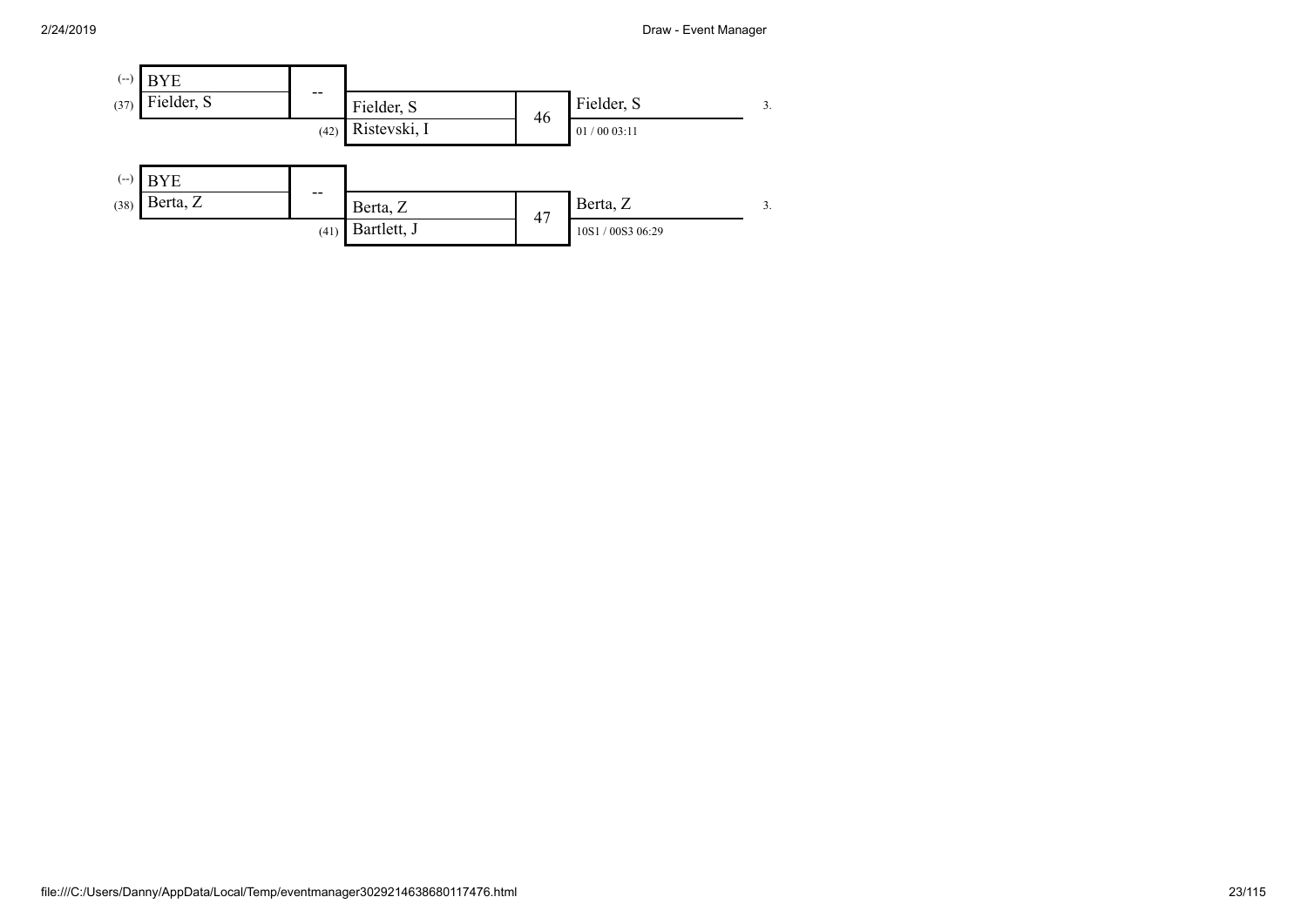| | | | | | | |
|---|---|---|---|---|---|---|
| (--) | BYE | -- | | | | |
| (37) | Fielder, S | | Fielder, S | 46 | Fielder, S | 3. |
| | | (42) | Ristevski, I | | 01 / 00 03:11 | |

| | | | | | | |
|---|---|---|---|---|---|---|
| (--) | BYE | -- | | | | |
| (38) | Berta, Z | | Berta, Z | 47 | Berta, Z | 3. |
| | | (41) | Bartlett, J | | 10S1 / 00S3 06:29 | |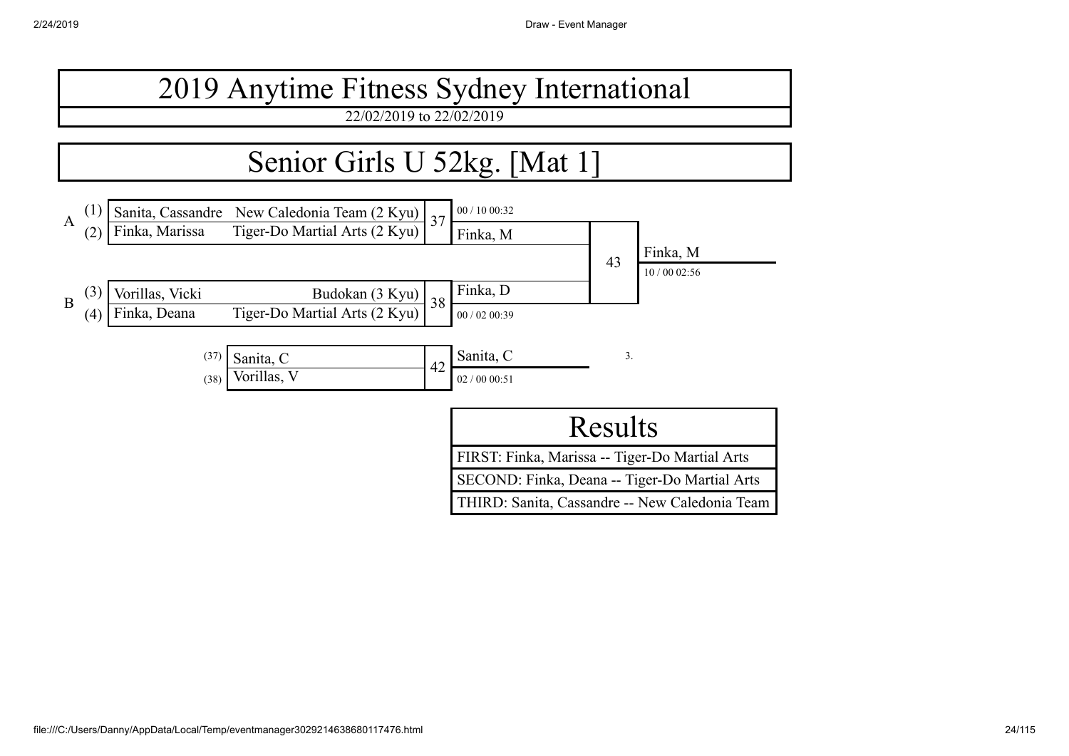# 2019 Anytime Fitness Sydney International

22/02/2019 to 22/02/2019

## Senior Girls U 52kg. [Mat 1]

A
(1) Sanita, Cassandre — New Caledonia Team (2 Kyu)
(2) Finka, Marissa — Tiger-Do Martial Arts (2 Kyu)

37 — 00 / 10 00:32 — Finka, M

B
(3) Vorillas, Vicki — Budokan (3 Kyu)
(4) Finka, Deana — Tiger-Do Martial Arts (2 Kyu)

38 — Finka, D — 00 / 02 00:39

43 — Finka, M — 10 / 00 02:56

(37) Sanita, C
(38) Vorillas, V

42 — Sanita, C — 02 / 00 00:51

3.

## Results

FIRST: Finka, Marissa -- Tiger-Do Martial Arts

SECOND: Finka, Deana -- Tiger-Do Martial Arts

THIRD: Sanita, Cassandre -- New Caledonia Team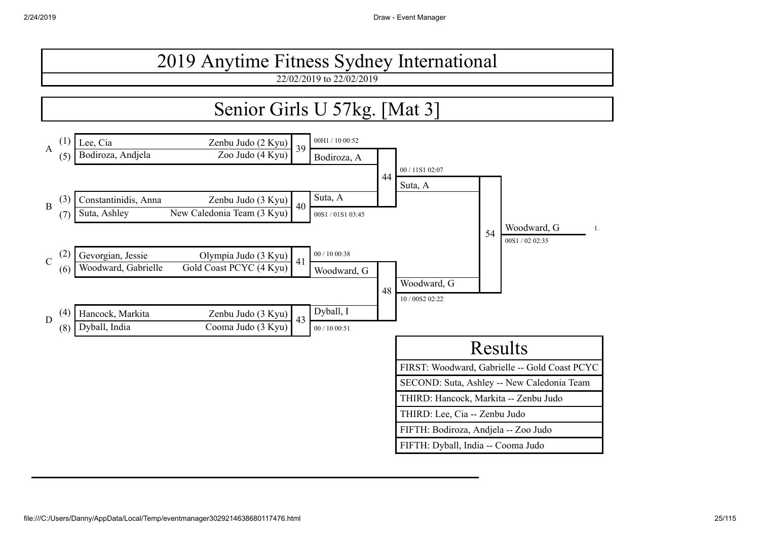# 2019 Anytime Fitness Sydney International

22/02/2019 to 22/02/2019

## Senior Girls U 57kg. [Mat 3]

| Pool | Seed | Name | Club | Contest | Winner | Score |
|---|---|---|---|---|---|---|
| A | (1) | Lee, Cia | Zenbu Judo (2 Kyu) | 39 | Bodiroza, A | 00H1 / 10 00:52 |
| | (5) | Bodiroza, Andjela | Zoo Judo (4 Kyu) | | | |
| B | (3) | Constantinidis, Anna | Zenbu Judo (3 Kyu) | 40 | Suta, A | 00S1 / 01S1 03:45 |
| | (7) | Suta, Ashley | New Caledonia Team (3 Kyu) | | | |
| C | (2) | Gevorgian, Jessie | Olympia Judo (3 Kyu) | 41 | Woodward, G | 00 / 10 00:38 |
| | (6) | Woodward, Gabrielle | Gold Coast PCYC (4 Kyu) | | | |
| D | (4) | Hancock, Markita | Zenbu Judo (3 Kyu) | 43 | Dyball, I | 00 / 10 00:51 |
| | (8) | Dyball, India | Cooma Judo (3 Kyu) | | | |

| Contest | Contestants | Winner | Score |
|---|---|---|---|
| 44 | Bodiroza, A vs Suta, A | Suta, A | 00 / 11S1 02:07 |
| 48 | Woodward, G vs Dyball, I | Woodward, G | 10 / 00S2 02:22 |
| 54 | Suta, A vs Woodward, G | Woodward, G (1.) | 00S1 / 02 02:35 |

### Results

- FIRST: Woodward, Gabrielle -- Gold Coast PCYC
- SECOND: Suta, Ashley -- New Caledonia Team
- THIRD: Hancock, Markita -- Zenbu Judo
- THIRD: Lee, Cia -- Zenbu Judo
- FIFTH: Bodiroza, Andjela -- Zoo Judo
- FIFTH: Dyball, India -- Cooma Judo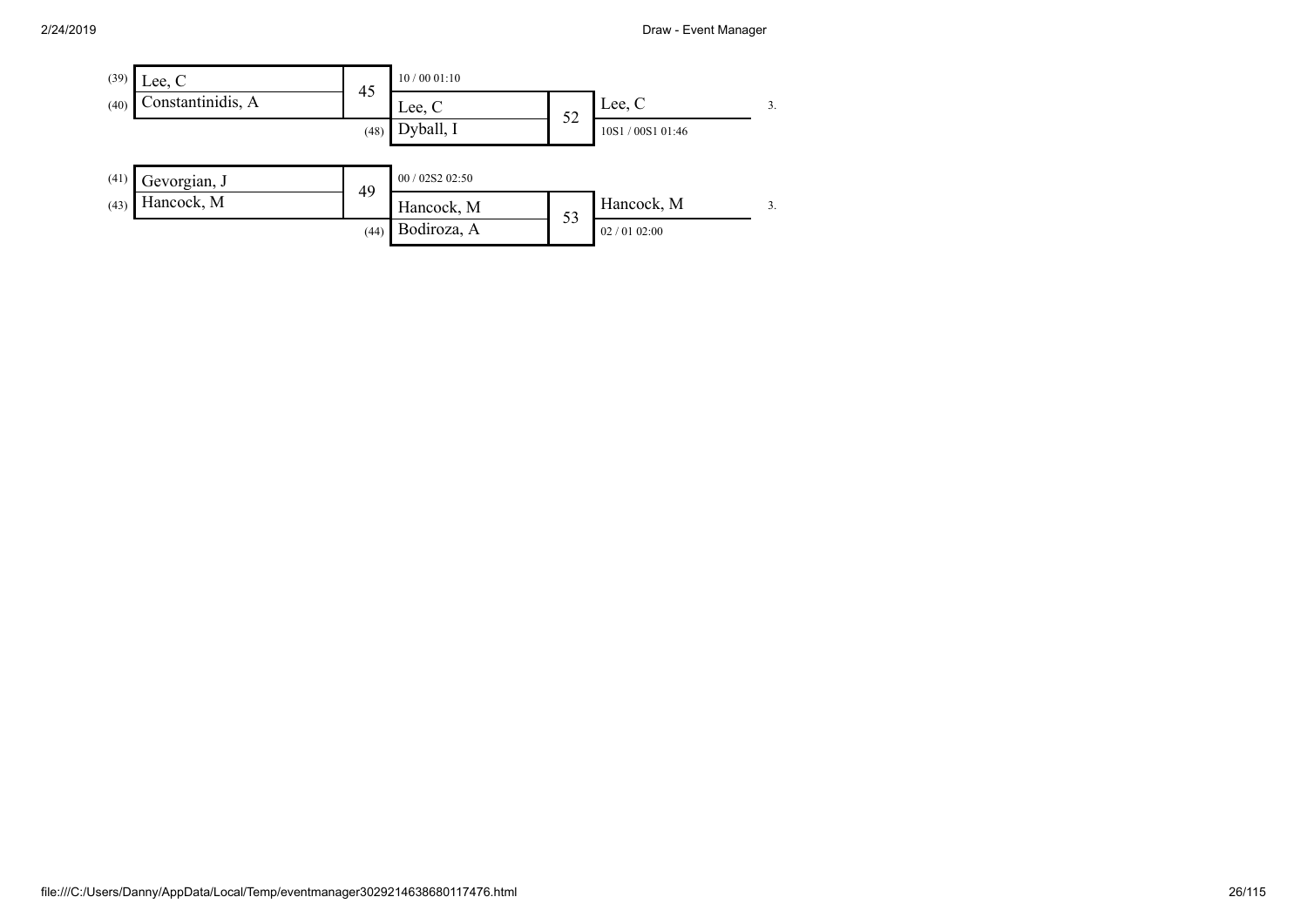(39) Lee, C
(40) Constantinidis, A

45

10 / 00 01:10

Lee, C
(48) Dyball, I

52

Lee, C

10S1 / 00S1 01:46

3.

(41) Gevorgian, J
(43) Hancock, M

49

00 / 02S2 02:50

Hancock, M
(44) Bodiroza, A

53

Hancock, M

02 / 01 02:00

3.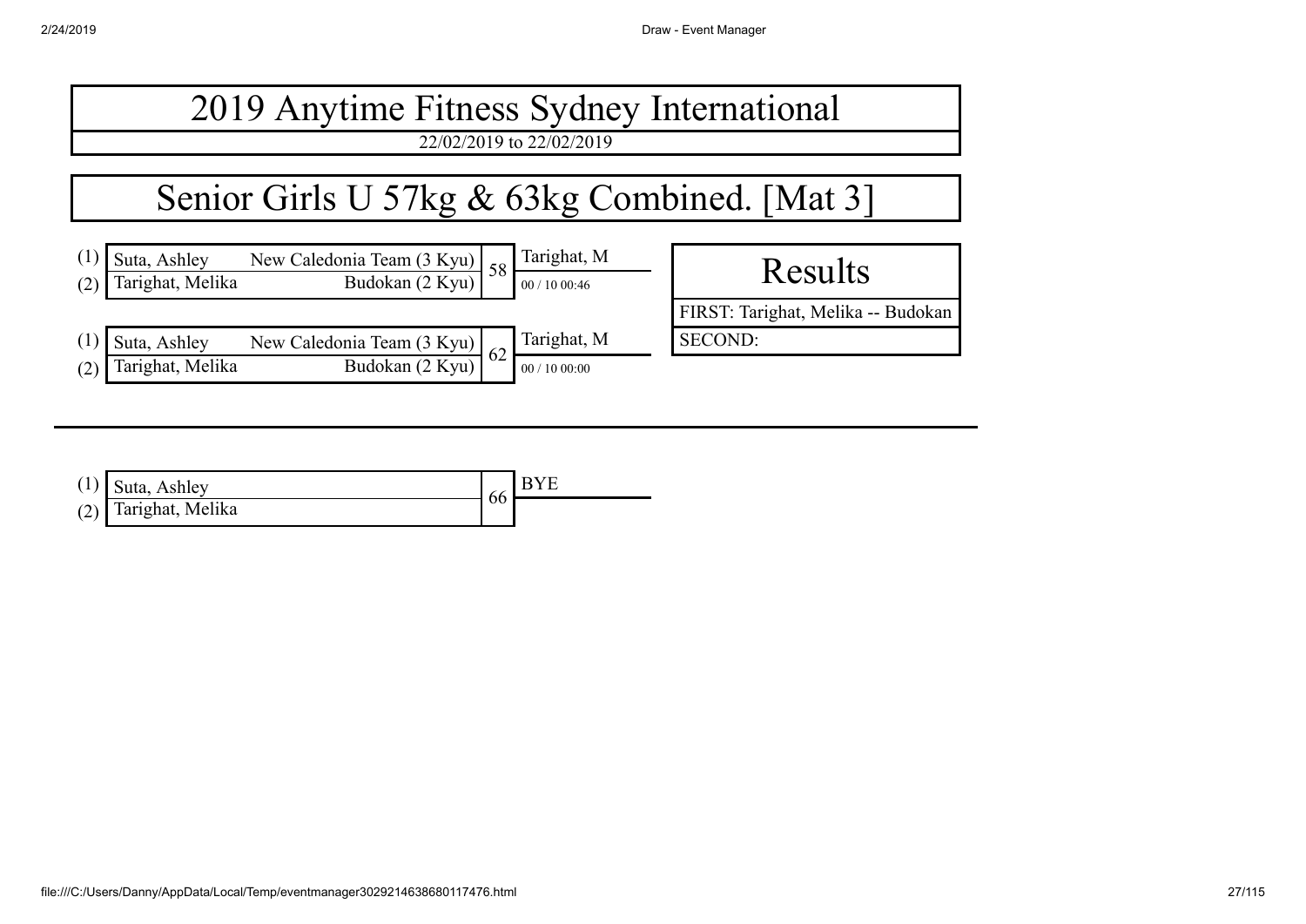# 2019 Anytime Fitness Sydney International

22/02/2019 to 22/02/2019

## Senior Girls U 57kg & 63kg Combined. [Mat 3]

| | Competitor | Team | Match | Winner | Score |
|---|---|---|---|---|---|
| (1) | Suta, Ashley | New Caledonia Team (3 Kyu) | 58 | Tarighat, M | 00 / 10 00:46 |
| (2) | Tarighat, Melika | Budokan (2 Kyu) | | | |
| (1) | Suta, Ashley | New Caledonia Team (3 Kyu) | 62 | Tarighat, M | 00 / 10 00:00 |
| (2) | Tarighat, Melika | Budokan (2 Kyu) | | | |

### Results

FIRST: Tarighat, Melika -- Budokan

SECOND:

---

| | Competitor | Match | Winner |
|---|---|---|---|
| (1) | Suta, Ashley | 66 | BYE |
| (2) | Tarighat, Melika | | |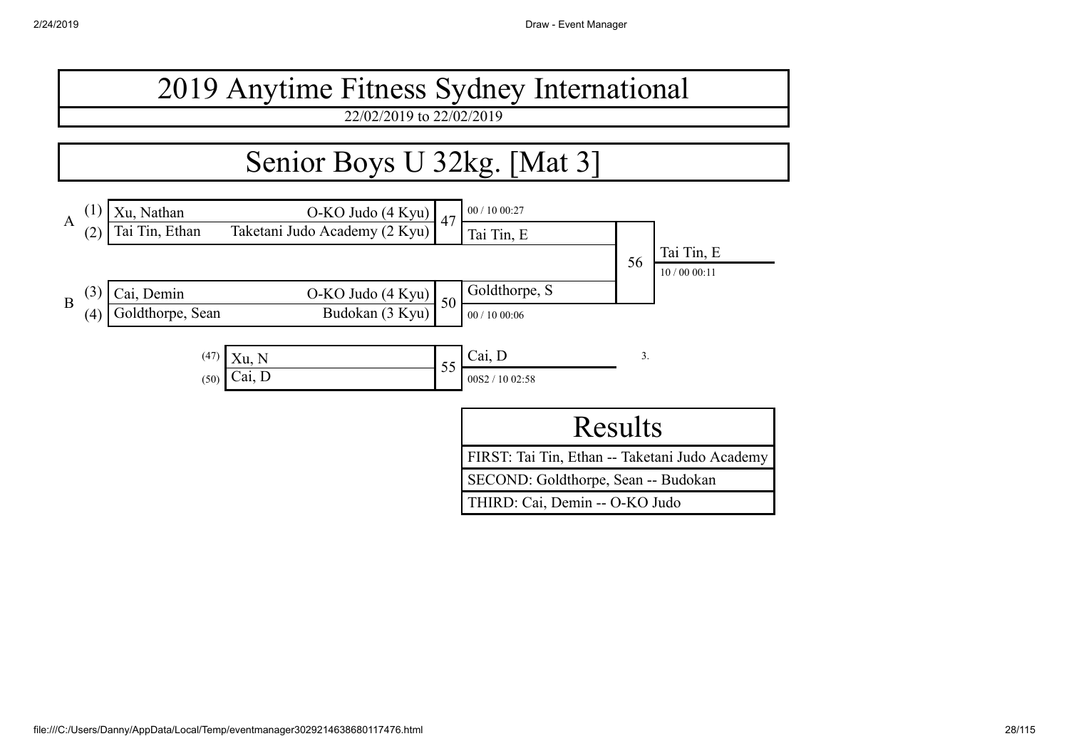# 2019 Anytime Fitness Sydney International

22/02/2019 to 22/02/2019

## Senior Boys U 32kg. [Mat 3]

| Pool | Seed | Name | Club |
|---|---|---|---|
| A | (1) | Xu, Nathan | O-KO Judo (4 Kyu) |
| A | (2) | Tai Tin, Ethan | Taketani Judo Academy (2 Kyu) |
| B | (3) | Cai, Demin | O-KO Judo (4 Kyu) |
| B | (4) | Goldthorpe, Sean | Budokan (3 Kyu) |

47: Xu, Nathan vs Tai Tin, Ethan → Tai Tin, E (00 / 10 00:27)

50: Cai, Demin vs Goldthorpe, Sean → Goldthorpe, S (00 / 10 00:06)

56: Tai Tin, E vs Goldthorpe, S → Tai Tin, E (10 / 00 00:11)

55: (47) Xu, N vs (50) Cai, D → Cai, D (00S2 / 10 02:58) 3.

## Results

| Results |
|---|
| FIRST: Tai Tin, Ethan -- Taketani Judo Academy |
| SECOND: Goldthorpe, Sean -- Budokan |
| THIRD: Cai, Demin -- O-KO Judo |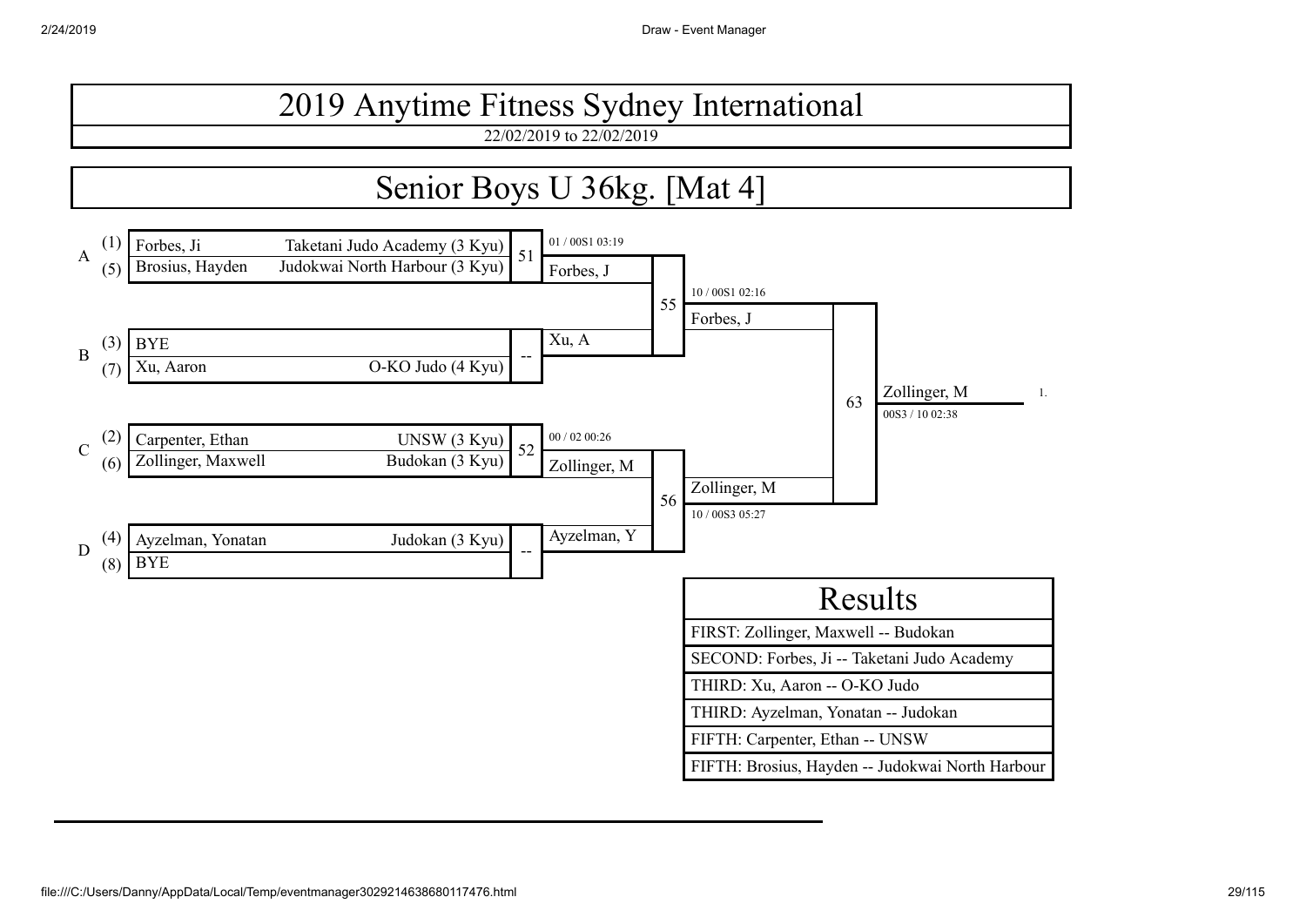# 2019 Anytime Fitness Sydney International

22/02/2019 to 22/02/2019

## Senior Boys U 36kg. [Mat 4]

A
(1) Forbes, Ji — Taketani Judo Academy (3 Kyu)
(5) Brosius, Hayden — Judokwai North Harbour (3 Kyu)
51
01 / 00S1 03:19
Forbes, J

B
(3) BYE
(7) Xu, Aaron — O-KO Judo (4 Kyu)
--
Xu, A

55
10 / 00S1 02:16
Forbes, J

C
(2) Carpenter, Ethan — UNSW (3 Kyu)
(6) Zollinger, Maxwell — Budokan (3 Kyu)
52
00 / 02 00:26
Zollinger, M

D
(4) Ayzelman, Yonatan — Judokan (3 Kyu)
(8) BYE
--
Ayzelman, Y

56
Zollinger, M
10 / 00S3 05:27

63
Zollinger, M — 1.
00S3 / 10 02:38

| Results |
|---|
| FIRST: Zollinger, Maxwell -- Budokan |
| SECOND: Forbes, Ji -- Taketani Judo Academy |
| THIRD: Xu, Aaron -- O-KO Judo |
| THIRD: Ayzelman, Yonatan -- Judokan |
| FIFTH: Carpenter, Ethan -- UNSW |
| FIFTH: Brosius, Hayden -- Judokwai North Harbour |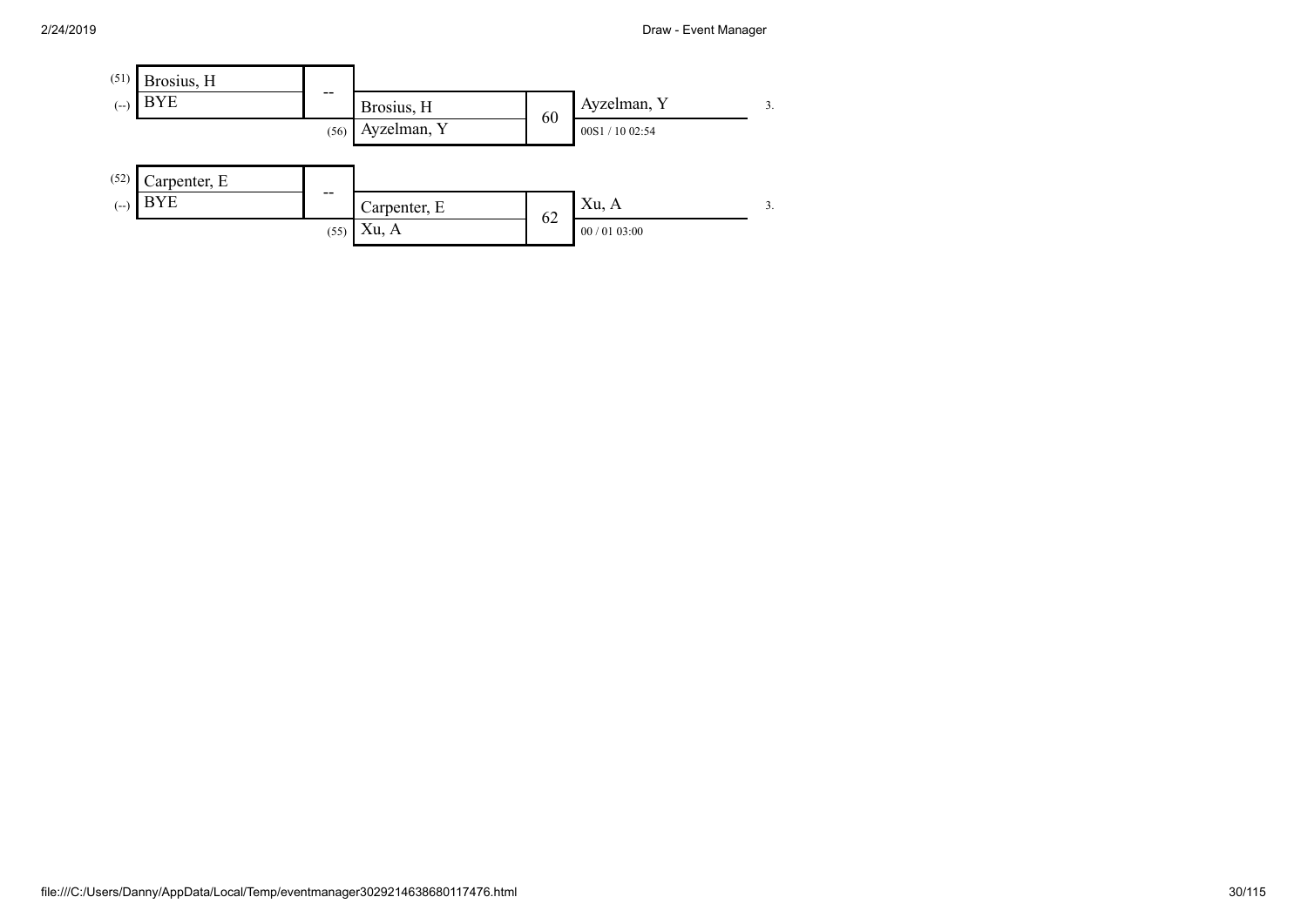(51) Brosius, H
(--) BYE

--

Brosius, H
(56) Ayzelman, Y

60

Ayzelman, Y
00S1 / 10 02:54

3.

(52) Carpenter, E
(--) BYE

--

Carpenter, E
(55) Xu, A

62

Xu, A
00 / 01 03:00

3.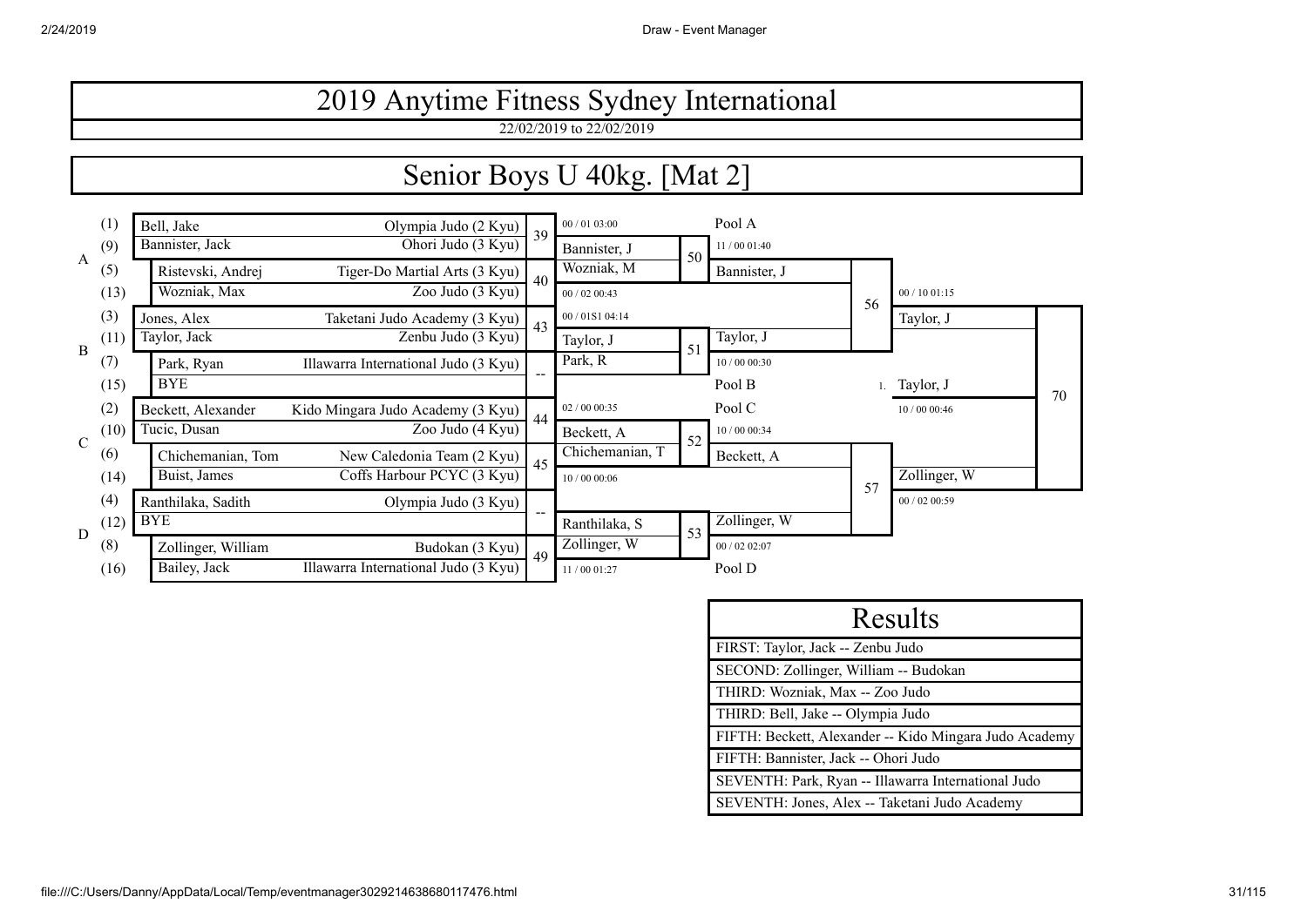# 2019 Anytime Fitness Sydney International

22/02/2019 to 22/02/2019

## Senior Boys U 40kg. [Mat 2]

| Pool | Seed | Name | Club |
|---|---|---|---|
| A | (1) | Bell, Jake | Olympia Judo (2 Kyu) |
| A | (9) | Bannister, Jack | Ohori Judo (3 Kyu) |
| A | (5) | Ristevski, Andrej | Tiger-Do Martial Arts (3 Kyu) |
| A | (13) | Wozniak, Max | Zoo Judo (3 Kyu) |
| B | (3) | Jones, Alex | Taketani Judo Academy (3 Kyu) |
| B | (11) | Taylor, Jack | Zenbu Judo (3 Kyu) |
| B | (7) | Park, Ryan | Illawarra International Judo (3 Kyu) |
| B | (15) | BYE | |
| C | (2) | Beckett, Alexander | Kido Mingara Judo Academy (3 Kyu) |
| C | (10) | Tucic, Dusan | Zoo Judo (4 Kyu) |
| C | (6) | Chichemanian, Tom | New Caledonia Team (2 Kyu) |
| C | (14) | Buist, James | Coffs Harbour PCYC (3 Kyu) |
| D | (4) | Ranthilaka, Sadith | Olympia Judo (3 Kyu) |
| D | (12) | BYE | |
| D | (8) | Zollinger, William | Budokan (3 Kyu) |
| D | (16) | Bailey, Jack | Illawarra International Judo (3 Kyu) |

| Contest | Winner | Score |
|---|---|---|
| 39 | Bannister, J | 00 / 01 03:00 |
| 40 | Wozniak, M | 00 / 02 00:43 |
| 43 | Taylor, J | 00 / 01S1 04:14 |
| -- | Park, R | |
| 44 | Beckett, A | 02 / 00 00:35 |
| 45 | Chichemanian, T | 10 / 00 00:06 |
| -- | Ranthilaka, S | |
| 49 | Zollinger, W | 11 / 00 01:27 |
| 50 (Pool A) | Bannister, J | 11 / 00 01:40 |
| 51 (Pool B) | Taylor, J | 10 / 00 00:30 |
| 52 (Pool C) | Beckett, A | 10 / 00 00:34 |
| 53 (Pool D) | Zollinger, W | 00 / 02 02:07 |
| 56 | Taylor, J | 00 / 10 01:15 |
| 57 | Zollinger, W | 00 / 02 00:59 |
| 70 | 1. Taylor, J | 10 / 00 00:46 |

## Results

| Results |
|---|
| FIRST: Taylor, Jack -- Zenbu Judo |
| SECOND: Zollinger, William -- Budokan |
| THIRD: Wozniak, Max -- Zoo Judo |
| THIRD: Bell, Jake -- Olympia Judo |
| FIFTH: Beckett, Alexander -- Kido Mingara Judo Academy |
| FIFTH: Bannister, Jack -- Ohori Judo |
| SEVENTH: Park, Ryan -- Illawarra International Judo |
| SEVENTH: Jones, Alex -- Taketani Judo Academy |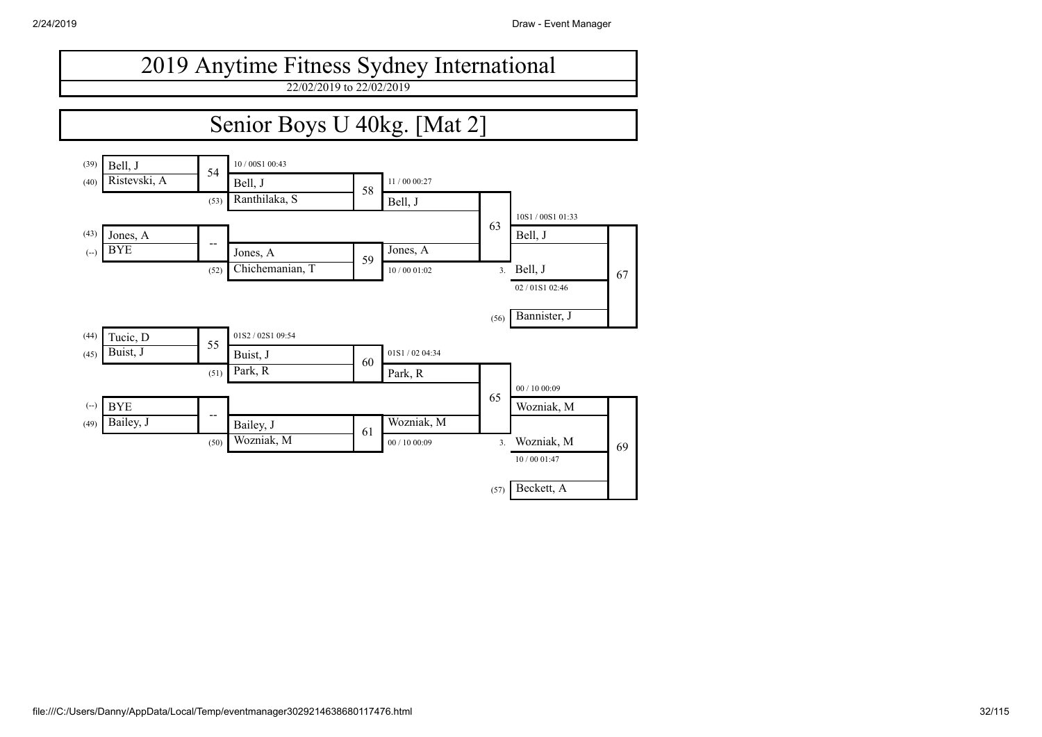# 2019 Anytime Fitness Sydney International

22/02/2019 to 22/02/2019

## Senior Boys U 40kg. [Mat 2]

(39) Bell, J
(40) Ristevski, A
54
10 / 00S1 00:43
Bell, J
(53) Ranthilaka, S
58
11 / 00 00:27
Bell, J

(43) Jones, A
(--) BYE
--
Jones, A
(52) Chichemanian, T
59
Jones, A
10 / 00 01:02

63
10S1 / 00S1 01:33
Bell, J

3. Bell, J
02 / 01S1 02:46
(56) Bannister, J
67

(44) Tucic, D
(45) Buist, J
55
01S2 / 02S1 09:54
Buist, J
(51) Park, R
60
01S1 / 02 04:34
Park, R

(--) BYE
(49) Bailey, J
--
Bailey, J
(50) Wozniak, M
61
Wozniak, M
00 / 10 00:09

65
00 / 10 00:09
Wozniak, M

3. Wozniak, M
10 / 00 01:47
(57) Beckett, A
69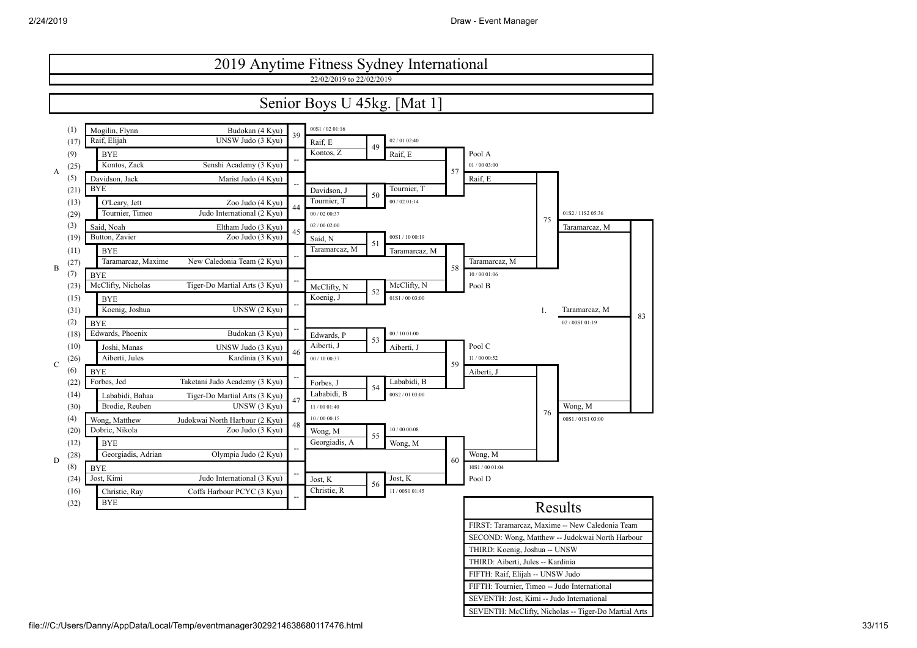# 2019 Anytime Fitness Sydney International

22/02/2019 to 22/02/2019

## Senior Boys U 45kg. [Mat 1]

### Pool A

| Seed | Name | Club | Contest | Winner | Score |
|---|---|---|---|---|---|
| (1) | Mogilin, Flynn | Budokan (4 Kyu) | 39 | Raif, E | 00S1 / 02 01:16 |
| (17) | Raif, Elijah | UNSW Judo (3 Kyu) | | | |
| (9) | BYE | | -- | Kontos, Z | |
| (25) | Kontos, Zack | Senshi Academy (3 Kyu) | | | |
| (5) | Davidson, Jack | Marist Judo (4 Kyu) | -- | Davidson, J | |
| (21) | BYE | | | | |
| (13) | O'Leary, Jett | Zoo Judo (4 Kyu) | 44 | Tournier, T | 00 / 02 00:37 |
| (29) | Tournier, Timeo | Judo International (2 Kyu) | | | |

- 49: Raif, E — 02 / 01 02:40
- 50: Tournier, T — 00 / 02 01:14
- 57: Pool A winner: Raif, E — 01 / 00 03:00

### Pool B

| Seed | Name | Club | Contest | Winner | Score |
|---|---|---|---|---|---|
| (3) | Said, Noah | Eltham Judo (3 Kyu) | 45 | Said, N | 02 / 00 02:00 |
| (19) | Button, Zavier | Zoo Judo (3 Kyu) | | | |
| (11) | BYE | | -- | Taramarcaz, M | |
| (27) | Taramarcaz, Maxime | New Caledonia Team (2 Kyu) | | | |
| (7) | BYE | | -- | McClifty, N | |
| (23) | McClifty, Nicholas | Tiger-Do Martial Arts (3 Kyu) | | | |
| (15) | BYE | | -- | Koenig, J | |
| (31) | Koenig, Joshua | UNSW (2 Kyu) | | | |

- 51: Taramarcaz, M — 00S1 / 10 00:19
- 52: McClifty, N — 01S1 / 00 03:00
- 58: Pool B winner: Taramarcaz, M — 10 / 00 01:06

### Pool C

| Seed | Name | Club | Contest | Winner | Score |
|---|---|---|---|---|---|
| (2) | BYE | | -- | Edwards, P | |
| (18) | Edwards, Phoenix | Budokan (3 Kyu) | | | |
| (10) | Joshi, Manas | UNSW Judo (3 Kyu) | 46 | Aiberti, J | 00 / 10 00:37 |
| (26) | Aiberti, Jules | Kardinia (3 Kyu) | | | |
| (6) | BYE | | -- | Forbes, J | |
| (22) | Forbes, Jed | Taketani Judo Academy (3 Kyu) | | | |
| (14) | Lababidi, Bahaa | Tiger-Do Martial Arts (3 Kyu) | 47 | Lababidi, B | 11 / 00 01:40 |
| (30) | Brodie, Reuben | UNSW (3 Kyu) | | | |

- 53: Aiberti, J — 00 / 10 01:00
- 54: Lababidi, B — 00S2 / 01 03:00
- 59: Pool C winner: Aiberti, J — 11 / 00 00:52

### Pool D

| Seed | Name | Club | Contest | Winner | Score |
|---|---|---|---|---|---|
| (4) | Wong, Matthew | Judokwai North Harbour (2 Kyu) | 48 | Wong, M | 10 / 00 00:15 |
| (20) | Dobric, Nikola | Zoo Judo (3 Kyu) | | | |
| (12) | BYE | | -- | Georgiadis, A | |
| (28) | Georgiadis, Adrian | Olympia Judo (2 Kyu) | | | |
| (8) | BYE | | -- | Jost, K | |
| (24) | Jost, Kimi | Judo International (3 Kyu) | | | |
| (16) | Christie, Ray | Coffs Harbour PCYC (3 Kyu) | -- | Christie, R | |
| (32) | BYE | | | | |

- 55: Wong, M — 10 / 00 00:08
- 56: Jost, K — 11 / 00S1 01:45
- 60: Pool D winner: Wong, M — 10S1 / 00 01:04

### Semi-finals

- 75: Taramarcaz, M — 01S2 / 11S2 05:36
- 76: Wong, M — 00S1 / 01S1 03:00

### Final

- 83: 1. Taramarcaz, M — 02 / 00S1 01:19

## Results

| Results |
|---|
| FIRST: Taramarcaz, Maxime -- New Caledonia Team |
| SECOND: Wong, Matthew -- Judokwai North Harbour |
| THIRD: Koenig, Joshua -- UNSW |
| THIRD: Aiberti, Jules -- Kardinia |
| FIFTH: Raif, Elijah -- UNSW Judo |
| FIFTH: Tournier, Timeo -- Judo International |
| SEVENTH: Jost, Kimi -- Judo International |
| SEVENTH: McClifty, Nicholas -- Tiger-Do Martial Arts |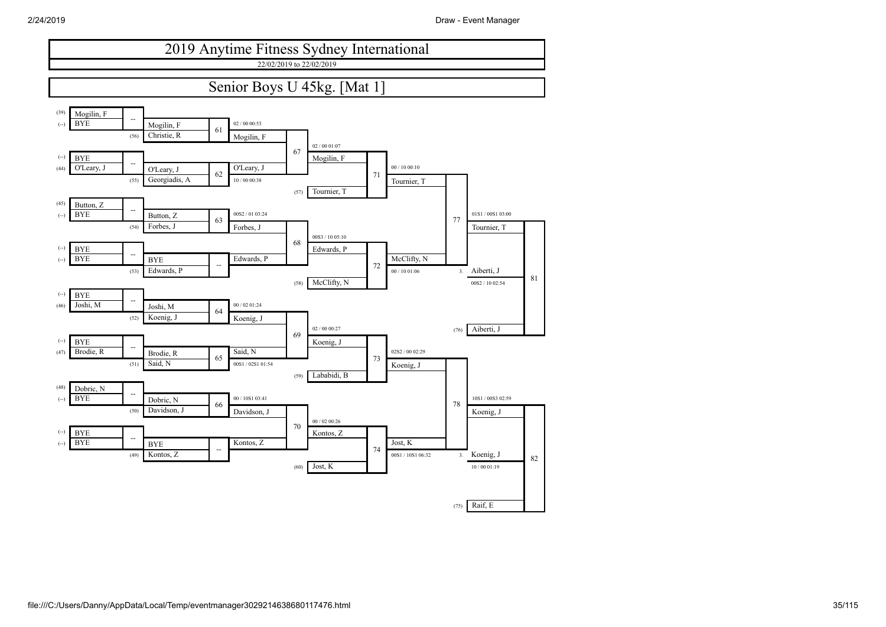# 2019 Anytime Fitness Sydney International

22/02/2019 to 22/02/2019

## Senior Boys U 45kg. [Mat 1]

(39) Mogilin, F
(--) BYE
--
Mogilin, F
(56) Christie, R
61
02 / 00 00:53
Mogilin, F

(--) BYE
(44) O'Leary, J
--
O'Leary, J
(55) Georgiadis, A
62
O'Leary, J
10 / 00 00:38

67
02 / 00 01:07
Mogilin, F
(57) Tournier, T

71
00 / 10 00:10
Tournier, T

(45) Button, Z
(--) BYE
--
Button, Z
(54) Forbes, J
63
00S2 / 01 03:24
Forbes, J

(--) BYE
(--) BYE
--
BYE
(53) Edwards, P
--
Edwards, P

68
00S3 / 10 05:10
Edwards, P
(58) McClifty, N

72
McClifty, N
00 / 10 01:06

77
01S1 / 00S1 03:00
Tournier, T

3. Aiberti, J
00S2 / 10 02:54
(76) Aiberti, J

81

(--) BYE
(46) Joshi, M
--
Joshi, M
(52) Koenig, J
64
00 / 02 01:24
Koenig, J

(--) BYE
(47) Brodie, R
--
Brodie, R
(51) Said, N
65
Said, N
00S1 / 02S1 01:54

69
02 / 00 00:27
Koenig, J
(59) Lababidi, B

73
02S2 / 00 02:29
Koenig, J

(48) Dobric, N
(--) BYE
--
Dobric, N
(50) Davidson, J
66
00 / 10S1 03:41
Davidson, J

(--) BYE
(--) BYE
--
BYE
(49) Kontos, Z
--
Kontos, Z

70
00 / 02 00:26
Kontos, Z
(60) Jost, K

74
Jost, K
00S1 / 10S1 06:32

78
10S1 / 00S3 02:59
Koenig, J

3. Koenig, J
10 / 00 01:19
(75) Raif, E

82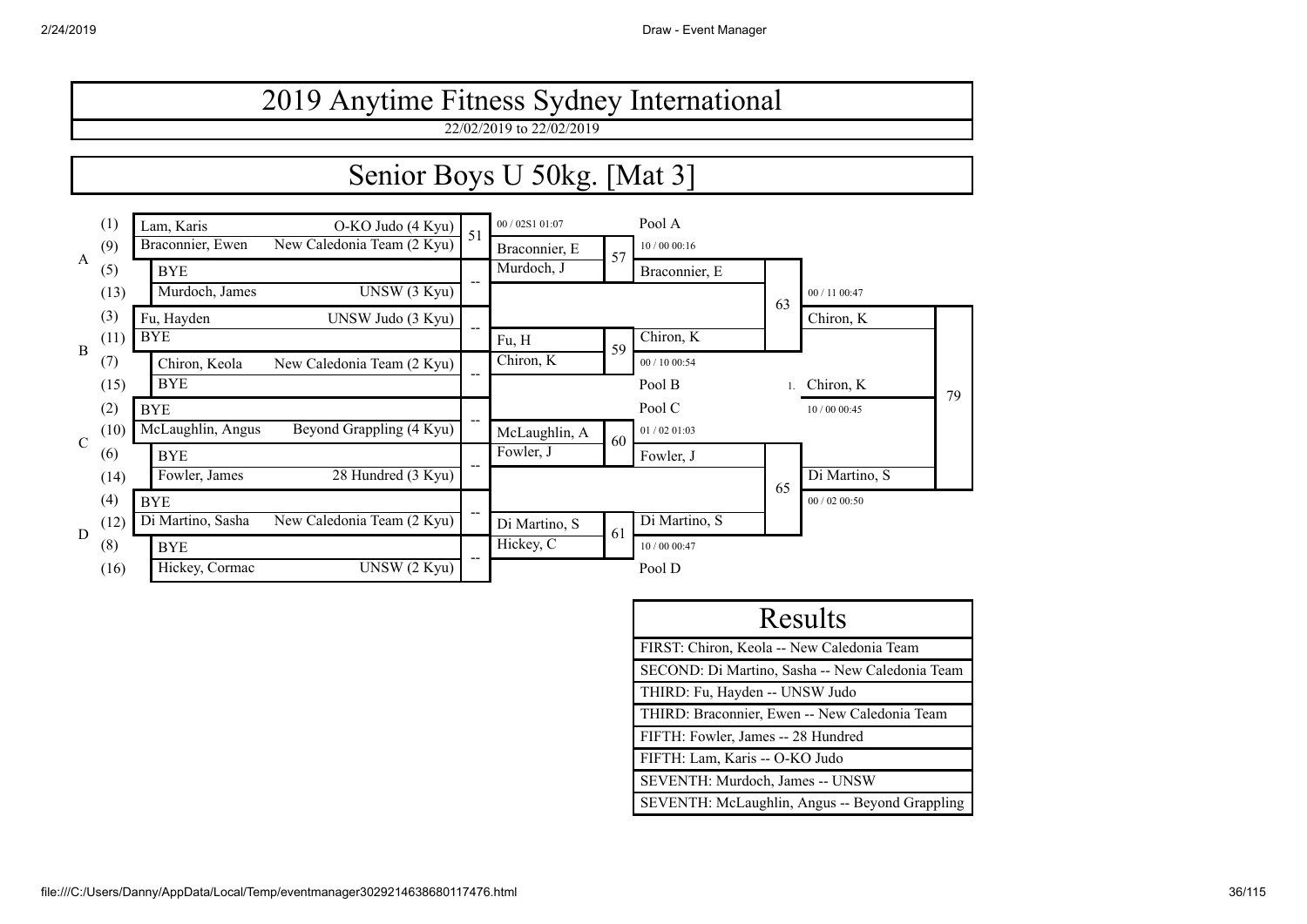# 2019 Anytime Fitness Sydney International

22/02/2019 to 22/02/2019

## Senior Boys U 50kg. [Mat 3]

| Pool | Seed | Name | Club | Match |
|---|---|---|---|---|
| A | (1) | Lam, Karis | O-KO Judo (4 Kyu) | 51 |
| A | (9) | Braconnier, Ewen | New Caledonia Team (2 Kyu) | 51 |
| A | (5) | BYE | | -- |
| A | (13) | Murdoch, James | UNSW (3 Kyu) | -- |
| B | (3) | Fu, Hayden | UNSW Judo (3 Kyu) | -- |
| B | (11) | BYE | | -- |
| B | (7) | Chiron, Keola | New Caledonia Team (2 Kyu) | -- |
| B | (15) | BYE | | -- |
| C | (2) | BYE | | -- |
| C | (10) | McLaughlin, Angus | Beyond Grappling (4 Kyu) | -- |
| C | (6) | BYE | | -- |
| C | (14) | Fowler, James | 28 Hundred (3 Kyu) | -- |
| D | (4) | BYE | | -- |
| D | (12) | Di Martino, Sasha | New Caledonia Team (2 Kyu) | -- |
| D | (8) | BYE | | -- |
| D | (16) | Hickey, Cormac | UNSW (2 Kyu) | -- |

Second round:

- 00 / 02S1 01:07 — Braconnier, E vs Murdoch, J (57) — Winner: Braconnier, E (10 / 00 00:16) — Pool A
- Fu, H vs Chiron, K (59) — Winner: Chiron, K (00 / 10 00:54) — Pool B
- McLaughlin, A vs Fowler, J (60) — Winner: Fowler, J (01 / 02 01:03) — Pool C
- Di Martino, S vs Hickey, C (61) — Winner: Di Martino, S (10 / 00 00:47) — Pool D

Semi-finals:

- Braconnier, E vs Chiron, K (63) — Winner: Chiron, K (00 / 11 00:47)
- Fowler, J vs Di Martino, S (65) — Winner: Di Martino, S (00 / 02 00:50)

Final:

- Chiron, K vs Di Martino, S (79) — 1. Chiron, K (10 / 00 00:45)

| Results |
|---|
| FIRST: Chiron, Keola -- New Caledonia Team |
| SECOND: Di Martino, Sasha -- New Caledonia Team |
| THIRD: Fu, Hayden -- UNSW Judo |
| THIRD: Braconnier, Ewen -- New Caledonia Team |
| FIFTH: Fowler, James -- 28 Hundred |
| FIFTH: Lam, Karis -- O-KO Judo |
| SEVENTH: Murdoch, James -- UNSW |
| SEVENTH: McLaughlin, Angus -- Beyond Grappling |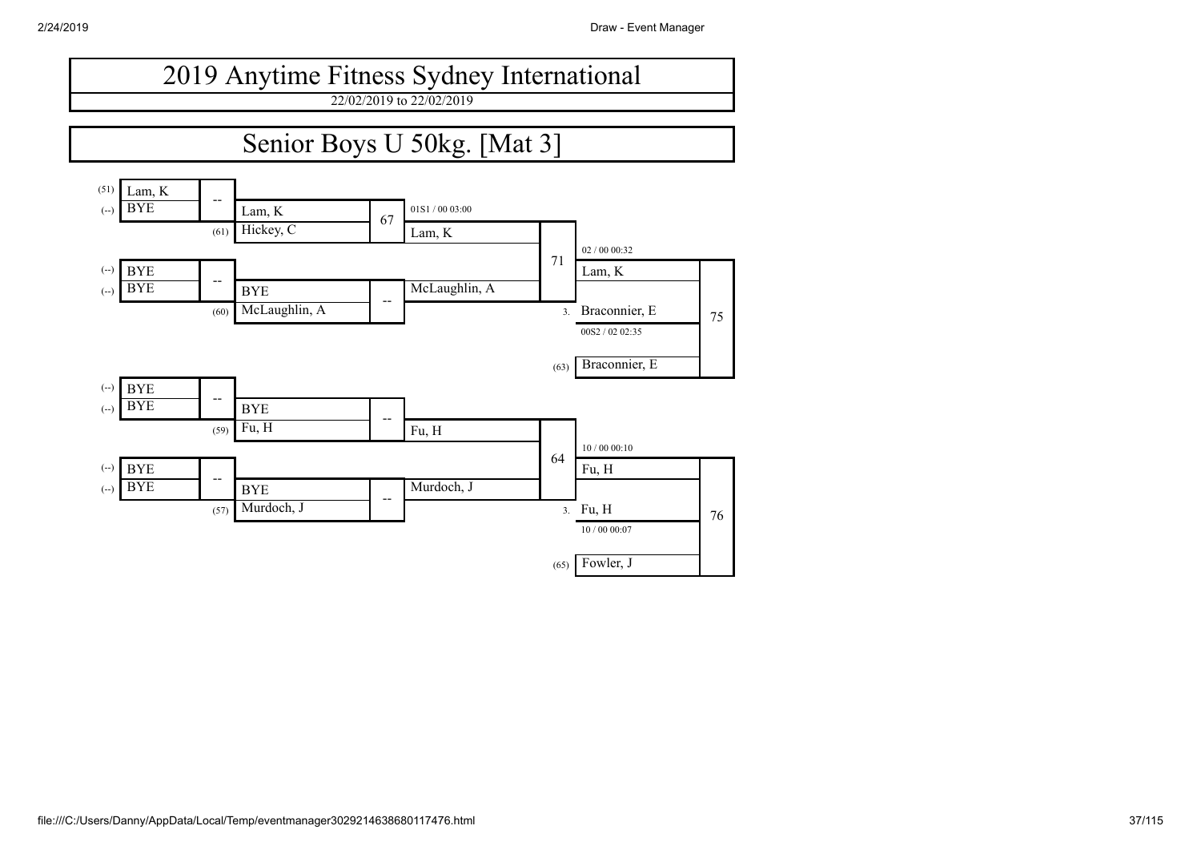# 2019 Anytime Fitness Sydney International

22/02/2019 to 22/02/2019

## Senior Boys U 50kg. [Mat 3]

(51) Lam, K
(--) BYE
--

Lam, K
(61) Hickey, C
67

01S1 / 00 03:00
Lam, K

(--) BYE
(--) BYE
--

BYE
(60) McLaughlin, A
--

McLaughlin, A

71

02 / 00 00:32
Lam, K

3. Braconnier, E
00S2 / 02 02:35

(63) Braconnier, E

75

(--) BYE
(--) BYE
--

BYE
(59) Fu, H
--

Fu, H

(--) BYE
(--) BYE
--

BYE
(57) Murdoch, J
--

Murdoch, J

64

10 / 00 00:10
Fu, H

3. Fu, H
10 / 00 00:07

(65) Fowler, J

76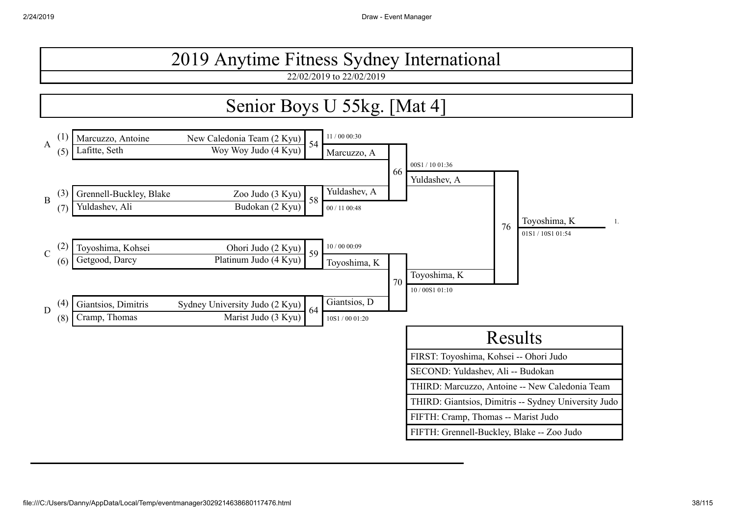# 2019 Anytime Fitness Sydney International

22/02/2019 to 22/02/2019

## Senior Boys U 55kg. [Mat 4]

A
(1) Marcuzzo, Antoine — New Caledonia Team (2 Kyu)
(5) Lafitte, Seth — Woy Woy Judo (4 Kyu)
54

B
(3) Grennell-Buckley, Blake — Zoo Judo (3 Kyu)
(7) Yuldashev, Ali — Budokan (2 Kyu)
58

C
(2) Toyoshima, Kohsei — Ohori Judo (2 Kyu)
(6) Getgood, Darcy — Platinum Judo (4 Kyu)
59

D
(4) Giantsios, Dimitris — Sydney University Judo (2 Kyu)
(8) Cramp, Thomas — Marist Judo (3 Kyu)
64

11 / 00 00:30
Marcuzzo, A

Yuldashev, A
00 / 11 00:48

66

10 / 00 00:09
Toyoshima, K

Giantsios, D
10S1 / 00 01:20

70

00S1 / 10 01:36
Yuldashev, A

Toyoshima, K
10 / 00S1 01:10

76

Toyoshima, K
01S1 / 10S1 01:54
1.

| Results |
| --- |
| FIRST: Toyoshima, Kohsei -- Ohori Judo |
| SECOND: Yuldashev, Ali -- Budokan |
| THIRD: Marcuzzo, Antoine -- New Caledonia Team |
| THIRD: Giantsios, Dimitris -- Sydney University Judo |
| FIFTH: Cramp, Thomas -- Marist Judo |
| FIFTH: Grennell-Buckley, Blake -- Zoo Judo |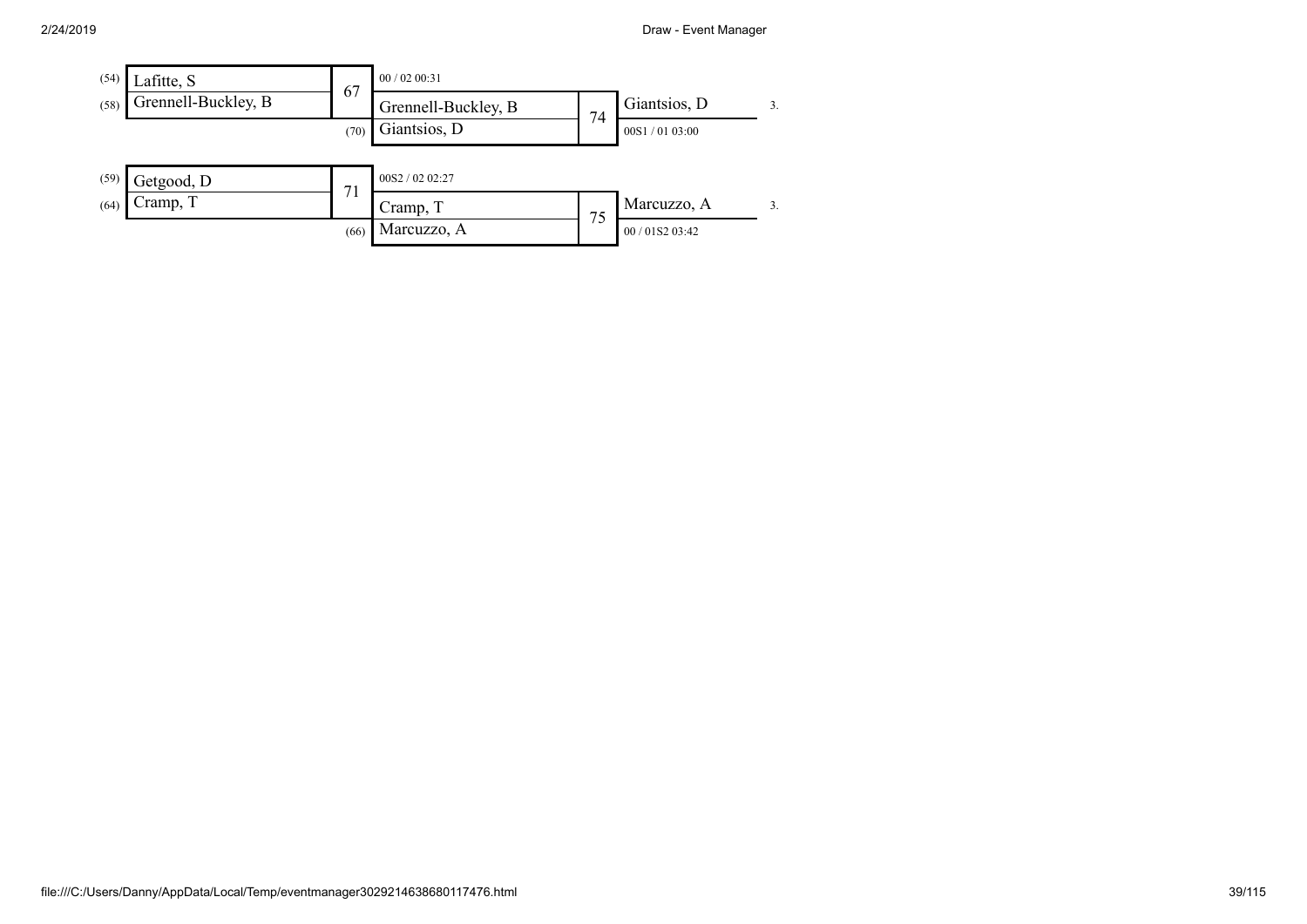(54) Lafitte, S
(58) Grennell-Buckley, B

67

00 / 02 00:31

Grennell-Buckley, B
(70) Giantsios, D

74

Giantsios, D
00S1 / 01 03:00

3.

(59) Getgood, D
(64) Cramp, T

71

00S2 / 02 02:27

Cramp, T
(66) Marcuzzo, A

75

Marcuzzo, A
00 / 01S2 03:42

3.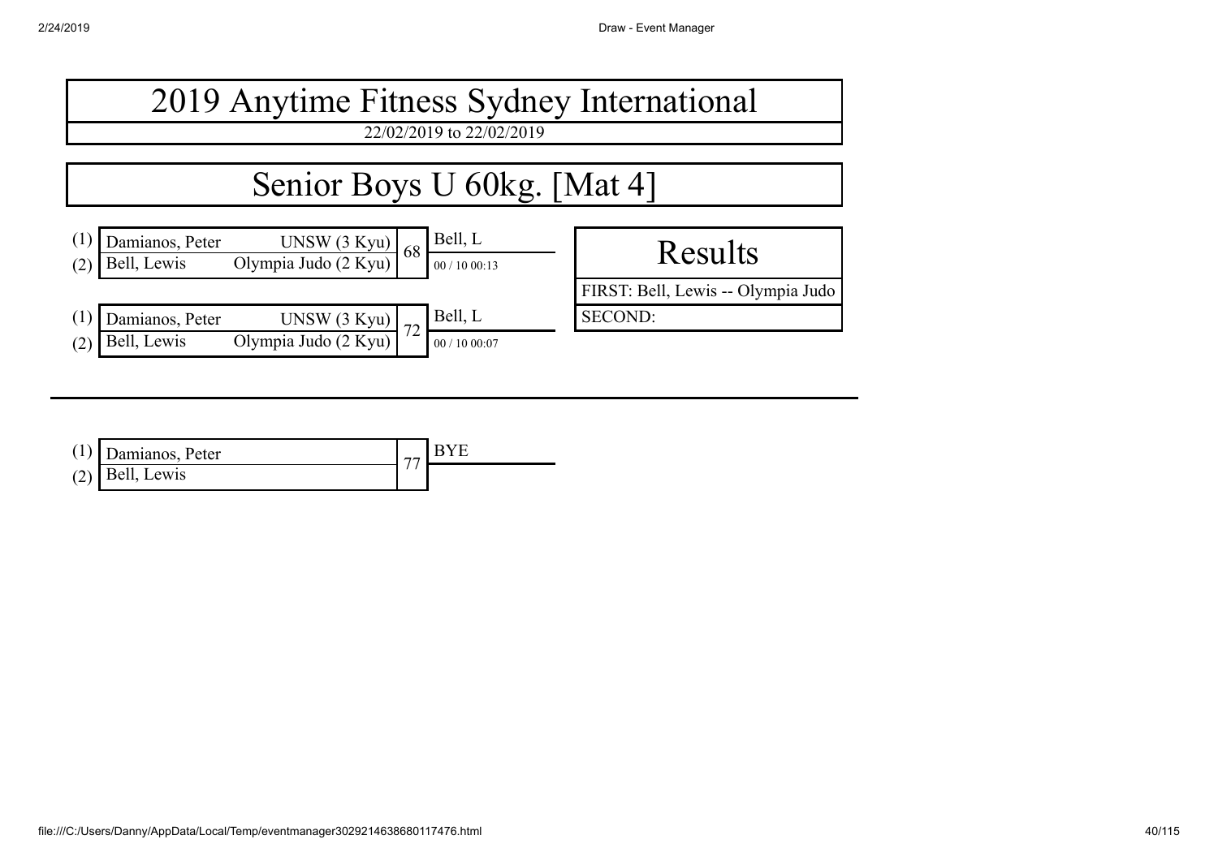# 2019 Anytime Fitness Sydney International

22/02/2019 to 22/02/2019

## Senior Boys U 60kg. [Mat 4]

| | | | | |
|---|---|---|---|---|
| (1) | Damianos, Peter | UNSW (3 Kyu) | 68 | Bell, L |
| (2) | Bell, Lewis | Olympia Judo (2 Kyu) | | 00 / 10 00:13 |

| | | | | |
|---|---|---|---|---|
| (1) | Damianos, Peter | UNSW (3 Kyu) | 72 | Bell, L |
| (2) | Bell, Lewis | Olympia Judo (2 Kyu) | | 00 / 10 00:07 |

## Results

FIRST: Bell, Lewis -- Olympia Judo

SECOND:

| | | | |
|---|---|---|---|
| (1) | Damianos, Peter | 77 | BYE |
| (2) | Bell, Lewis | | |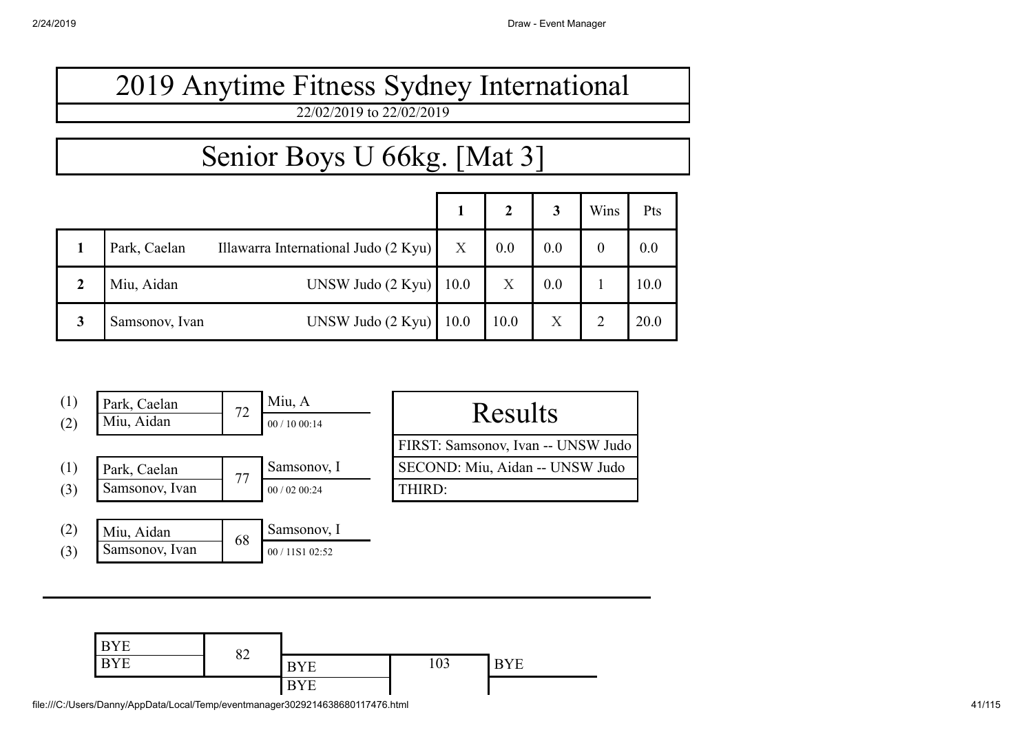# 2019 Anytime Fitness Sydney International

22/02/2019 to 22/02/2019

## Senior Boys U 66kg. [Mat 3]

| | | | 1 | 2 | 3 | Wins | Pts |
|---|---|---|---|---|---|---|---|
| 1 | Park, Caelan | Illawarra International Judo (2 Kyu) | X | 0.0 | 0.0 | 0 | 0.0 |
| 2 | Miu, Aidan | UNSW Judo (2 Kyu) | 10.0 | X | 0.0 | 1 | 10.0 |
| 3 | Samsonov, Ivan | UNSW Judo (2 Kyu) | 10.0 | 10.0 | X | 2 | 20.0 |

| | | | |
|---|---|---|---|
| (1) | Park, Caelan | 72 | Miu, A |
| (2) | Miu, Aidan | | 00 / 10 00:14 |
| (1) | Park, Caelan | 77 | Samsonov, I |
| (3) | Samsonov, Ivan | | 00 / 02 00:24 |
| (2) | Miu, Aidan | 68 | Samsonov, I |
| (3) | Samsonov, Ivan | | 00 / 11S1 02:52 |

| Results |
|---|
| FIRST: Samsonov, Ivan -- UNSW Judo |
| SECOND: Miu, Aidan -- UNSW Judo |
| THIRD: |

---

| | | | | |
|---|---|---|---|---|
| BYE | 82 | | | |
| BYE | | BYE | 103 | BYE |
| | | BYE | | |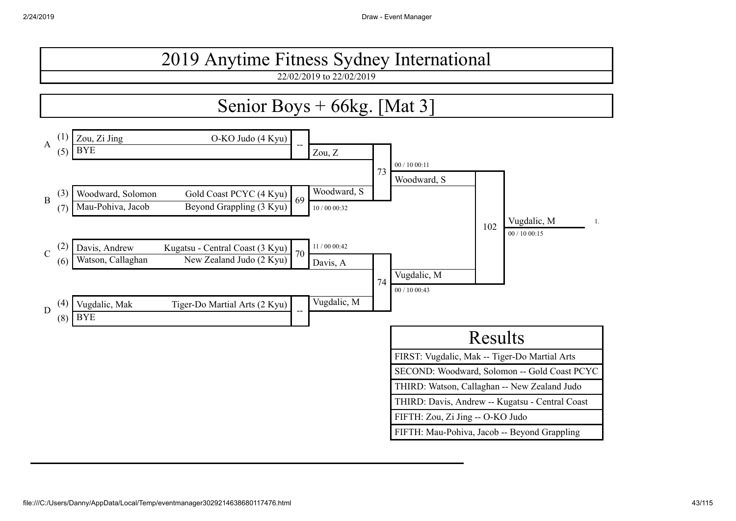# 2019 Anytime Fitness Sydney International

22/02/2019 to 22/02/2019

## Senior Boys + 66kg. [Mat 3]

A
(1) Zou, Zi Jing — O-KO Judo (4 Kyu)
(5) BYE
--

B
(3) Woodward, Solomon — Gold Coast PCYC (4 Kyu)
(7) Mau-Pohiva, Jacob — Beyond Grappling (3 Kyu)
69

C
(2) Davis, Andrew — Kugatsu - Central Coast (3 Kyu)
(6) Watson, Callaghan — New Zealand Judo (2 Kyu)
70

D
(4) Vugdalic, Mak — Tiger-Do Martial Arts (2 Kyu)
(8) BYE
--

Zou, Z

Woodward, S
10 / 00 00:32

73

00 / 10 00:11
Woodward, S

11 / 00 00:42
Davis, A

Vugdalic, M

74

Vugdalic, M
00 / 10 00:43

102

Vugdalic, M
00 / 10 00:15

1.

### Results

| |
|---|
| FIRST: Vugdalic, Mak -- Tiger-Do Martial Arts |
| SECOND: Woodward, Solomon -- Gold Coast PCYC |
| THIRD: Watson, Callaghan -- New Zealand Judo |
| THIRD: Davis, Andrew -- Kugatsu - Central Coast |
| FIFTH: Zou, Zi Jing -- O-KO Judo |
| FIFTH: Mau-Pohiva, Jacob -- Beyond Grappling |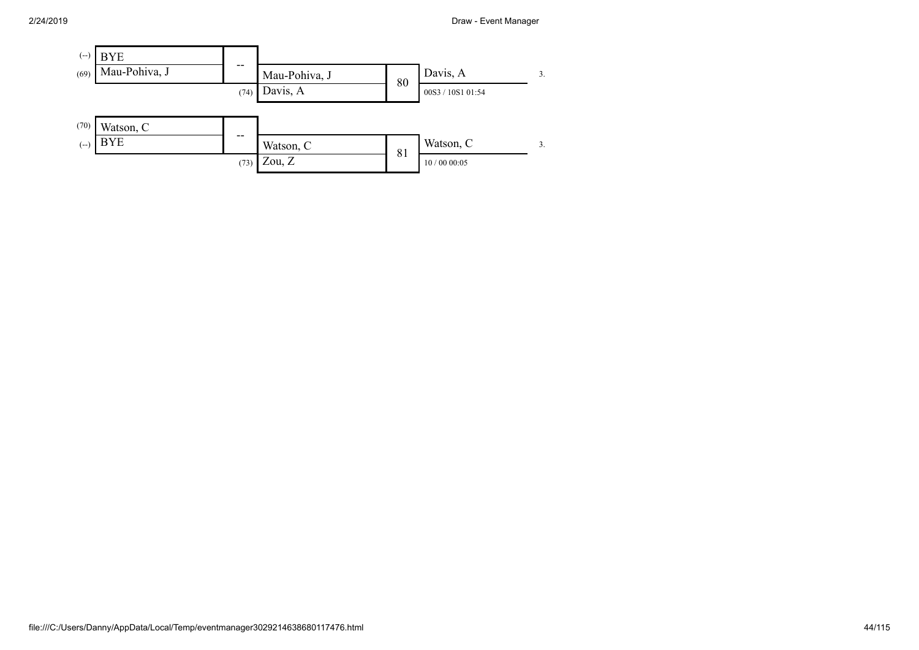(--) BYE
(69) Mau-Pohiva, J

--

Mau-Pohiva, J
(74) Davis, A

80

Davis, A
00S3 / 10S1 01:54

3.

(70) Watson, C
(--) BYE

--

Watson, C
(73) Zou, Z

81

Watson, C
10 / 00 00:05

3.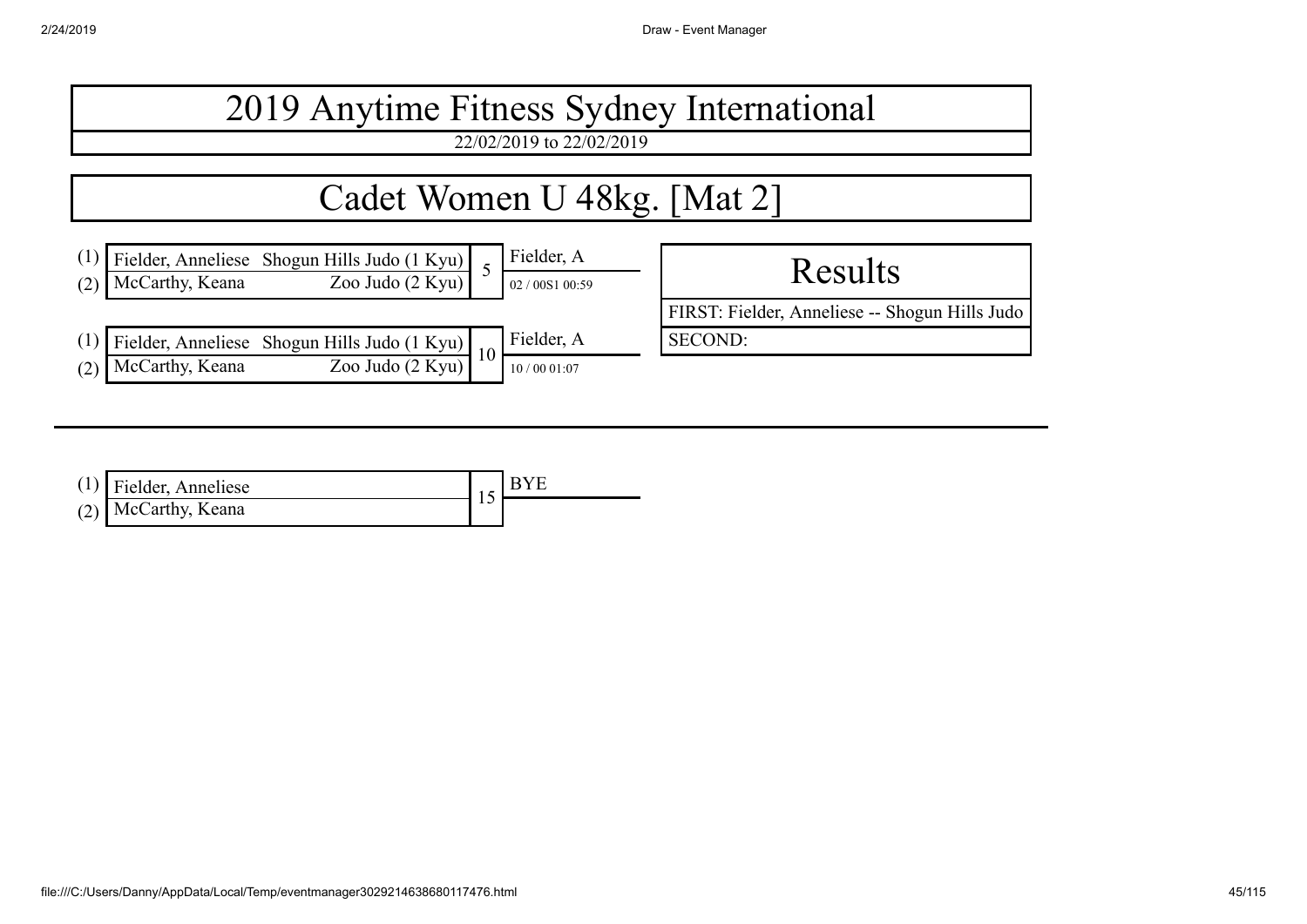# 2019 Anytime Fitness Sydney International

22/02/2019 to 22/02/2019

## Cadet Women U 48kg. [Mat 2]

| | Competitor | Club | Match | Winner | Score |
|---|---|---|---|---|---|
| (1) | Fielder, Anneliese | Shogun Hills Judo (1 Kyu) | 5 | Fielder, A | 02 / 00S1 00:59 |
| (2) | McCarthy, Keana | Zoo Judo (2 Kyu) | | | |
| (1) | Fielder, Anneliese | Shogun Hills Judo (1 Kyu) | 10 | Fielder, A | 10 / 00 01:07 |
| (2) | McCarthy, Keana | Zoo Judo (2 Kyu) | | | |

## Results

FIRST: Fielder, Anneliese -- Shogun Hills Judo

SECOND:

---

| | Competitor | Match | Winner |
|---|---|---|---|
| (1) | Fielder, Anneliese | 15 | BYE |
| (2) | McCarthy, Keana | | |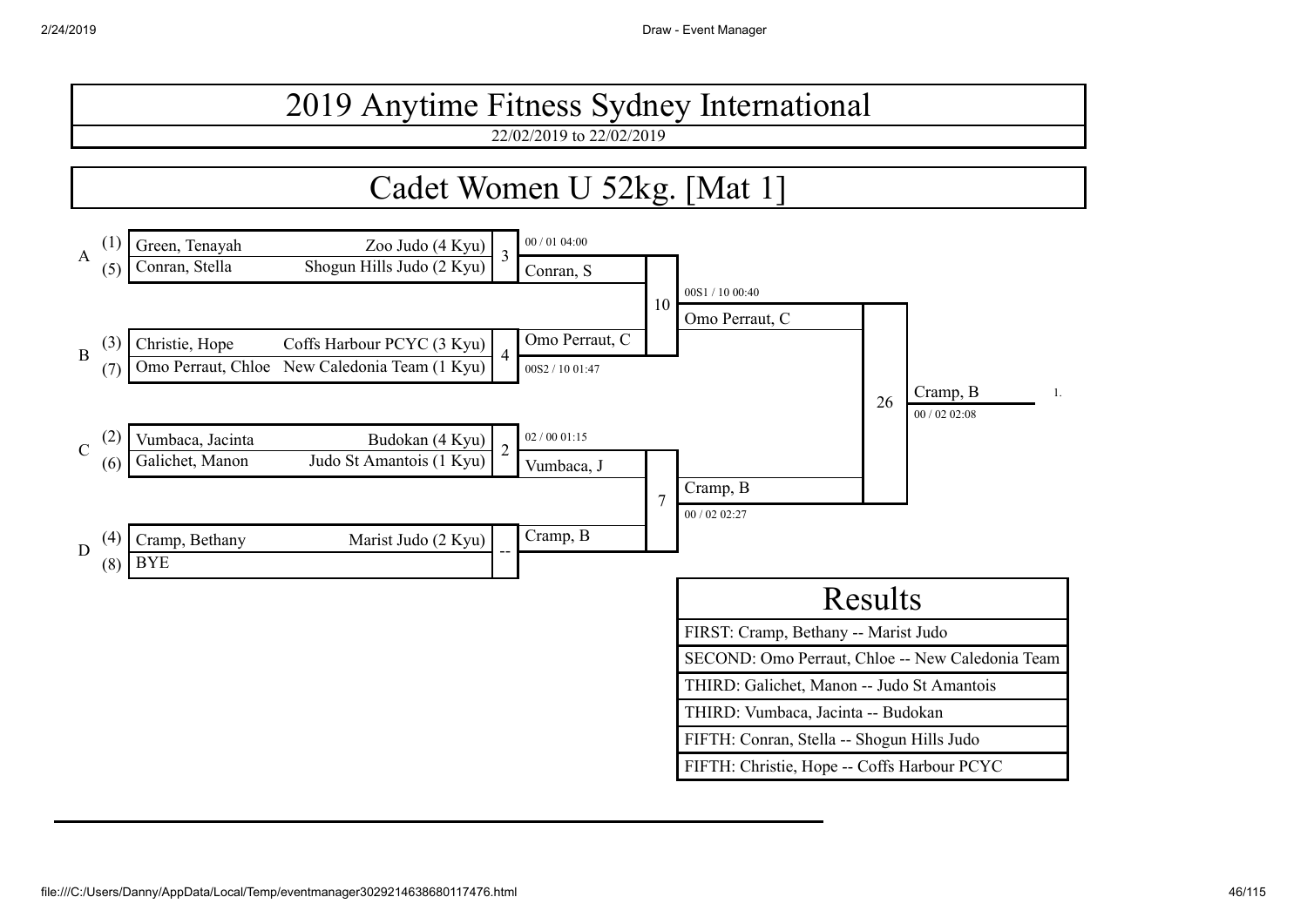# 2019 Anytime Fitness Sydney International

22/02/2019 to 22/02/2019

## Cadet Women U 52kg. [Mat 1]

| Pool | Seed | Name | Club | Contest |
|---|---|---|---|---|
| A | (1) | Green, Tenayah | Zoo Judo (4 Kyu) | 3 |
| | (5) | Conran, Stella | Shogun Hills Judo (2 Kyu) | |
| B | (3) | Christie, Hope | Coffs Harbour PCYC (3 Kyu) | 4 |
| | (7) | Omo Perraut, Chloe | New Caledonia Team (1 Kyu) | |
| C | (2) | Vumbaca, Jacinta | Budokan (4 Kyu) | 2 |
| | (6) | Galichet, Manon | Judo St Amantois (1 Kyu) | |
| D | (4) | Cramp, Bethany | Marist Judo (2 Kyu) | -- |
| | (8) | BYE | | |

Contest 3: Conran, S (00 / 01 04:00)

Contest 4: Omo Perraut, C (00S2 / 10 01:47)

Contest 2: Vumbaca, J (02 / 00 01:15)

Contest --: Cramp, B

Contest 10: Omo Perraut, C (00S1 / 10 00:40)

Contest 7: Cramp, B (00 / 02 02:27)

Contest 26: Cramp, B (00 / 02 02:08) 1.

## Results

| Results |
|---|
| FIRST: Cramp, Bethany -- Marist Judo |
| SECOND: Omo Perraut, Chloe -- New Caledonia Team |
| THIRD: Galichet, Manon -- Judo St Amantois |
| THIRD: Vumbaca, Jacinta -- Budokan |
| FIFTH: Conran, Stella -- Shogun Hills Judo |
| FIFTH: Christie, Hope -- Coffs Harbour PCYC |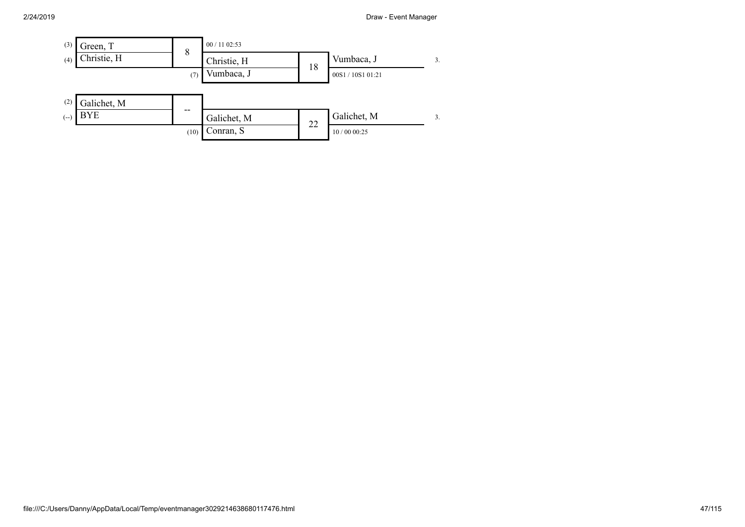| Seed | Round 1 | Bout | Seed | Round 2 | Bout | Result | Place |
|---|---|---|---|---|---|---|---|
| (3) | Green, T | 8 | | 00 / 11 02:53 | | | |
| (4) | Christie, H | | | Christie, H | 18 | Vumbaca, J | 3. |
| | | | (7) | Vumbaca, J | | 00S1 / 10S1 01:21 | |
| (2) | Galichet, M | -- | | | | | |
| (--) | BYE | | | Galichet, M | 22 | Galichet, M | 3. |
| | | | (10) | Conran, S | | 10 / 00 00:25 | |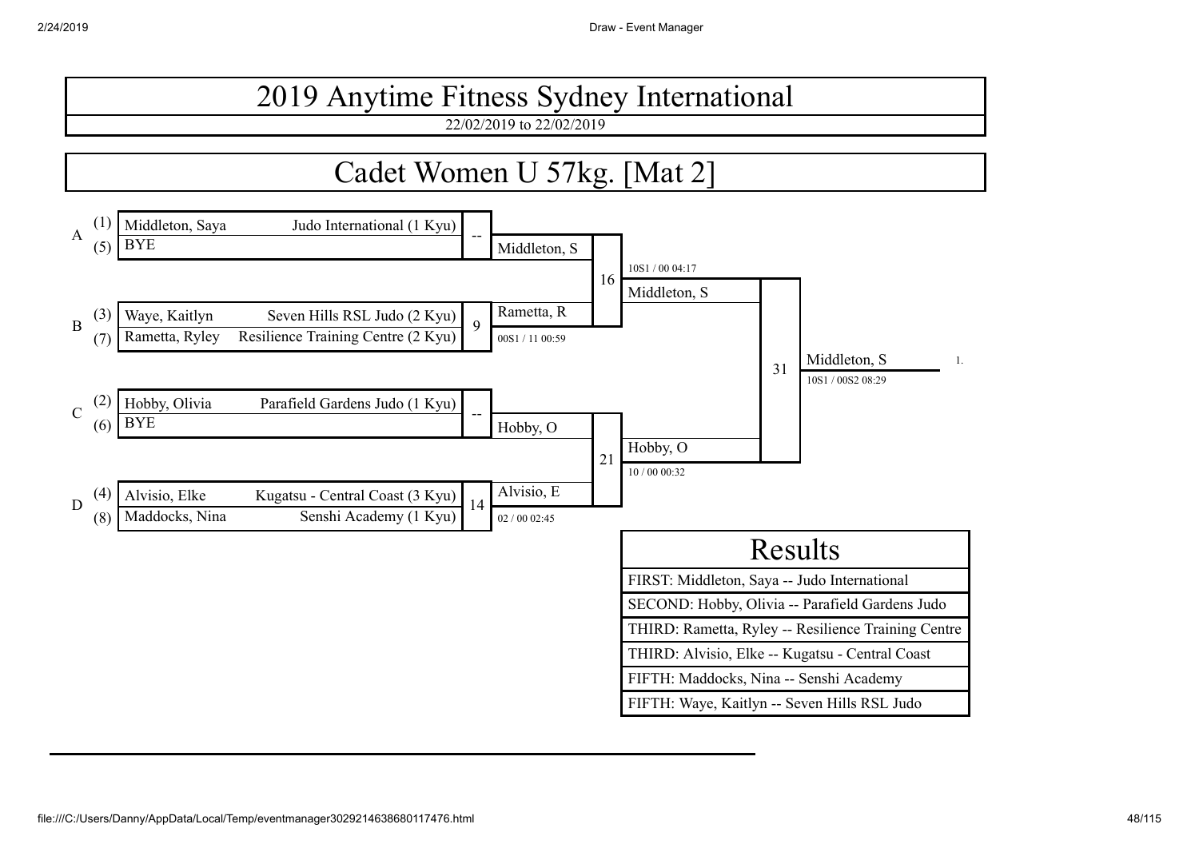# 2019 Anytime Fitness Sydney International

22/02/2019 to 22/02/2019

## Cadet Women U 57kg. [Mat 2]

A
(1) Middleton, Saya — Judo International (1 Kyu)
(5) BYE
--

B
(3) Waye, Kaitlyn — Seven Hills RSL Judo (2 Kyu)
(7) Rametta, Ryley — Resilience Training Centre (2 Kyu)
9

C
(2) Hobby, Olivia — Parafield Gardens Judo (1 Kyu)
(6) BYE
--

D
(4) Alvisio, Elke — Kugatsu - Central Coast (3 Kyu)
(8) Maddocks, Nina — Senshi Academy (1 Kyu)
14

Middleton, S

Rametta, R
00S1 / 11 00:59

16

Middleton, S
10S1 / 00 04:17

Hobby, O

Alvisio, E
02 / 00 02:45

21

Hobby, O
10 / 00 00:32

31

Middleton, S — 1.
10S1 / 00S2 08:29

| Results |
|---|
| FIRST: Middleton, Saya -- Judo International |
| SECOND: Hobby, Olivia -- Parafield Gardens Judo |
| THIRD: Rametta, Ryley -- Resilience Training Centre |
| THIRD: Alvisio, Elke -- Kugatsu - Central Coast |
| FIFTH: Maddocks, Nina -- Senshi Academy |
| FIFTH: Waye, Kaitlyn -- Seven Hills RSL Judo |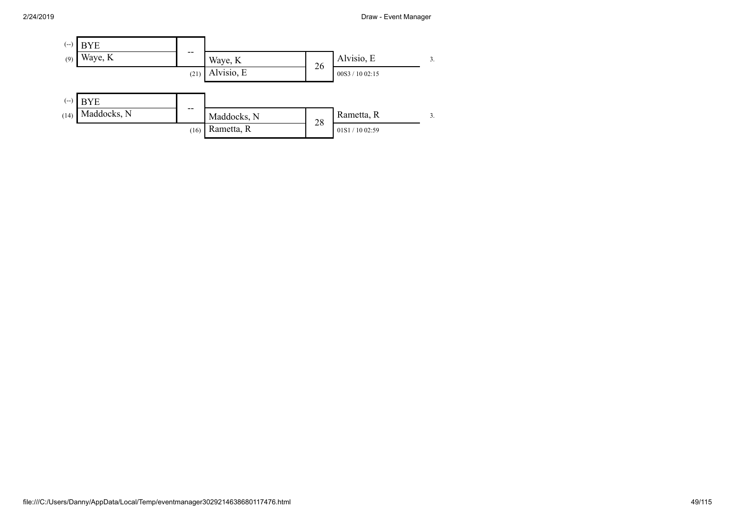| Seed | Competitor | Bout | Seed | Competitor | Bout | Result | Place |
|---|---|---|---|---|---|---|---|
| (--) | BYE | -- | | Waye, K | 26 | Alvisio, E | 3. |
| (9) | Waye, K | | (21) | Alvisio, E | | 00S3 / 10 02:15 | |
| (--) | BYE | -- | | Maddocks, N | 28 | Rametta, R | 3. |
| (14) | Maddocks, N | | (16) | Rametta, R | | 01S1 / 10 02:59 | |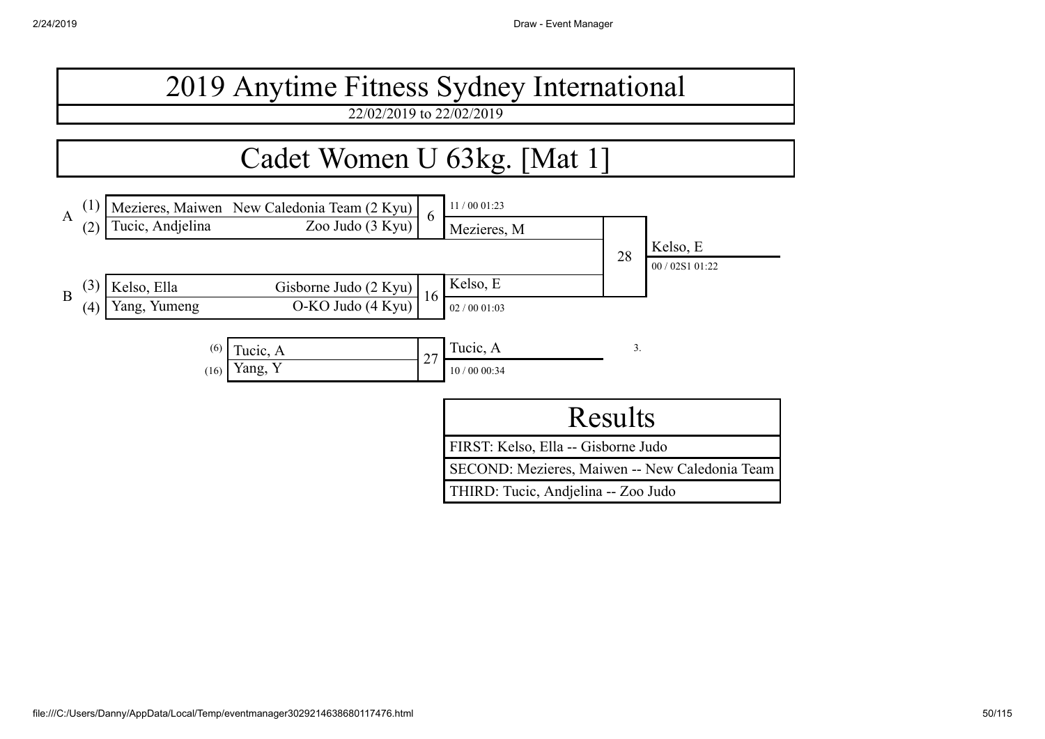# 2019 Anytime Fitness Sydney International

22/02/2019 to 22/02/2019

## Cadet Women U 63kg. [Mat 1]

A
(1) Mezieres, Maiwen New Caledonia Team (2 Kyu)
(2) Tucic, Andjelina Zoo Judo (3 Kyu)
6
11 / 00 01:23
Mezieres, M

28
Kelso, E
00 / 02S1 01:22

B
(3) Kelso, Ella Gisborne Judo (2 Kyu)
(4) Yang, Yumeng O-KO Judo (4 Kyu)
16
Kelso, E
02 / 00 01:03

(6) Tucic, A
(16) Yang, Y
27
Tucic, A
10 / 00 00:34

3.

| Results |
|---|
| FIRST: Kelso, Ella -- Gisborne Judo |
| SECOND: Mezieres, Maiwen -- New Caledonia Team |
| THIRD: Tucic, Andjelina -- Zoo Judo |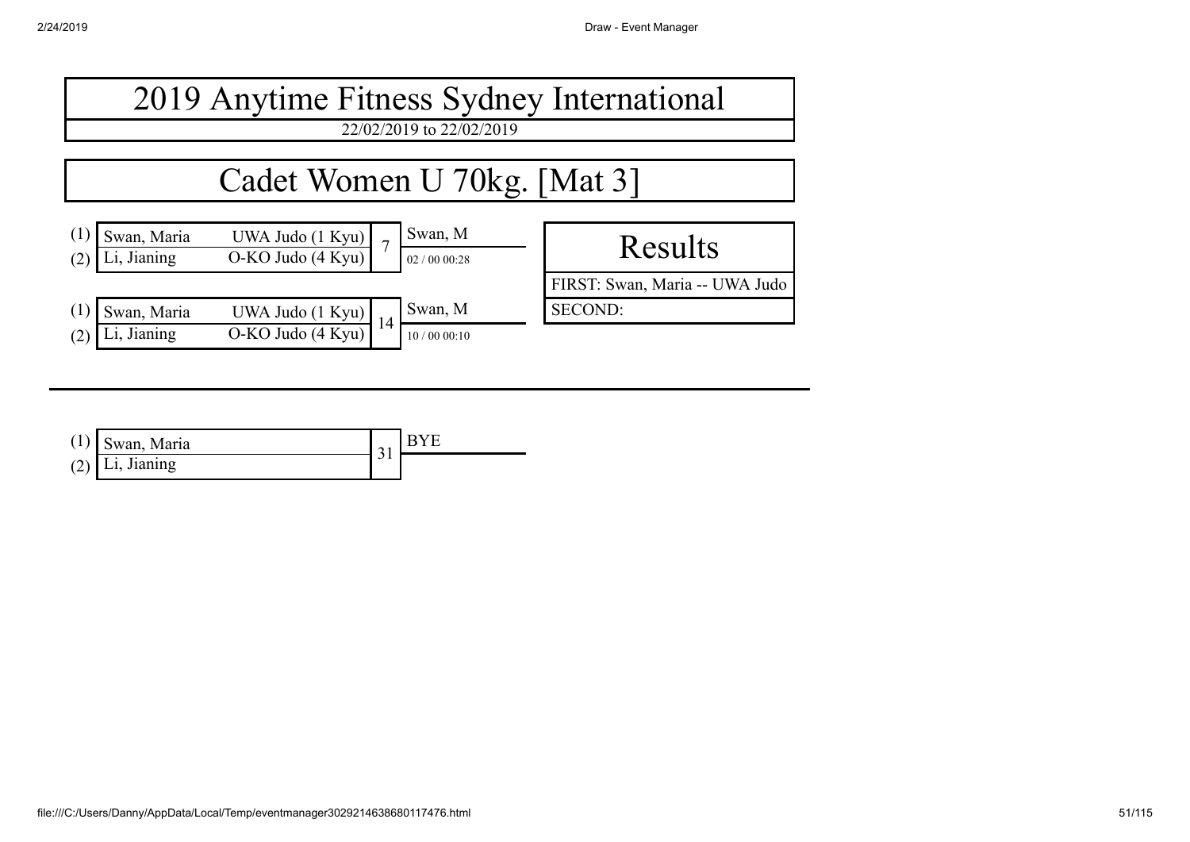# 2019 Anytime Fitness Sydney International

22/02/2019 to 22/02/2019

## Cadet Women U 70kg. [Mat 3]

| | | | | |
|---|---|---|---|---|
| (1) | Swan, Maria | UWA Judo (1 Kyu) | 7 | Swan, M |
| (2) | Li, Jianing | O-KO Judo (4 Kyu) | | 02 / 00 00:28 |

| | | | | |
|---|---|---|---|---|
| (1) | Swan, Maria | UWA Judo (1 Kyu) | 14 | Swan, M |
| (2) | Li, Jianing | O-KO Judo (4 Kyu) | | 10 / 00 00:10 |

### Results

FIRST: Swan, Maria -- UWA Judo

SECOND:

| | | | |
|---|---|---|---|
| (1) | Swan, Maria | 31 | BYE |
| (2) | Li, Jianing | | |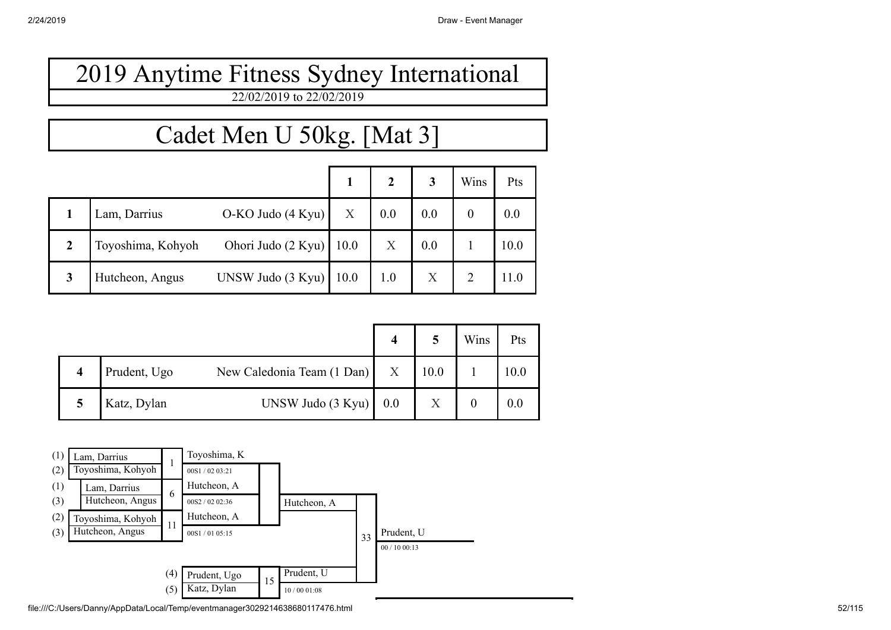# 2019 Anytime Fitness Sydney International

22/02/2019 to 22/02/2019

# Cadet Men U 50kg. [Mat 3]

| | | | 1 | 2 | 3 | Wins | Pts |
|---|---|---|---|---|---|---|---|
| **1** | Lam, Darrius | O-KO Judo (4 Kyu) | X | 0.0 | 0.0 | 0 | 0.0 |
| **2** | Toyoshima, Kohyoh | Ohori Judo (2 Kyu) | 10.0 | X | 0.0 | 1 | 10.0 |
| **3** | Hutcheon, Angus | UNSW Judo (3 Kyu) | 10.0 | 1.0 | X | 2 | 11.0 |

| | | | 4 | 5 | Wins | Pts |
|---|---|---|---|---|---|---|
| **4** | Prudent, Ugo | New Caledonia Team (1 Dan) | X | 10.0 | 1 | 10.0 |
| **5** | Katz, Dylan | UNSW Judo (3 Kyu) | 0.0 | X | 0 | 0.0 |

(1) Lam, Darrius
(2) Toyoshima, Kohyoh
1
Toyoshima, K
00S1 / 02 03:21

(1) Lam, Darrius
(3) Hutcheon, Angus
6
Hutcheon, A
00S2 / 02 02:36

(2) Toyoshima, Kohyoh
(3) Hutcheon, Angus
11
Hutcheon, A
00S1 / 01 05:15

Hutcheon, A

(4) Prudent, Ugo
(5) Katz, Dylan
15
Prudent, U
10 / 00 01:08

33
Prudent, U
00 / 10 00:13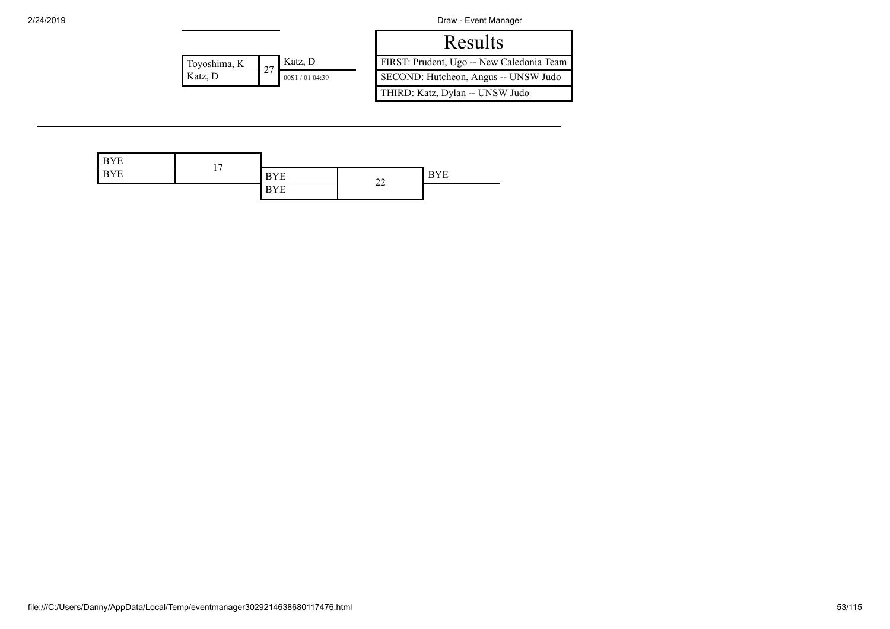Toyoshima, K
Katz, D

27

Katz, D
00S1 / 01 04:39

| Results |
|---|
| FIRST: Prudent, Ugo -- New Caledonia Team |
| SECOND: Hutcheon, Angus -- UNSW Judo |
| THIRD: Katz, Dylan -- UNSW Judo |

---

BYE
BYE

17

BYE
BYE

22

BYE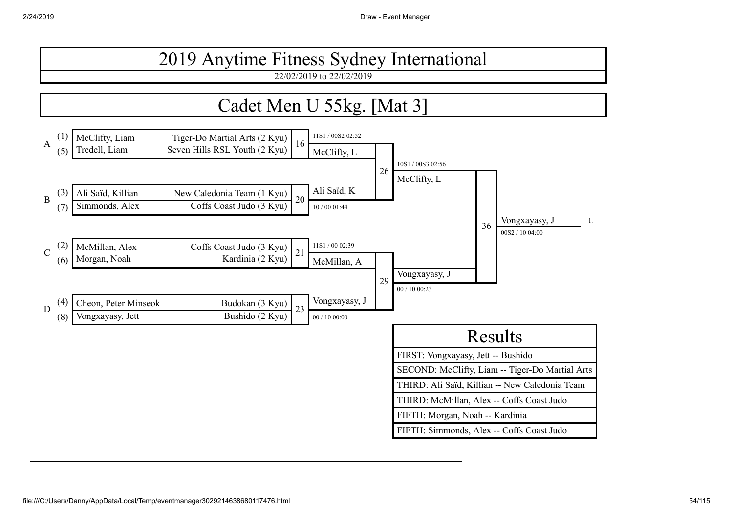# 2019 Anytime Fitness Sydney International

22/02/2019 to 22/02/2019

## Cadet Men U 55kg. [Mat 3]

A
(1) McClifty, Liam — Tiger-Do Martial Arts (2 Kyu)
(5) Tredell, Liam — Seven Hills RSL Youth (2 Kyu)
16
11S1 / 00S2 02:52
McClifty, L

B
(3) Ali Saïd, Killian — New Caledonia Team (1 Kyu)
(7) Simmonds, Alex — Coffs Coast Judo (3 Kyu)
20
Ali Saïd, K
10 / 00 01:44

26
10S1 / 00S3 02:56
McClifty, L

C
(2) McMillan, Alex — Coffs Coast Judo (3 Kyu)
(6) Morgan, Noah — Kardinia (2 Kyu)
21
11S1 / 00 02:39
McMillan, A

D
(4) Cheon, Peter Minseok — Budokan (3 Kyu)
(8) Vongxayasy, Jett — Bushido (2 Kyu)
23
Vongxayasy, J
00 / 10 00:00

29
Vongxayasy, J
00 / 10 00:23

36
Vongxayasy, J
00S2 / 10 04:00
1.

| Results |
|---|
| FIRST: Vongxayasy, Jett -- Bushido |
| SECOND: McClifty, Liam -- Tiger-Do Martial Arts |
| THIRD: Ali Saïd, Killian -- New Caledonia Team |
| THIRD: McMillan, Alex -- Coffs Coast Judo |
| FIFTH: Morgan, Noah -- Kardinia |
| FIFTH: Simmonds, Alex -- Coffs Coast Judo |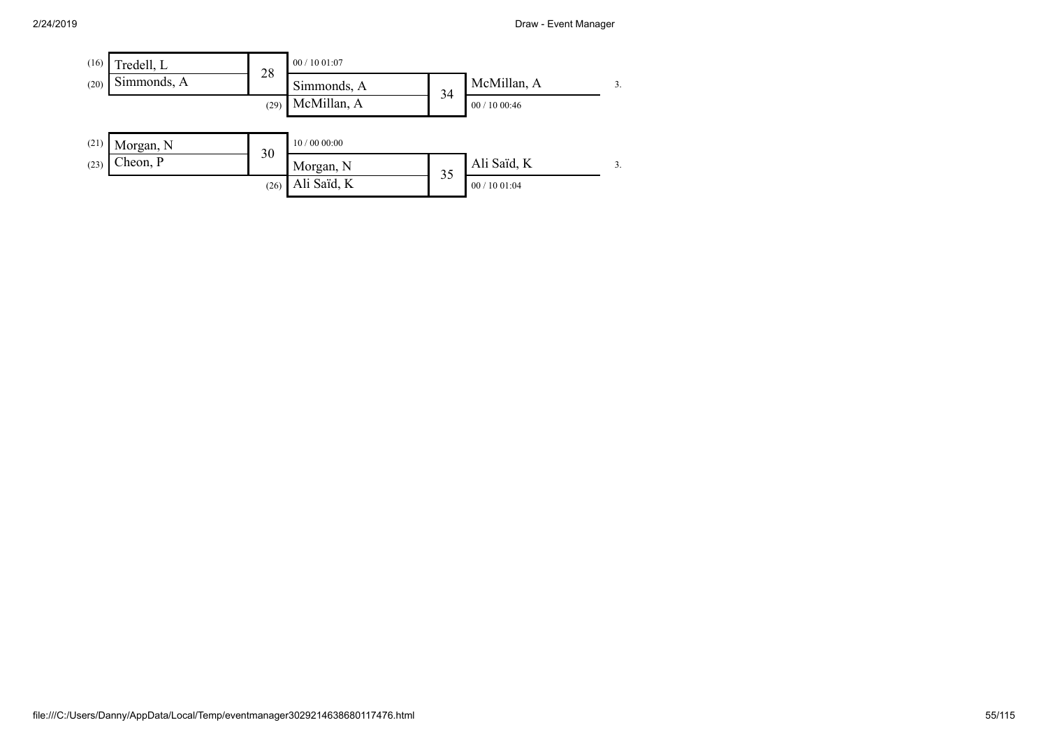(16) Tredell, L
(20) Simmonds, A

28

00 / 10 01:07

Simmonds, A
(29) McMillan, A

34

McMillan, A — 3.

00 / 10 00:46

(21) Morgan, N
(23) Cheon, P

30

10 / 00 00:00

Morgan, N
(26) Ali Saïd, K

35

Ali Saïd, K — 3.

00 / 10 01:04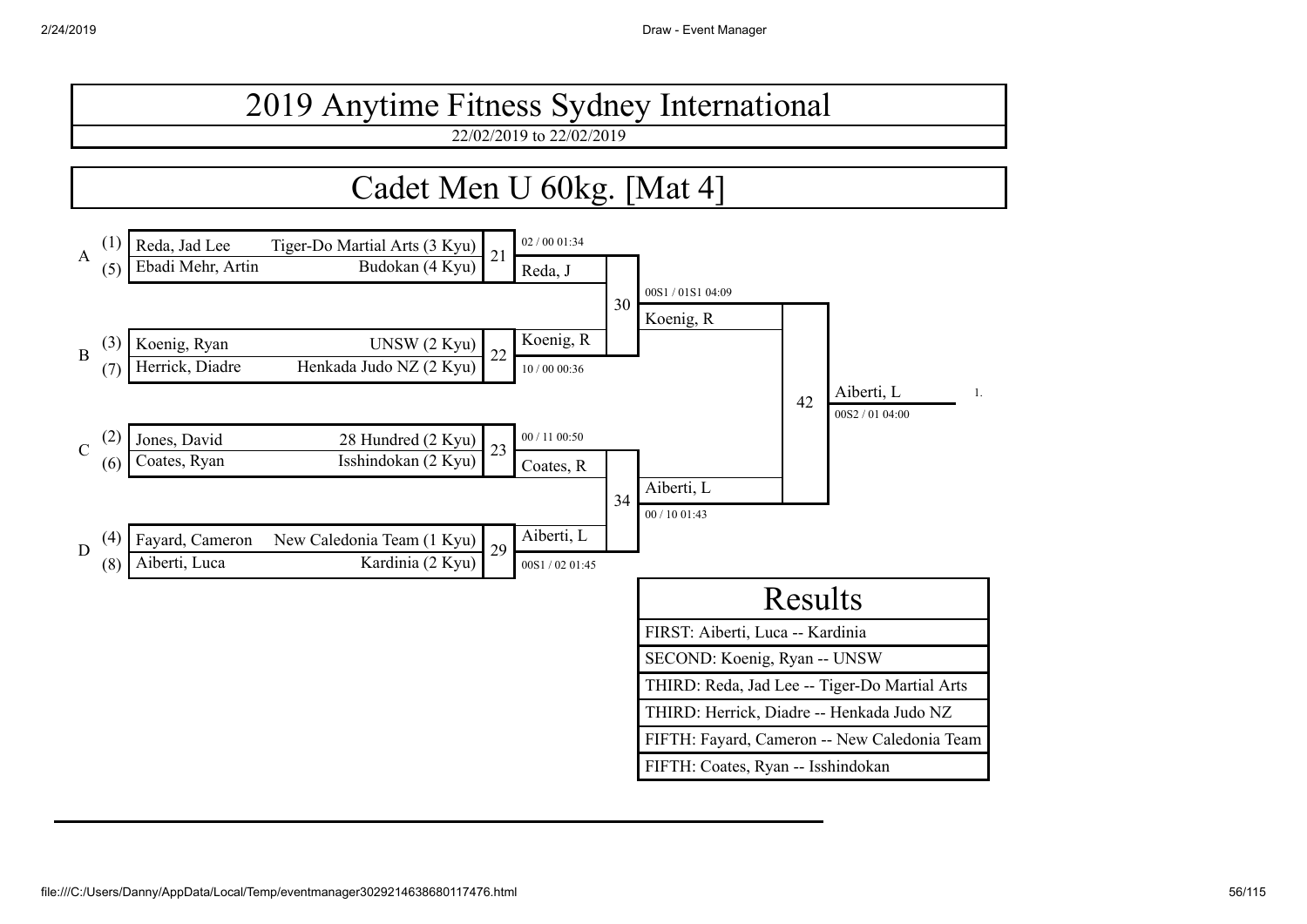# 2019 Anytime Fitness Sydney International

22/02/2019 to 22/02/2019

## Cadet Men U 60kg. [Mat 4]

| Pool | Seed | Name | Club | Contest |
|---|---|---|---|---|
| A | (1) | Reda, Jad Lee | Tiger-Do Martial Arts (3 Kyu) | 21 |
| | (5) | Ebadi Mehr, Artin | Budokan (4 Kyu) | |
| B | (3) | Koenig, Ryan | UNSW (2 Kyu) | 22 |
| | (7) | Herrick, Diadre | Henkada Judo NZ (2 Kyu) | |
| C | (2) | Jones, David | 28 Hundred (2 Kyu) | 23 |
| | (6) | Coates, Ryan | Isshindokan (2 Kyu) | |
| D | (4) | Fayard, Cameron | New Caledonia Team (1 Kyu) | 29 |
| | (8) | Aiberti, Luca | Kardinia (2 Kyu) | |

02 / 00 01:34
Reda, J

30

Koenig, R
10 / 00 00:36

00S1 / 01S1 04:09
Koenig, R

42

Aiberti, L
00S2 / 01 04:00

1.

00 / 11 00:50
Coates, R

34

Aiberti, L
00S1 / 02 01:45

Aiberti, L
00 / 10 01:43

### Results

| Results |
|---|
| FIRST: Aiberti, Luca -- Kardinia |
| SECOND: Koenig, Ryan -- UNSW |
| THIRD: Reda, Jad Lee -- Tiger-Do Martial Arts |
| THIRD: Herrick, Diadre -- Henkada Judo NZ |
| FIFTH: Fayard, Cameron -- New Caledonia Team |
| FIFTH: Coates, Ryan -- Isshindokan |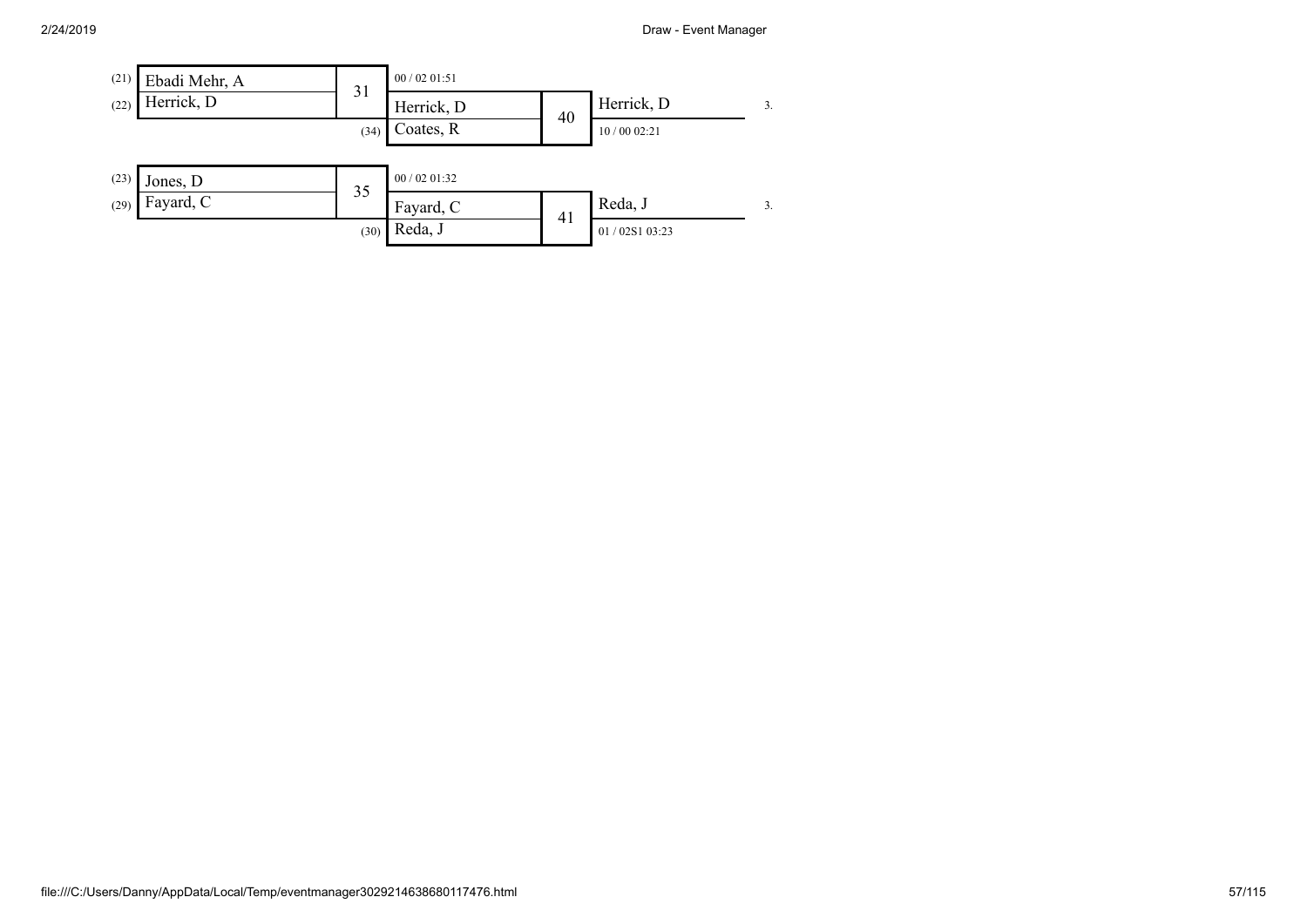(21) Ebadi Mehr, A
(22) Herrick, D

31

00 / 02 01:51

Herrick, D
(34) Coates, R

40

Herrick, D
10 / 00 02:21

3.

(23) Jones, D
(29) Fayard, C

35

00 / 02 01:32

Fayard, C
(30) Reda, J

41

Reda, J
01 / 02S1 03:23

3.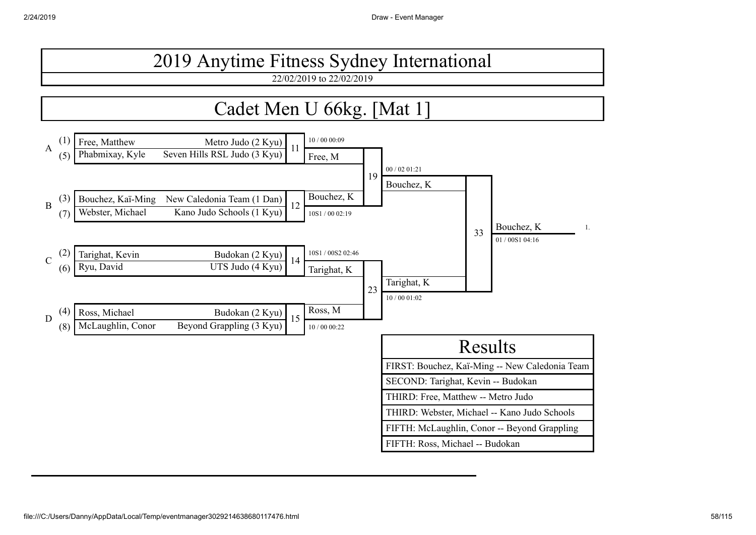# 2019 Anytime Fitness Sydney International

22/02/2019 to 22/02/2019

## Cadet Men U 66kg. [Mat 1]

| Pool | Seed | Name | Club | Match | Winner | Score |
|---|---|---|---|---|---|---|
| A | (1) | Free, Matthew | Metro Judo (2 Kyu) | 11 | Free, M | 10 / 00 00:09 |
| | (5) | Phabmixay, Kyle | Seven Hills RSL Judo (3 Kyu) | | | |
| B | (3) | Bouchez, Kaï-Ming | New Caledonia Team (1 Dan) | 12 | Bouchez, K | 10S1 / 00 02:19 |
| | (7) | Webster, Michael | Kano Judo Schools (1 Kyu) | | | |
| C | (2) | Tarighat, Kevin | Budokan (2 Kyu) | 14 | Tarighat, K | 10S1 / 00S2 02:46 |
| | (6) | Ryu, David | UTS Judo (4 Kyu) | | | |
| D | (4) | Ross, Michael | Budokan (2 Kyu) | 15 | Ross, M | 10 / 00 00:22 |
| | (8) | McLaughlin, Conor | Beyond Grappling (3 Kyu) | | | |

| Match | Contestants | Winner | Score |
|---|---|---|---|
| 19 | Free, M vs Bouchez, K | Bouchez, K | 00 / 02 01:21 |
| 23 | Tarighat, K vs Ross, M | Tarighat, K | 10 / 00 01:02 |
| 33 | Bouchez, K vs Tarighat, K | Bouchez, K (1.) | 01 / 00S1 04:16 |

### Results

| Results |
|---|
| FIRST: Bouchez, Kaï-Ming -- New Caledonia Team |
| SECOND: Tarighat, Kevin -- Budokan |
| THIRD: Free, Matthew -- Metro Judo |
| THIRD: Webster, Michael -- Kano Judo Schools |
| FIFTH: McLaughlin, Conor -- Beyond Grappling |
| FIFTH: Ross, Michael -- Budokan |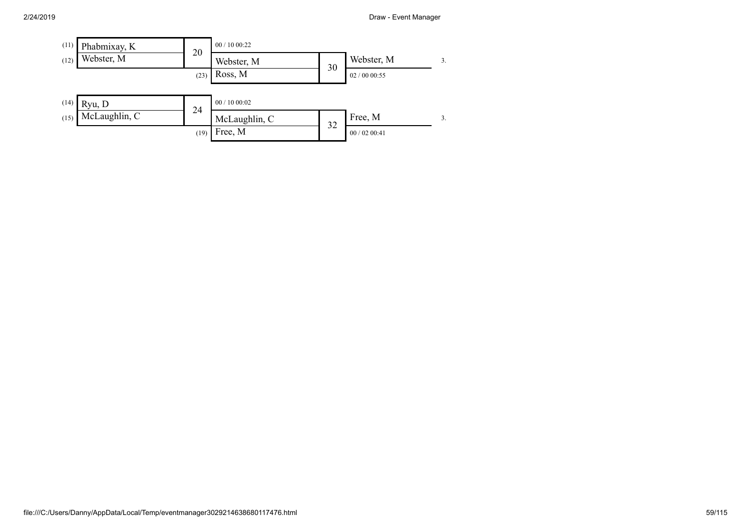(11) Phabmixay, K
(12) Webster, M

20

00 / 10 00:22

Webster, M
(23) Ross, M

30

Webster, M
02 / 00 00:55

3.

(14) Ryu, D
(15) McLaughlin, C

24

00 / 10 00:02

McLaughlin, C
(19) Free, M

32

Free, M
00 / 02 00:41

3.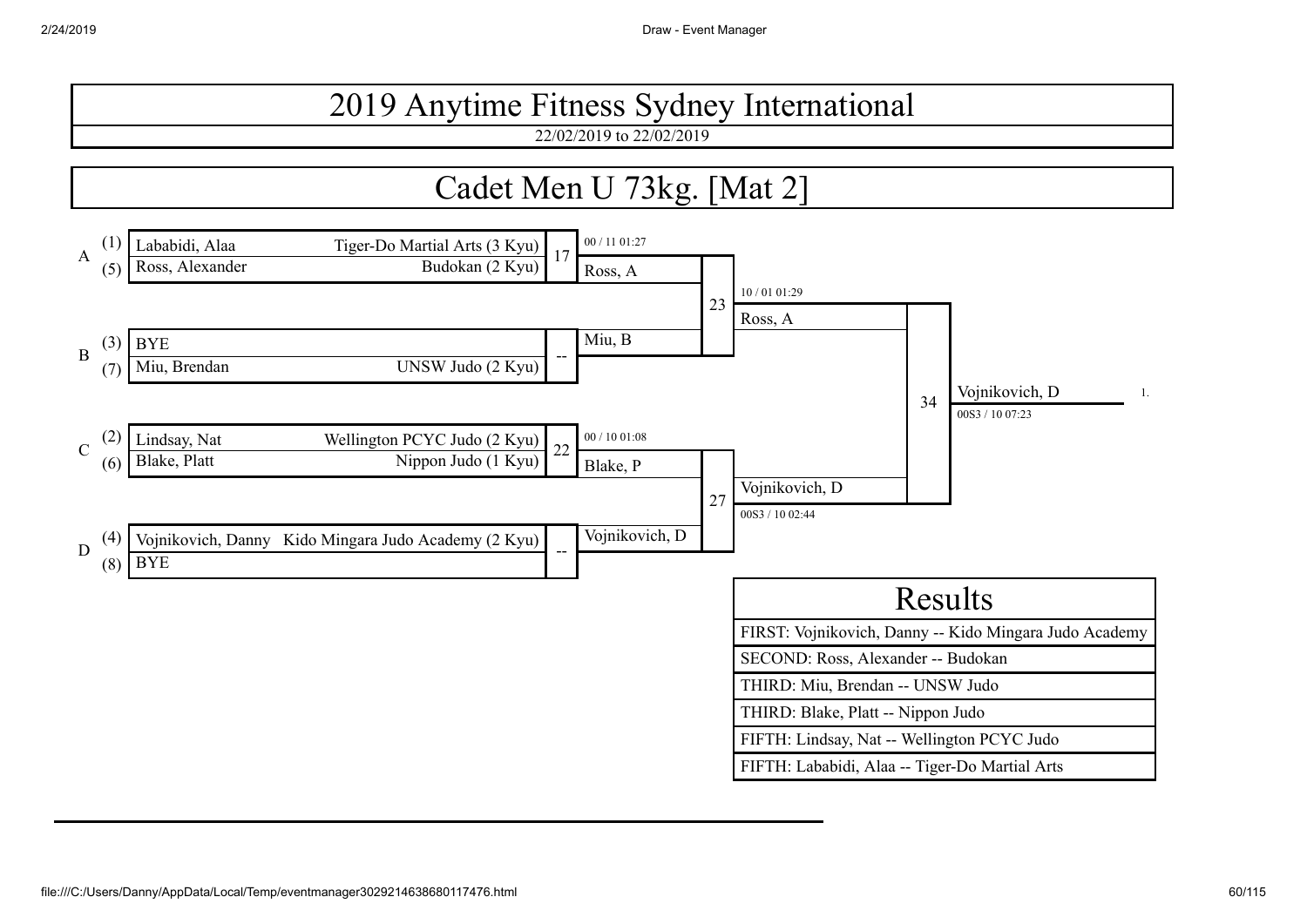# 2019 Anytime Fitness Sydney International

22/02/2019 to 22/02/2019

## Cadet Men U 73kg. [Mat 2]

A (1) Lababidi, Alaa — Tiger-Do Martial Arts (3 Kyu)
(5) Ross, Alexander — Budokan (2 Kyu)

17 — 00 / 11 01:27 — Ross, A

B (3) BYE
(7) Miu, Brendan — UNSW Judo (2 Kyu)

-- — Miu, B

23 — 10 / 01 01:29 — Ross, A

C (2) Lindsay, Nat — Wellington PCYC Judo (2 Kyu)
(6) Blake, Platt — Nippon Judo (1 Kyu)

22 — 00 / 10 01:08 — Blake, P

D (4) Vojnikovich, Danny — Kido Mingara Judo Academy (2 Kyu)
(8) BYE

-- — Vojnikovich, D

27 — Vojnikovich, D — 00S3 / 10 02:44

34 — Vojnikovich, D — 00S3 / 10 07:23 — 1.

| Results |
|---|
| FIRST: Vojnikovich, Danny -- Kido Mingara Judo Academy |
| SECOND: Ross, Alexander -- Budokan |
| THIRD: Miu, Brendan -- UNSW Judo |
| THIRD: Blake, Platt -- Nippon Judo |
| FIFTH: Lindsay, Nat -- Wellington PCYC Judo |
| FIFTH: Lababidi, Alaa -- Tiger-Do Martial Arts |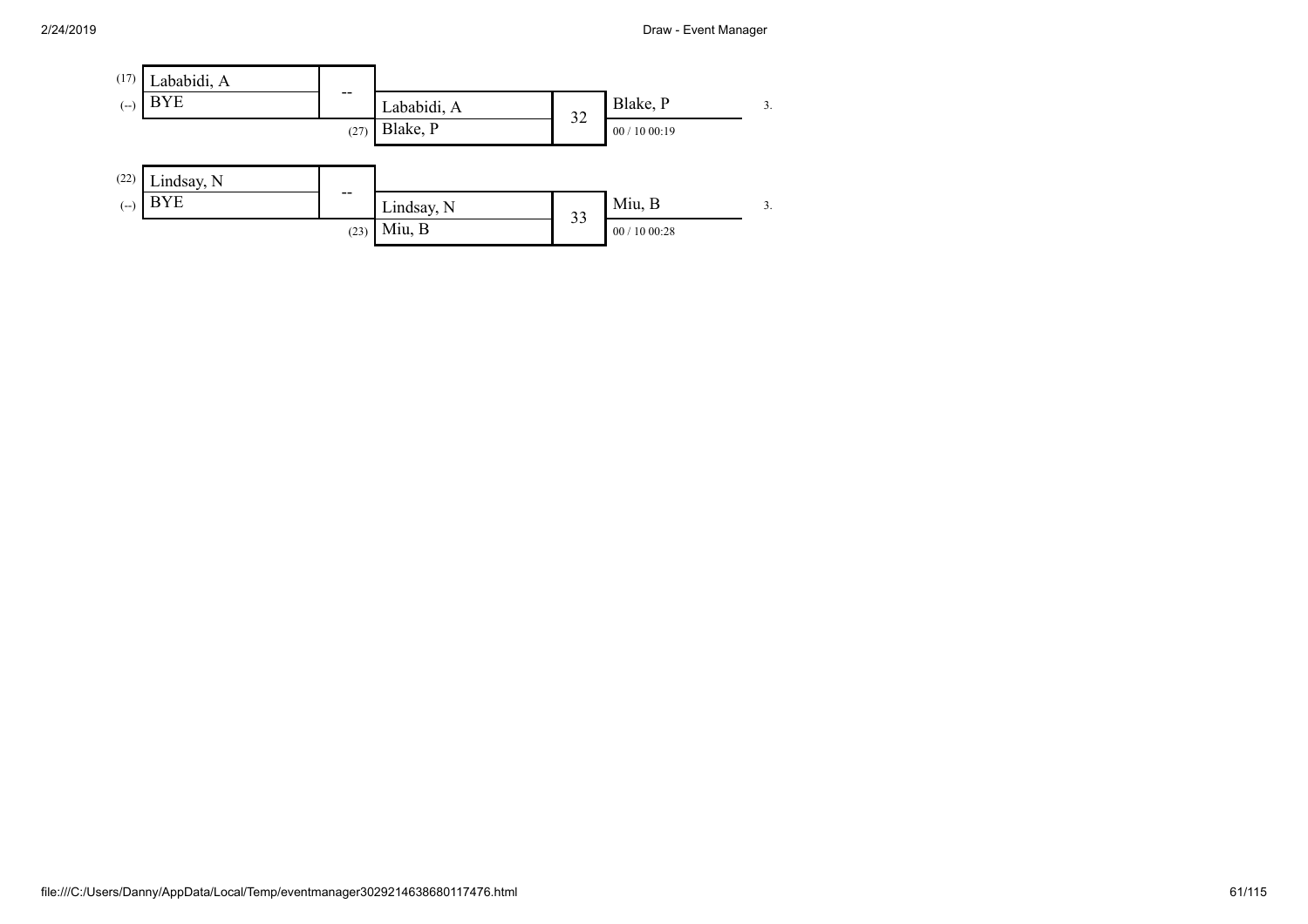| | | | | | |
|---|---|---|---|---|---|
| (17) | Lababidi, A | -- | | | |
| (--) | BYE | | Lababidi, A | 32 | Blake, P |
| | | (27) | Blake, P | | 00 / 10 00:19 |

3.

| | | | | | |
|---|---|---|---|---|---|
| (22) | Lindsay, N | -- | | | |
| (--) | BYE | | Lindsay, N | 33 | Miu, B |
| | | (23) | Miu, B | | 00 / 10 00:28 |

3.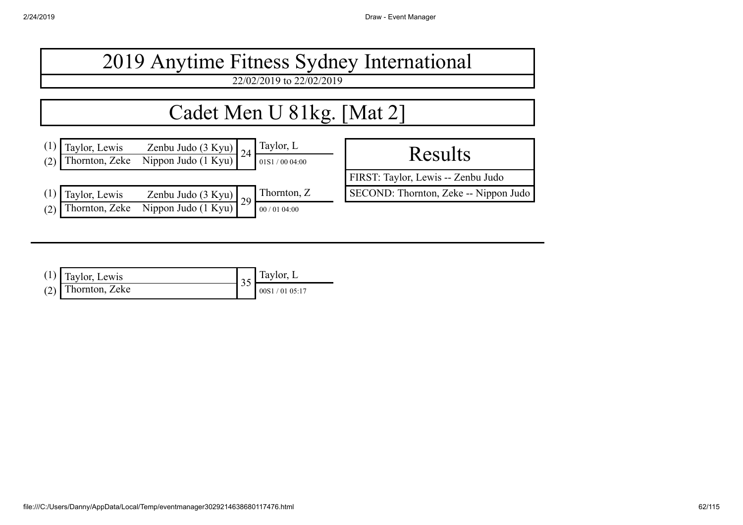# 2019 Anytime Fitness Sydney International

22/02/2019 to 22/02/2019

## Cadet Men U 81kg. [Mat 2]

| | | | | | |
|---|---|---|---|---|---|
| (1) | Taylor, Lewis | Zenbu Judo (3 Kyu) | 24 | Taylor, L | |
| (2) | Thornton, Zeke | Nippon Judo (1 Kyu) | | 01S1 / 00 04:00 | |

| | | | | | |
|---|---|---|---|---|---|
| (1) | Taylor, Lewis | Zenbu Judo (3 Kyu) | 29 | Thornton, Z | |
| (2) | Thornton, Zeke | Nippon Judo (1 Kyu) | | 00 / 01 04:00 | |

## Results

FIRST: Taylor, Lewis -- Zenbu Judo

SECOND: Thornton, Zeke -- Nippon Judo

---

| | | | | |
|---|---|---|---|---|
| (1) | Taylor, Lewis | 35 | Taylor, L | |
| (2) | Thornton, Zeke | | 00S1 / 01 05:17 | |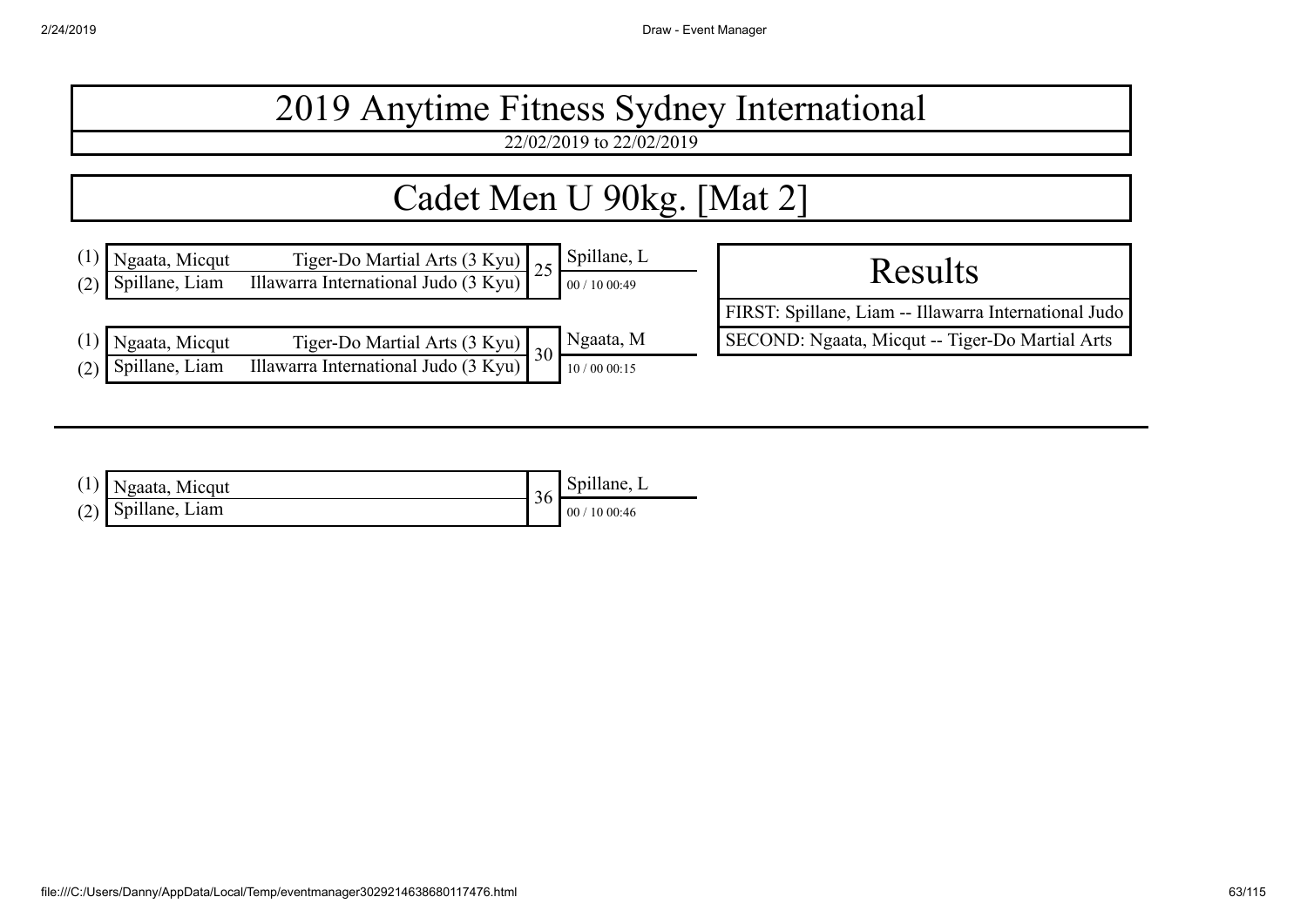# 2019 Anytime Fitness Sydney International

22/02/2019 to 22/02/2019

## Cadet Men U 90kg. [Mat 2]

| | | | | |
|---|---|---|---|---|
| (1) | Ngaata, Micqut | Tiger-Do Martial Arts (3 Kyu) | 25 | Spillane, L |
| (2) | Spillane, Liam | Illawarra International Judo (3 Kyu) | | 00 / 10 00:49 |

| | | | | |
|---|---|---|---|---|
| (1) | Ngaata, Micqut | Tiger-Do Martial Arts (3 Kyu) | 30 | Ngaata, M |
| (2) | Spillane, Liam | Illawarra International Judo (3 Kyu) | | 10 / 00 00:15 |

### Results

FIRST: Spillane, Liam -- Illawarra International Judo

SECOND: Ngaata, Micqut -- Tiger-Do Martial Arts

---

| | | | |
|---|---|---|---|
| (1) | Ngaata, Micqut | 36 | Spillane, L |
| (2) | Spillane, Liam | | 00 / 10 00:46 |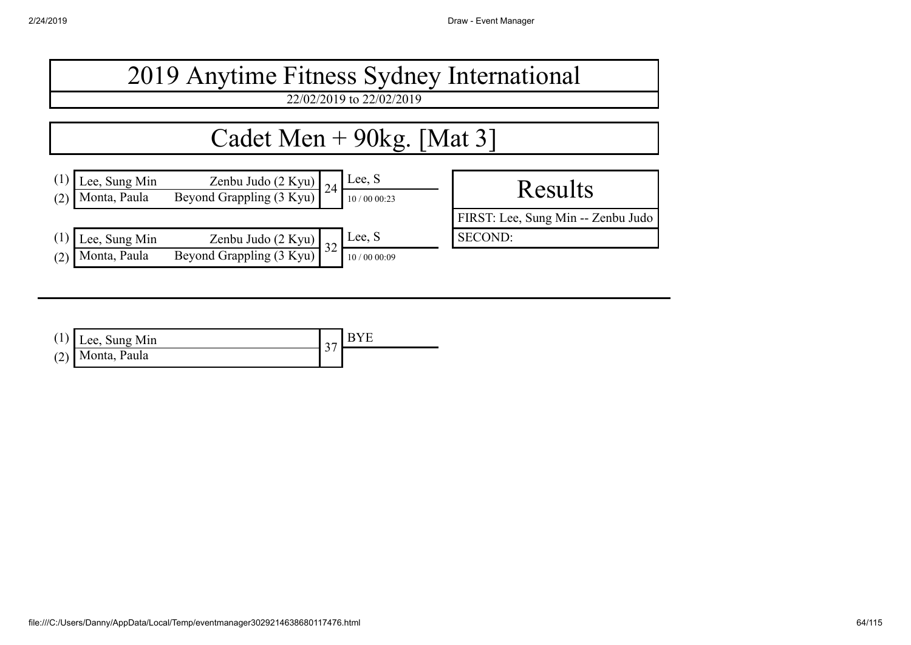# 2019 Anytime Fitness Sydney International

22/02/2019 to 22/02/2019

## Cadet Men + 90kg. [Mat 3]

| | | | | |
|---|---|---|---|---|
| (1) | Lee, Sung Min | Zenbu Judo (2 Kyu) | 24 | Lee, S |
| (2) | Monta, Paula | Beyond Grappling (3 Kyu) | | 10 / 00 00:23 |

| | | | | |
|---|---|---|---|---|
| (1) | Lee, Sung Min | Zenbu Judo (2 Kyu) | 32 | Lee, S |
| (2) | Monta, Paula | Beyond Grappling (3 Kyu) | | 10 / 00 00:09 |

### Results

FIRST: Lee, Sung Min -- Zenbu Judo

SECOND:

---

| | | | |
|---|---|---|---|
| (1) | Lee, Sung Min | 37 | BYE |
| (2) | Monta, Paula | | |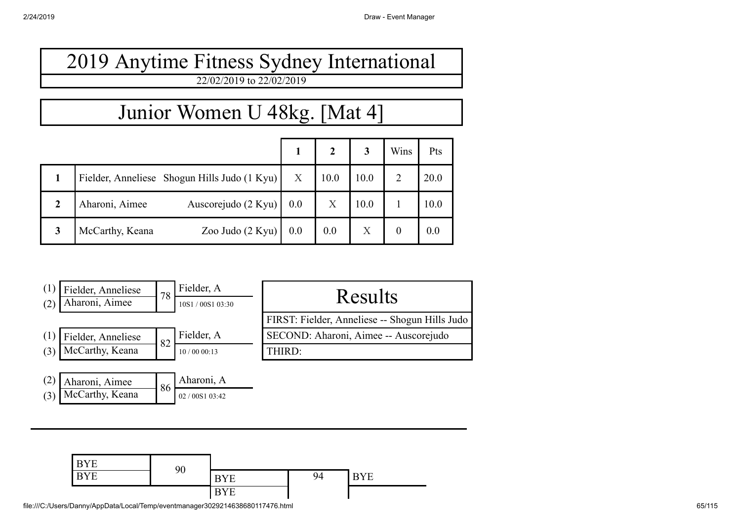# 2019 Anytime Fitness Sydney International

22/02/2019 to 22/02/2019

## Junior Women U 48kg. [Mat 4]

| | | 1 | 2 | 3 | Wins | Pts |
|---|---|---|---|---|---|---|
| 1 | Fielder, Anneliese Shogun Hills Judo (1 Kyu) | X | 10.0 | 10.0 | 2 | 20.0 |
| 2 | Aharoni, Aimee Auscorejudo (2 Kyu) | 0.0 | X | 10.0 | 1 | 10.0 |
| 3 | McCarthy, Keana Zoo Judo (2 Kyu) | 0.0 | 0.0 | X | 0 | 0.0 |

(1) Fielder, Anneliese
(2) Aharoni, Aimee
78 — Fielder, A
10S1 / 00S1 03:30

(1) Fielder, Anneliese
(3) McCarthy, Keana
82 — Fielder, A
10 / 00 00:13

(2) Aharoni, Aimee
(3) McCarthy, Keana
86 — Aharoni, A
02 / 00S1 03:42

| Results |
|---|
| FIRST: Fielder, Anneliese -- Shogun Hills Judo |
| SECOND: Aharoni, Aimee -- Auscorejudo |
| THIRD: |

---

BYE
BYE
90 — BYE

BYE
94 — BYE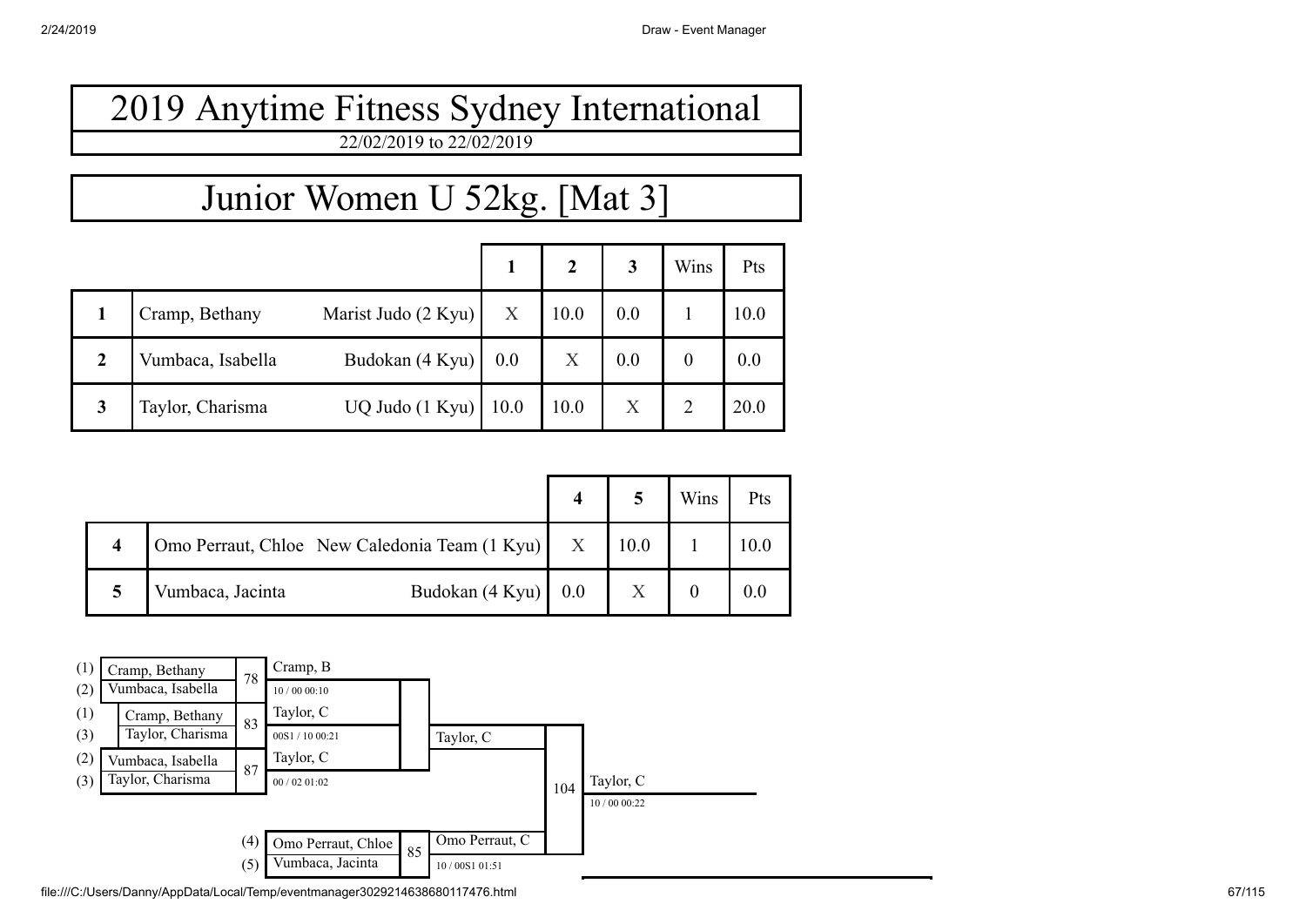# 2019 Anytime Fitness Sydney International

22/02/2019 to 22/02/2019

## Junior Women U 52kg. [Mat 3]

| | | | 1 | 2 | 3 | Wins | Pts |
|---|---|---|---|---|---|---|---|
| 1 | Cramp, Bethany | Marist Judo (2 Kyu) | X | 10.0 | 0.0 | 1 | 10.0 |
| 2 | Vumbaca, Isabella | Budokan (4 Kyu) | 0.0 | X | 0.0 | 0 | 0.0 |
| 3 | Taylor, Charisma | UQ Judo (1 Kyu) | 10.0 | 10.0 | X | 2 | 20.0 |

| | | | 4 | 5 | Wins | Pts |
|---|---|---|---|---|---|---|
| 4 | Omo Perraut, Chloe | New Caledonia Team (1 Kyu) | X | 10.0 | 1 | 10.0 |
| 5 | Vumbaca, Jacinta | Budokan (4 Kyu) | 0.0 | X | 0 | 0.0 |

(1) Cramp, Bethany
(2) Vumbaca, Isabella
78
Cramp, B
10 / 00 00:10

(1) Cramp, Bethany
(3) Taylor, Charisma
83
Taylor, C
00S1 / 10 00:21

(2) Vumbaca, Isabella
(3) Taylor, Charisma
87
Taylor, C
00 / 02 01:02

Taylor, C

(4) Omo Perraut, Chloe
(5) Vumbaca, Jacinta
85
Omo Perraut, C
10 / 00S1 01:51

104
Taylor, C
10 / 00 00:22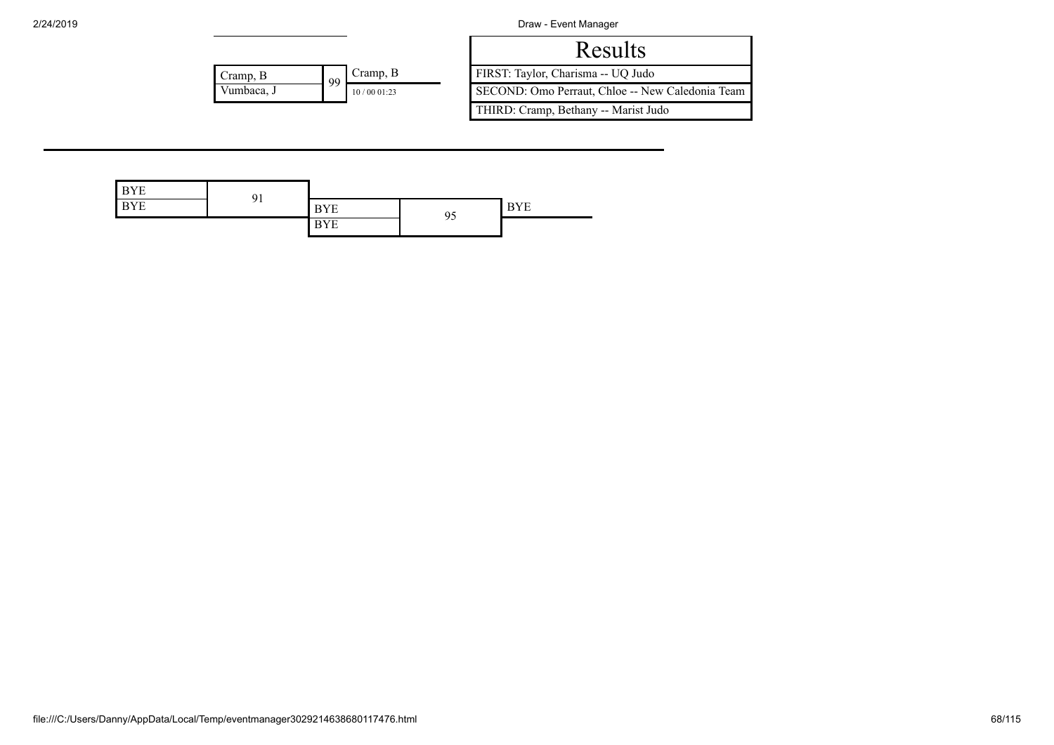| | | |
|---|---|---|
| Cramp, B | 99 | Cramp, B |
| Vumbaca, J | | 10 / 00 01:23 |

# Results

| |
|---|
| FIRST: Taylor, Charisma -- UQ Judo |
| SECOND: Omo Perraut, Chloe -- New Caledonia Team |
| THIRD: Cramp, Bethany -- Marist Judo |

| | |
|---|---|
| BYE | 91 |
| BYE | |

| | | |
|---|---|---|
| BYE | 95 | BYE |
| BYE | | |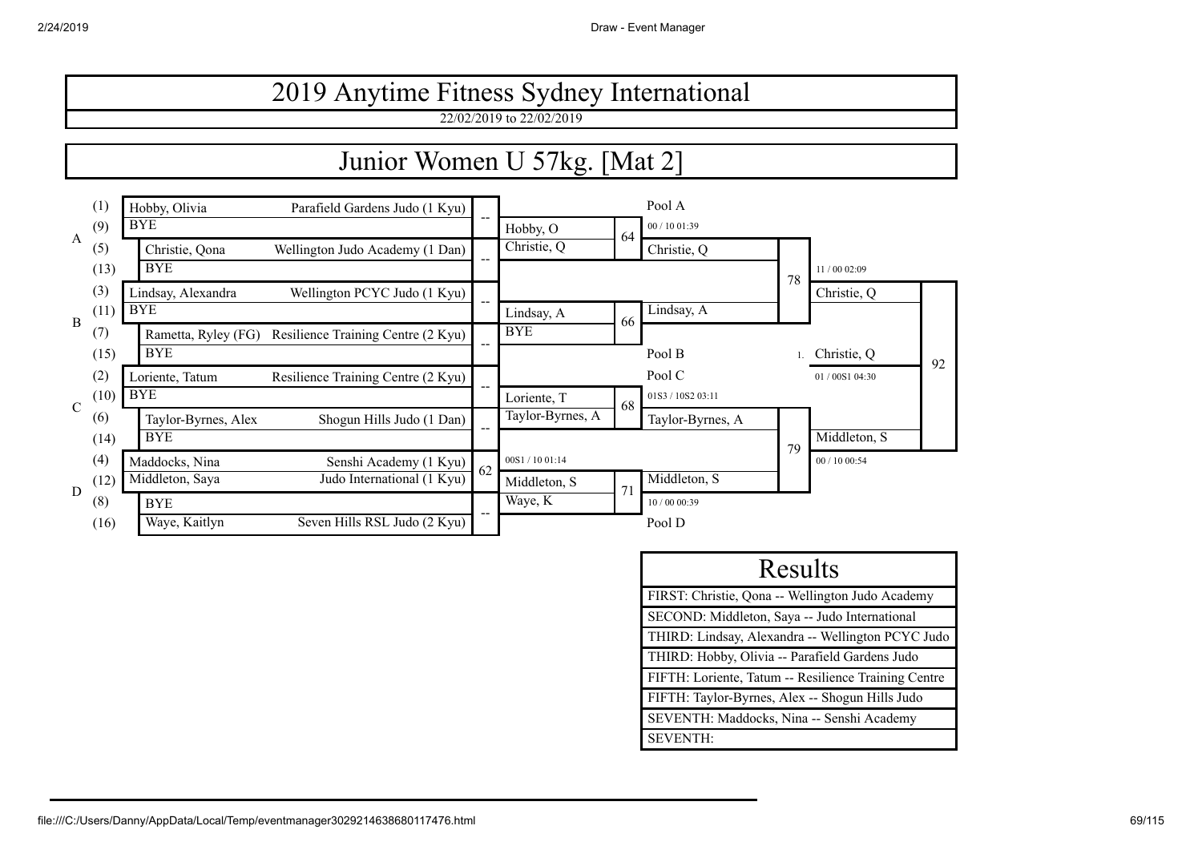# 2019 Anytime Fitness Sydney International

22/02/2019 to 22/02/2019

## Junior Women U 57kg. [Mat 2]

| Pool | Seed | Name | Club | Match | Round 2 | Match | Round 3 | Match | Final | Match |
|---|---|---|---|---|---|---|---|---|---|---|
| A | (1) | Hobby, Olivia | Parafield Gardens Judo (1 Kyu) | -- | Hobby, O | 64 | Christie, Q | 78 | Christie, Q | 92 |
| | (9) | BYE | | | Christie, Q | | 00 / 10 01:39 | | 11 / 00 02:09 | |
| | (5) | Christie, Qona | Wellington Judo Academy (1 Dan) | -- | | | | | | |
| | (13) | BYE | | | | | | | | |
| B | (3) | Lindsay, Alexandra | Wellington PCYC Judo (1 Kyu) | -- | Lindsay, A | 66 | Lindsay, A | | | |
| | (11) | BYE | | | BYE | | | | | |
| | (7) | Rametta, Ryley (FG) | Resilience Training Centre (2 Kyu) | -- | | | | | | |
| | (15) | BYE | | | | | | | 1. Christie, Q | |
| C | (2) | Loriente, Tatum | Resilience Training Centre (2 Kyu) | -- | Loriente, T | 68 | Taylor-Byrnes, A | 79 | Middleton, S | |
| | (10) | BYE | | | Taylor-Byrnes, A | | 01S3 / 10S2 03:11 | | 01 / 00S1 04:30 | |
| | (6) | Taylor-Byrnes, Alex | Shogun Hills Judo (1 Dan) | -- | | | | | | |
| | (14) | BYE | | | | | | | | |
| D | (4) | Maddocks, Nina | Senshi Academy (1 Kyu) | 62 | Middleton, S | 71 | Middleton, S | | 00 / 10 00:54 | |
| | (12) | Middleton, Saya | Judo International (1 Kyu) | | Waye, K | | 10 / 00 00:39 | | | |
| | (8) | BYE | | -- | 00S1 / 10 01:14 | | | | | |
| | (16) | Waye, Kaitlyn | Seven Hills RSL Judo (2 Kyu) | | | | | | | |

Pool A

Pool B

Pool C

Pool D

## Results

| Results |
|---|
| FIRST: Christie, Qona -- Wellington Judo Academy |
| SECOND: Middleton, Saya -- Judo International |
| THIRD: Lindsay, Alexandra -- Wellington PCYC Judo |
| THIRD: Hobby, Olivia -- Parafield Gardens Judo |
| FIFTH: Loriente, Tatum -- Resilience Training Centre |
| FIFTH: Taylor-Byrnes, Alex -- Shogun Hills Judo |
| SEVENTH: Maddocks, Nina -- Senshi Academy |
| SEVENTH: |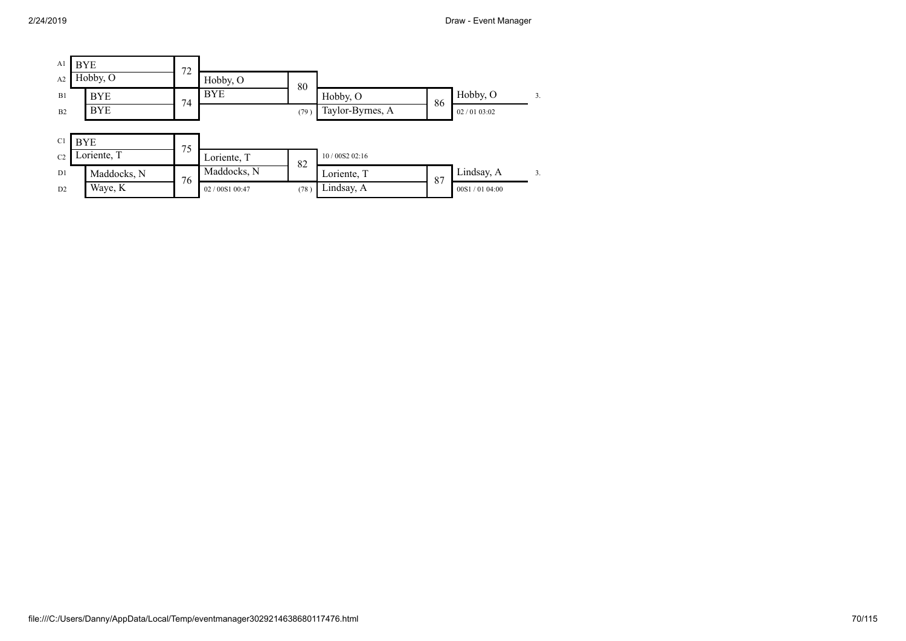| Seed | Player | Match | Player | Match | Player | Match | Result | |
|---|---|---|---|---|---|---|---|---|
| A1 | BYE | 72 | Hobby, O | 80 | Hobby, O | 86 | Hobby, O | 3. |
| A2 | Hobby, O | | BYE | (79) | Taylor-Byrnes, A | | 02 / 01 03:02 | |
| B1 | BYE | 74 | | | | | | |
| B2 | BYE | | | | | | | |
| C1 | BYE | 75 | Loriente, T | 82 | 10 / 00S2 02:16 | | | |
| C2 | Loriente, T | | Maddocks, N | (78) | Loriente, T | 87 | Lindsay, A | 3. |
| D1 | Maddocks, N | 76 | 02 / 00S1 00:47 | | Lindsay, A | | 00S1 / 01 04:00 | |
| D2 | Waye, K | | | | | | | |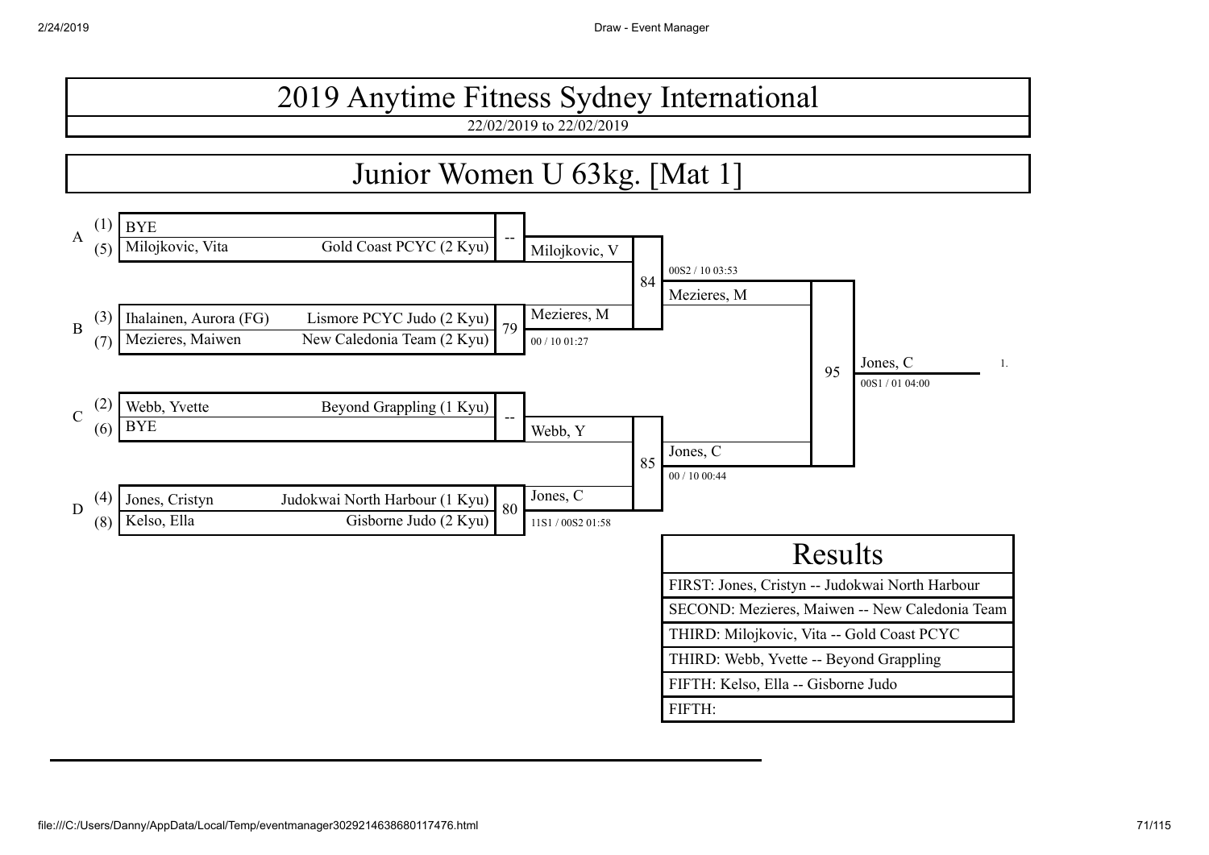# 2019 Anytime Fitness Sydney International

22/02/2019 to 22/02/2019

## Junior Women U 63kg. [Mat 1]

A
(1) BYE
(5) Milojkovic, Vita — Gold Coast PCYC (2 Kyu)
--
Milojkovic, V

B
(3) Ihalainen, Aurora (FG) — Lismore PCYC Judo (2 Kyu)
(7) Mezieres, Maiwen — New Caledonia Team (2 Kyu)
79
Mezieres, M
00 / 10 01:27

84
00S2 / 10 03:53
Mezieres, M

C
(2) Webb, Yvette — Beyond Grappling (1 Kyu)
(6) BYE
--
Webb, Y

D
(4) Jones, Cristyn — Judokwai North Harbour (1 Kyu)
(8) Kelso, Ella — Gisborne Judo (2 Kyu)
80
Jones, C
11S1 / 00S2 01:58

85
Jones, C
00 / 10 00:44

95
Jones, C
00S1 / 01 04:00
1.

| Results |
|---|
| FIRST: Jones, Cristyn -- Judokwai North Harbour |
| SECOND: Mezieres, Maiwen -- New Caledonia Team |
| THIRD: Milojkovic, Vita -- Gold Coast PCYC |
| THIRD: Webb, Yvette -- Beyond Grappling |
| FIFTH: Kelso, Ella -- Gisborne Judo |
| FIFTH: |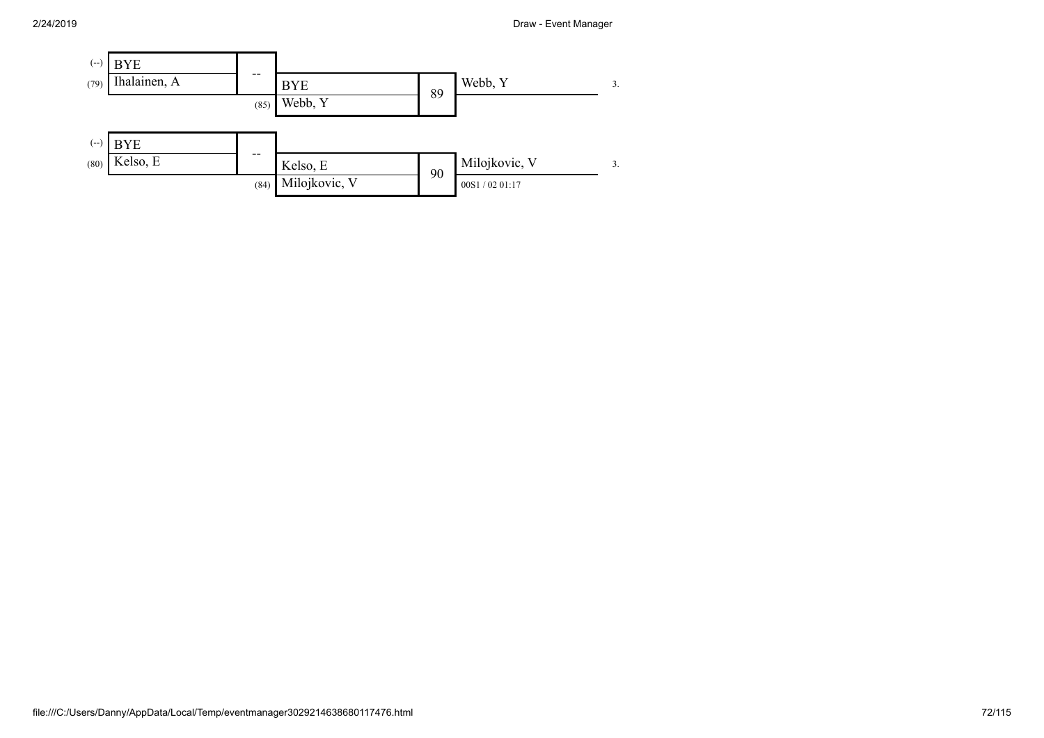(--) BYE
(79) Ihalainen, A

--

BYE
(85) Webb, Y

89

Webb, Y

3.

(--) BYE
(80) Kelso, E

--

Kelso, E
(84) Milojkovic, V

90

Milojkovic, V

00S1 / 02 01:17

3.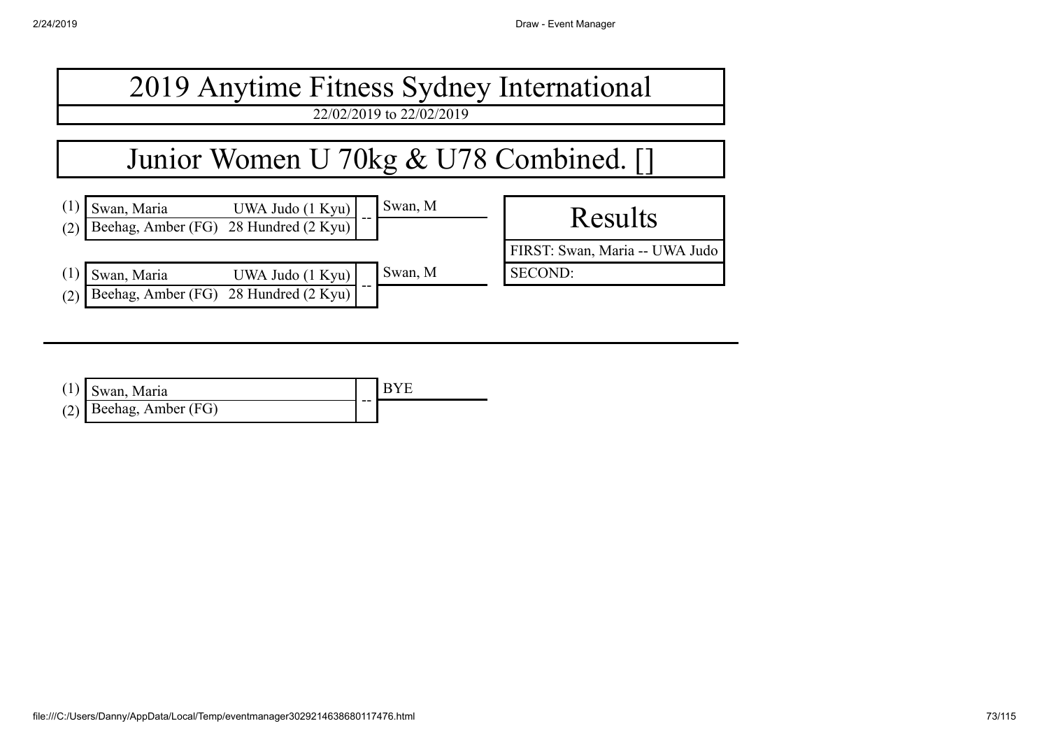# 2019 Anytime Fitness Sydney International

22/02/2019 to 22/02/2019

## Junior Women U 70kg & U78 Combined. []

| | Competitor | Club | Score | Winner |
|---|---|---|---|---|
| (1) | Swan, Maria | UWA Judo (1 Kyu) | -- | Swan, M |
| (2) | Beehag, Amber (FG) | 28 Hundred (2 Kyu) | | |

| | Competitor | Club | Score | Winner |
|---|---|---|---|---|
| (1) | Swan, Maria | UWA Judo (1 Kyu) | -- | Swan, M |
| (2) | Beehag, Amber (FG) | 28 Hundred (2 Kyu) | | |

| Results |
|---|
| FIRST: Swan, Maria -- UWA Judo |
| SECOND: |

---

| | Competitor | Score | Winner |
|---|---|---|---|
| (1) | Swan, Maria | -- | BYE |
| (2) | Beehag, Amber (FG) | | |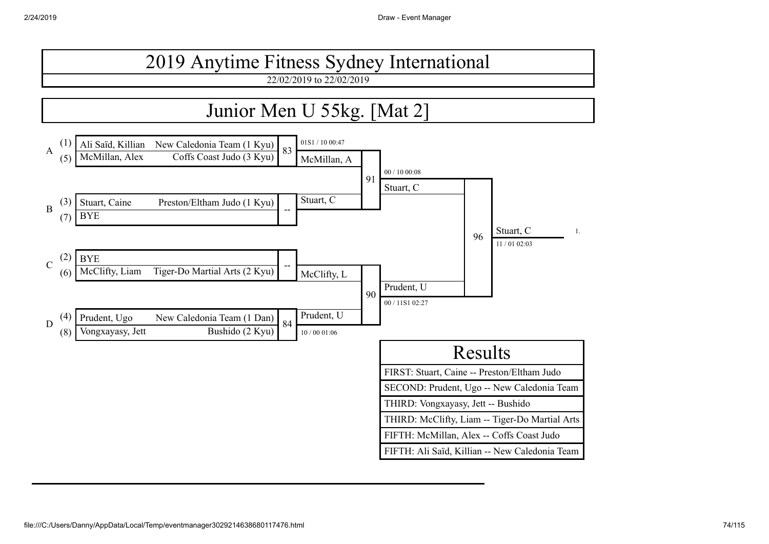# 2019 Anytime Fitness Sydney International

22/02/2019 to 22/02/2019

## Junior Men U 55kg. [Mat 2]

A
(1) Ali Saïd, Killian New Caledonia Team (1 Kyu)
(5) McMillan, Alex Coffs Coast Judo (3 Kyu)
83

01S1 / 10 00:47
McMillan, A

B
(3) Stuart, Caine Preston/Eltham Judo (1 Kyu)
(7) BYE
--

Stuart, C

91

00 / 10 00:08
Stuart, C

C
(2) BYE
(6) McClifty, Liam Tiger-Do Martial Arts (2 Kyu)
--

McClifty, L

D
(4) Prudent, Ugo New Caledonia Team (1 Dan)
(8) Vongxayasy, Jett Bushido (2 Kyu)
84

Prudent, U
10 / 00 01:06

90

Prudent, U
00 / 11S1 02:27

96

Stuart, C
11 / 01 02:03

1.

| Results |
|---|
| FIRST: Stuart, Caine -- Preston/Eltham Judo |
| SECOND: Prudent, Ugo -- New Caledonia Team |
| THIRD: Vongxayasy, Jett -- Bushido |
| THIRD: McClifty, Liam -- Tiger-Do Martial Arts |
| FIFTH: McMillan, Alex -- Coffs Coast Judo |
| FIFTH: Ali Saïd, Killian -- New Caledonia Team |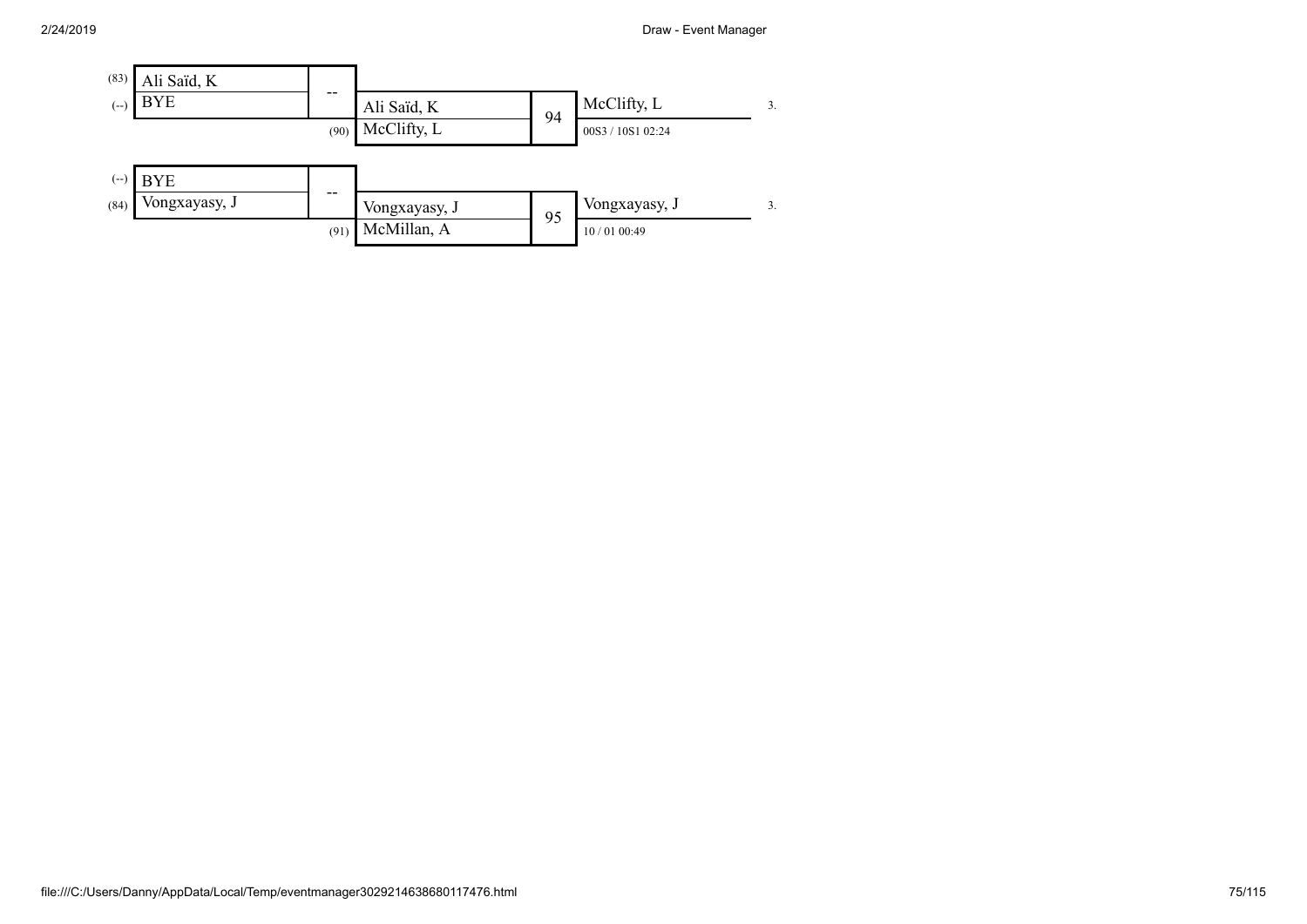(83) Ali Saïd, K
(--) BYE
--

Ali Saïd, K
(90) McClifty, L
94

McClifty, L
00S3 / 10S1 02:24

3.

(--) BYE
(84) Vongxayasy, J
--

Vongxayasy, J
(91) McMillan, A
95

Vongxayasy, J
10 / 01 00:49

3.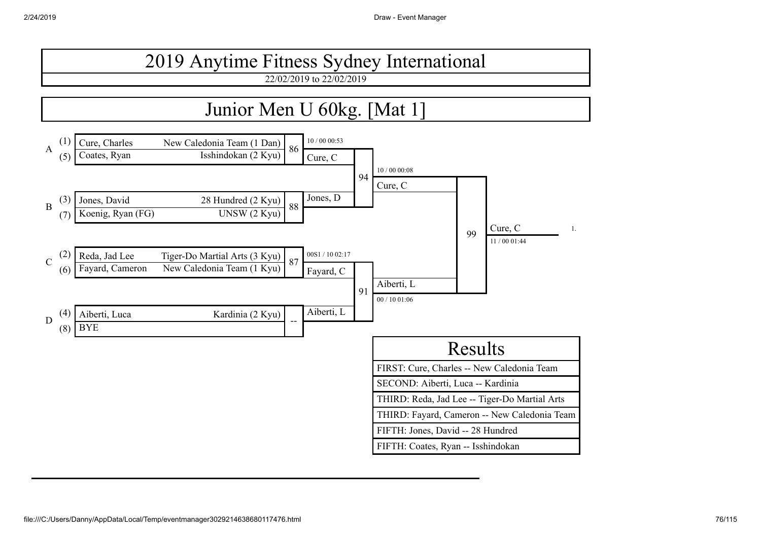# 2019 Anytime Fitness Sydney International

22/02/2019 to 22/02/2019

## Junior Men U 60kg. [Mat 1]

A
(1) Cure, Charles — New Caledonia Team (1 Dan)
(5) Coates, Ryan — Isshindokan (2 Kyu)
86

B
(3) Jones, David — 28 Hundred (2 Kyu)
(7) Koenig, Ryan (FG) — UNSW (2 Kyu)
88

C
(2) Reda, Jad Lee — Tiger-Do Martial Arts (3 Kyu)
(6) Fayard, Cameron — New Caledonia Team (1 Kyu)
87

D
(4) Aiberti, Luca — Kardinia (2 Kyu)
(8) BYE
--

10 / 00 00:53
Cure, C
Jones, D
94

00S1 / 10 02:17
Fayard, C
Aiberti, L
91

10 / 00 00:08
Cure, C
Aiberti, L
00 / 10 01:06
99

Cure, C
11 / 00 01:44
1.

## Results

FIRST: Cure, Charles -- New Caledonia Team

SECOND: Aiberti, Luca -- Kardinia

THIRD: Reda, Jad Lee -- Tiger-Do Martial Arts

THIRD: Fayard, Cameron -- New Caledonia Team

FIFTH: Jones, David -- 28 Hundred

FIFTH: Coates, Ryan -- Isshindokan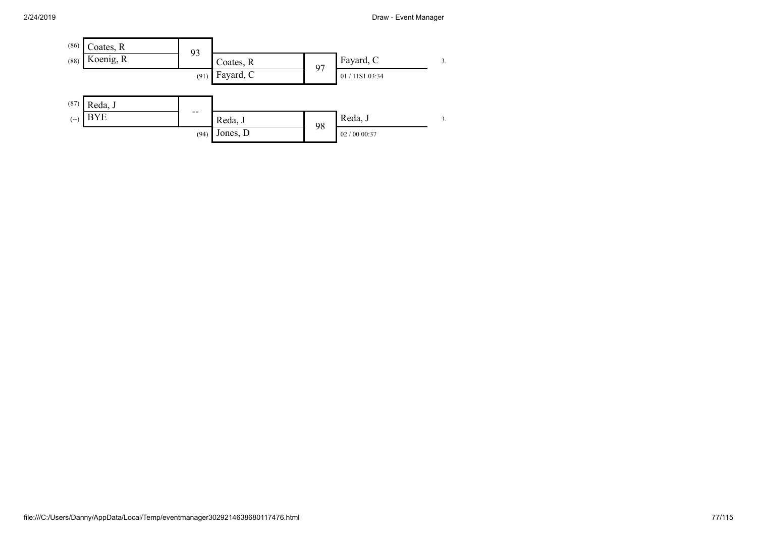(86) Coates, R
(88) Koenig, R

93

Coates, R
(91) Fayard, C

97

Fayard, C

01 / 11S1 03:34

3.

(87) Reda, J
(--) BYE

--

Reda, J
(94) Jones, D

98

Reda, J

02 / 00 00:37

3.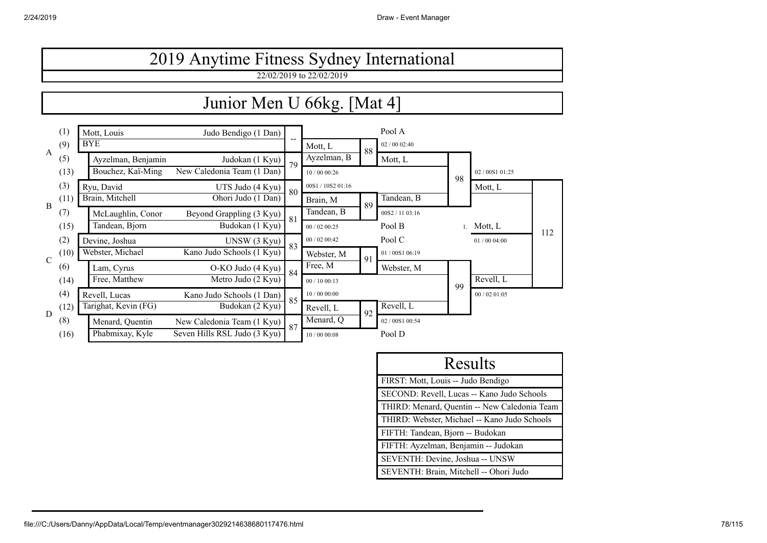# 2019 Anytime Fitness Sydney International

22/02/2019 to 22/02/2019

## Junior Men U 66kg. [Mat 4]

| Pool | Seed | Name | Club | Contest |
|---|---|---|---|---|
| A | (1) | Mott, Louis | Judo Bendigo (1 Dan) | -- |
| | (9) | BYE | | |
| | (5) | Ayzelman, Benjamin | Judokan (1 Kyu) | 79 |
| | (13) | Bouchez, Kaï-Ming | New Caledonia Team (1 Dan) | |
| B | (3) | Ryu, David | UTS Judo (4 Kyu) | 80 |
| | (11) | Brain, Mitchell | Ohori Judo (1 Dan) | |
| | (7) | McLaughlin, Conor | Beyond Grappling (3 Kyu) | 81 |
| | (15) | Tandean, Bjorn | Budokan (1 Kyu) | |
| C | (2) | Devine, Joshua | UNSW (3 Kyu) | 83 |
| | (10) | Webster, Michael | Kano Judo Schools (1 Kyu) | |
| | (6) | Lam, Cyrus | O-KO Judo (4 Kyu) | 84 |
| | (14) | Free, Matthew | Metro Judo (2 Kyu) | |
| D | (4) | Revell, Lucas | Kano Judo Schools (1 Dan) | 85 |
| | (12) | Tarighat, Kevin (FG) | Budokan (2 Kyu) | |
| | (8) | Menard, Quentin | New Caledonia Team (1 Kyu) | 87 |
| | (16) | Phabmixay, Kyle | Seven Hills RSL Judo (3 Kyu) | |

Round 2:

- Contest 88: Mott, L vs Ayzelman, B (10 / 00 00:26) — winner Mott, L (02 / 00 02:40) — Pool A
- Contest 89: Brain, M (00S1 / 10S2 01:16) vs Tandean, B (00 / 02 00:25) — winner Tandean, B (00S2 / 11 03:16) — Pool B
- Contest 91: Webster, M (00 / 02 00:42) vs Free, M (00 / 10 00:13) — winner Webster, M (01 / 00S1 06:19) — Pool C
- Contest 92: Revell, L (10 / 00 00:00) vs Menard, Q (10 / 00 00:08) — winner Revell, L (02 / 00S1 00:54) — Pool D

Semi-finals:

- Contest 98: Mott, L vs Tandean, B — winner Mott, L (02 / 00S1 01:25)
- Contest 99: Webster, M vs Revell, L — winner Revell, L (00 / 02 01:05)

Final:

- Contest 112: Mott, L vs Revell, L — 1. Mott, L (01 / 00 04:00)

## Results

| Results |
|---|
| FIRST: Mott, Louis -- Judo Bendigo |
| SECOND: Revell, Lucas -- Kano Judo Schools |
| THIRD: Menard, Quentin -- New Caledonia Team |
| THIRD: Webster, Michael -- Kano Judo Schools |
| FIFTH: Tandean, Bjorn -- Budokan |
| FIFTH: Ayzelman, Benjamin -- Judokan |
| SEVENTH: Devine, Joshua -- UNSW |
| SEVENTH: Brain, Mitchell -- Ohori Judo |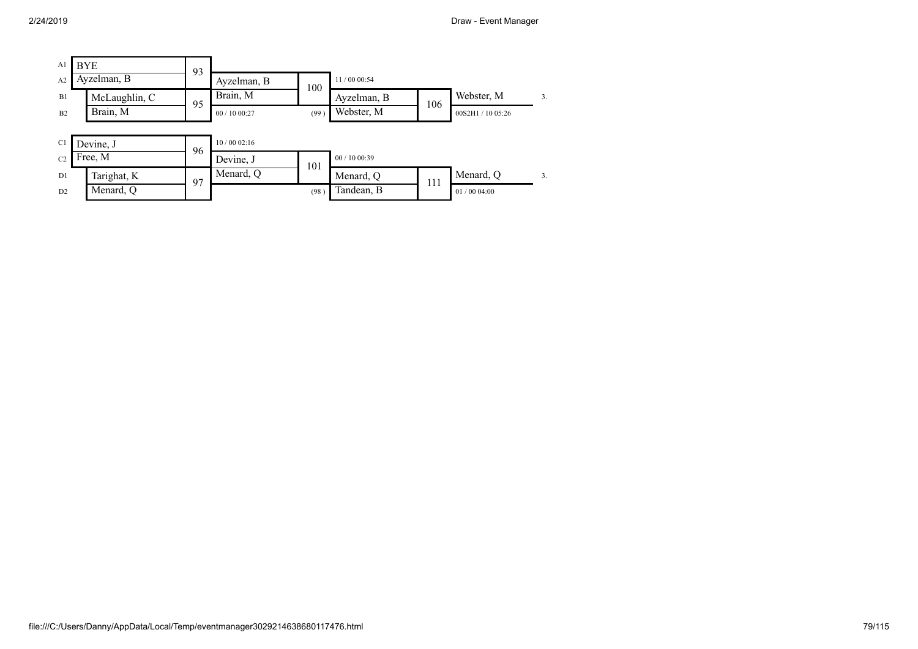| | | | | | | | | | |
|---|---|---|---|---|---|---|---|---|---|
| A1 | BYE | 93 | | | | | | | |
| A2 | Ayzelman, B | | Ayzelman, B | 100 | 11 / 00 00:54 | | | | |
| B1 | McLaughlin, C | 95 | Brain, M | | Ayzelman, B | 106 | Webster, M | 3. | |
| B2 | Brain, M | | 00 / 10 00:27 | (99 ) | Webster, M | | 00S2H1 / 10 05:26 | | |

| | | | | | | | | | |
|---|---|---|---|---|---|---|---|---|---|
| C1 | Devine, J | 96 | 10 / 00 02:16 | | | | | | |
| C2 | Free, M | | Devine, J | 101 | 00 / 10 00:39 | | | | |
| D1 | Tarighat, K | 97 | Menard, Q | | Menard, Q | 111 | Menard, Q | 3. | |
| D2 | Menard, Q | | | (98 ) | Tandean, B | | 01 / 00 04:00 | | |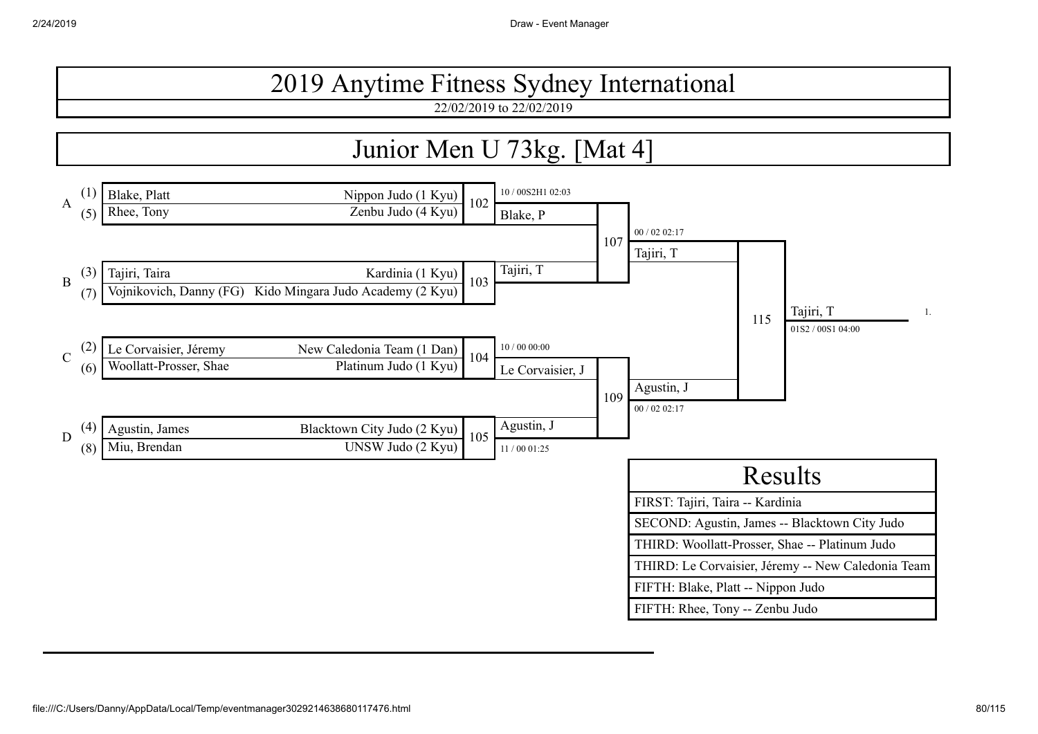# 2019 Anytime Fitness Sydney International

22/02/2019 to 22/02/2019

## Junior Men U 73kg. [Mat 4]

| Pool | Seed | Name | Club | Contest |
|---|---|---|---|---|
| A | (1) | Blake, Platt | Nippon Judo (1 Kyu) | 102 |
| | (5) | Rhee, Tony | Zenbu Judo (4 Kyu) | |
| B | (3) | Tajiri, Taira | Kardinia (1 Kyu) | 103 |
| | (7) | Vojnikovich, Danny (FG) | Kido Mingara Judo Academy (2 Kyu) | |
| C | (2) | Le Corvaisier, Jéremy | New Caledonia Team (1 Dan) | 104 |
| | (6) | Woollatt-Prosser, Shae | Platinum Judo (1 Kyu) | |
| D | (4) | Agustin, James | Blacktown City Judo (2 Kyu) | 105 |
| | (8) | Miu, Brendan | UNSW Judo (2 Kyu) | |

102: Blake, P — 10 / 00S2H1 02:03

103: Tajiri, T

104: Le Corvaisier, J — 10 / 00 00:00

105: Agustin, J — 11 / 00 01:25

107: Tajiri, T — 00 / 02 02:17

109: Agustin, J — 00 / 02 02:17

115: Tajiri, T — 01S2 / 00S1 04:00 — 1.

### Results

| Results |
|---|
| FIRST: Tajiri, Taira -- Kardinia |
| SECOND: Agustin, James -- Blacktown City Judo |
| THIRD: Woollatt-Prosser, Shae -- Platinum Judo |
| THIRD: Le Corvaisier, Jéremy -- New Caledonia Team |
| FIFTH: Blake, Platt -- Nippon Judo |
| FIFTH: Rhee, Tony -- Zenbu Judo |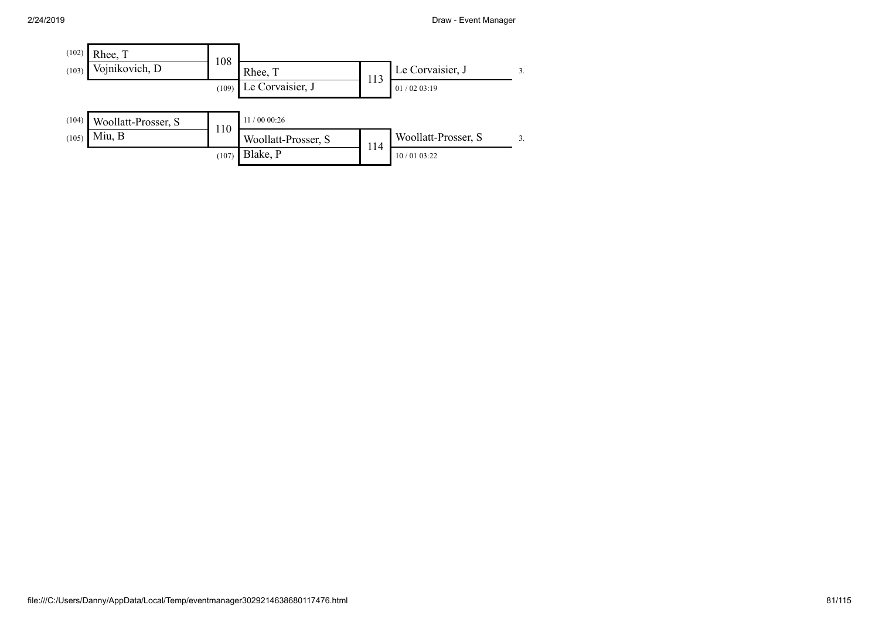(102) Rhee, T
(103) Vojnikovich, D

108

Rhee, T
(109) Le Corvaisier, J

113

Le Corvaisier, J
01 / 02 03:19

3.

(104) Woollatt-Prosser, S
(105) Miu, B

110

11 / 00 00:26

Woollatt-Prosser, S
(107) Blake, P

114

Woollatt-Prosser, S
10 / 01 03:22

3.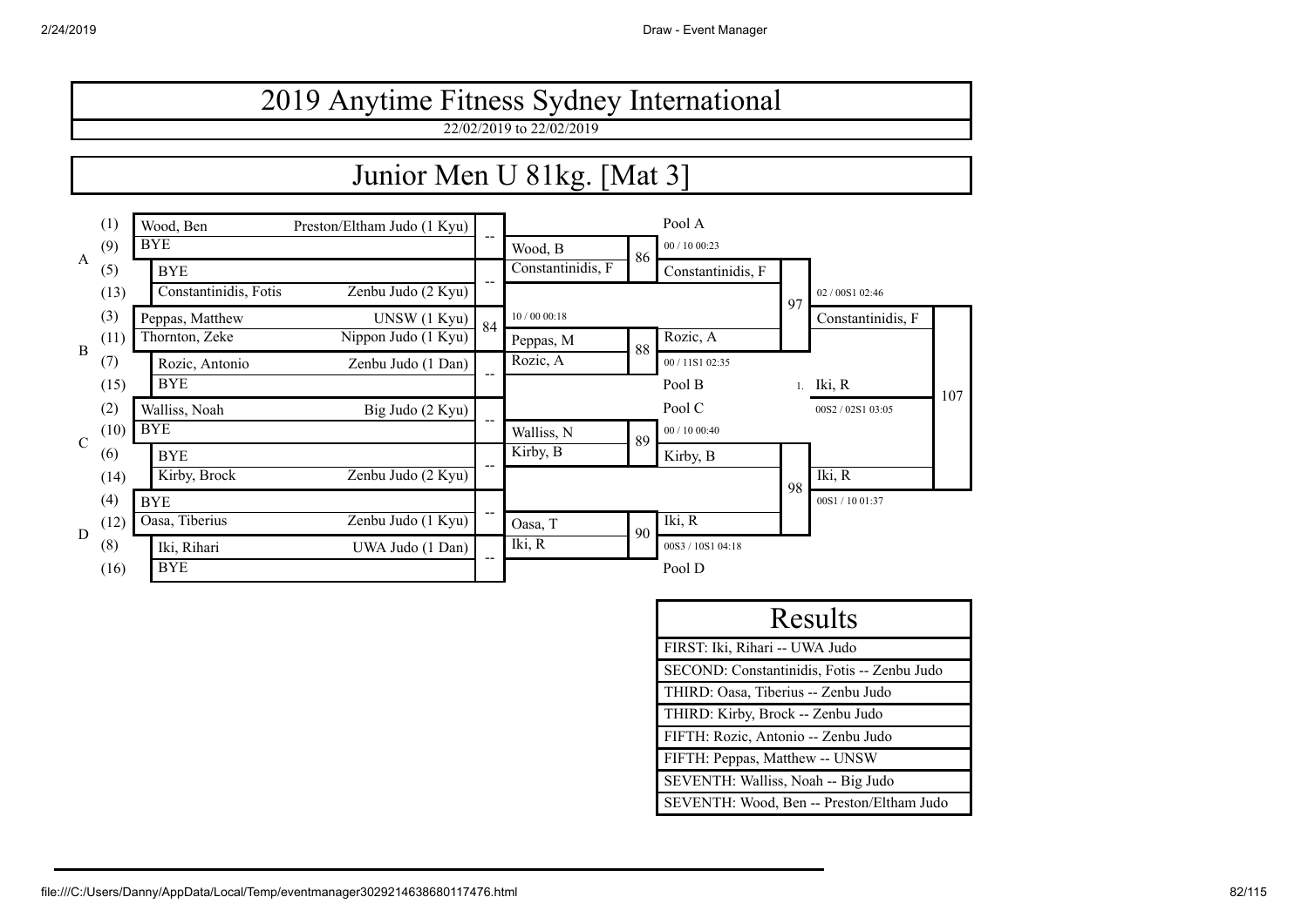# 2019 Anytime Fitness Sydney International

22/02/2019 to 22/02/2019

## Junior Men U 81kg. [Mat 3]

| Pool | Seed | Name | Club |
|---|---|---|---|
| A | (1) | Wood, Ben | Preston/Eltham Judo (1 Kyu) |
| | (9) | BYE | |
| | (5) | BYE | |
| | (13) | Constantinidis, Fotis | Zenbu Judo (2 Kyu) |
| B | (3) | Peppas, Matthew | UNSW (1 Kyu) |
| | (11) | Thornton, Zeke | Nippon Judo (1 Kyu) |
| | (7) | Rozic, Antonio | Zenbu Judo (1 Dan) |
| | (15) | BYE | |
| C | (2) | Walliss, Noah | Big Judo (2 Kyu) |
| | (10) | BYE | |
| | (6) | BYE | |
| | (14) | Kirby, Brock | Zenbu Judo (2 Kyu) |
| D | (4) | BYE | |
| | (12) | Oasa, Tiberius | Zenbu Judo (1 Kyu) |
| | (8) | Iki, Rihari | UWA Judo (1 Dan) |
| | (16) | BYE | |

Contest 84: Peppas, M (10 / 00 00:18)

Contest 86: Wood, B vs Constantinidis, F → Constantinidis, F (00 / 10 00:23) — Pool A

Contest 88: Peppas, M vs Rozic, A → Rozic, A (00 / 11S1 02:35) — Pool B

Contest 89: Walliss, N vs Kirby, B → Kirby, B (00 / 10 00:40) — Pool C

Contest 90: Oasa, T vs Iki, R → Iki, R (00S3 / 10S1 04:18) — Pool D

Contest 97: Constantinidis, F vs Rozic, A → Constantinidis, F (02 / 00S1 02:46)

Contest 98: Kirby, B vs Iki, R → Iki, R (00S1 / 10 01:37)

Contest 107: Constantinidis, F vs Iki, R → 1. Iki, R (00S2 / 02S1 03:05)

| Results |
|---|
| FIRST: Iki, Rihari -- UWA Judo |
| SECOND: Constantinidis, Fotis -- Zenbu Judo |
| THIRD: Oasa, Tiberius -- Zenbu Judo |
| THIRD: Kirby, Brock -- Zenbu Judo |
| FIFTH: Rozic, Antonio -- Zenbu Judo |
| FIFTH: Peppas, Matthew -- UNSW |
| SEVENTH: Walliss, Noah -- Big Judo |
| SEVENTH: Wood, Ben -- Preston/Eltham Judo |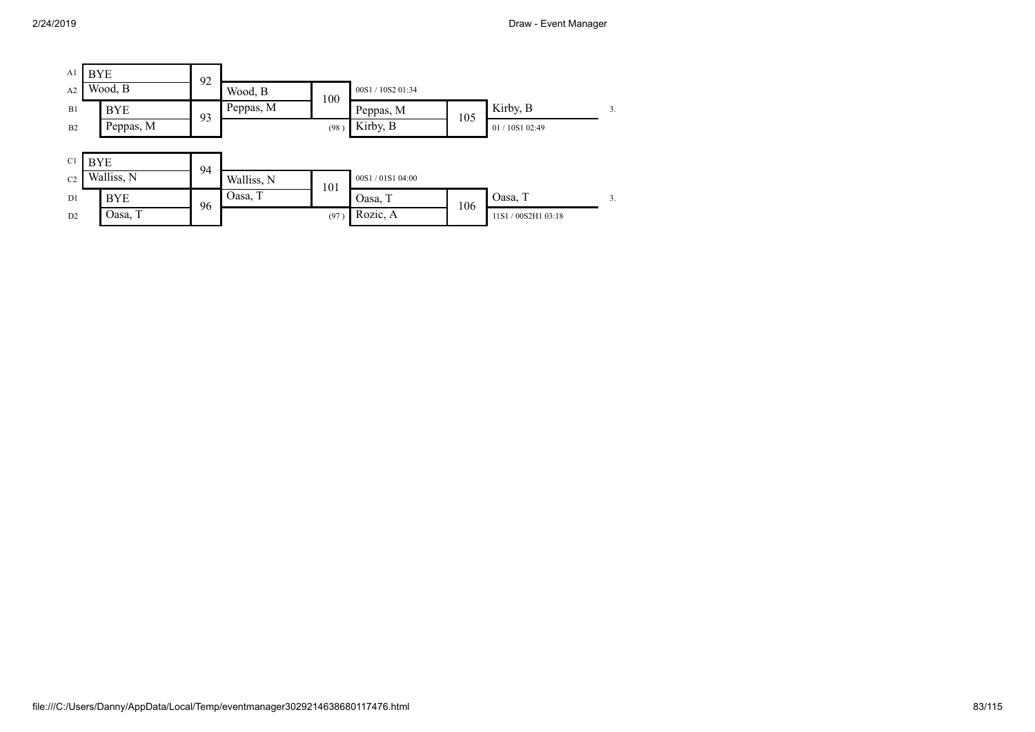A1 BYE
A2 Wood, B
92

B1 BYE
B2 Peppas, M
93

Wood, B
Peppas, M
100

(98) Kirby, B

00S1 / 10S2 01:34
Peppas, M
Kirby, B
105

Kirby, B
01 / 10S1 02:49
3.

C1 BYE
C2 Walliss, N
94

D1 BYE
D2 Oasa, T
96

Walliss, N
Oasa, T
101

(97) Rozic, A

00S1 / 01S1 04:00
Oasa, T
Rozic, A
106

Oasa, T
11S1 / 00S2H1 03:18
3.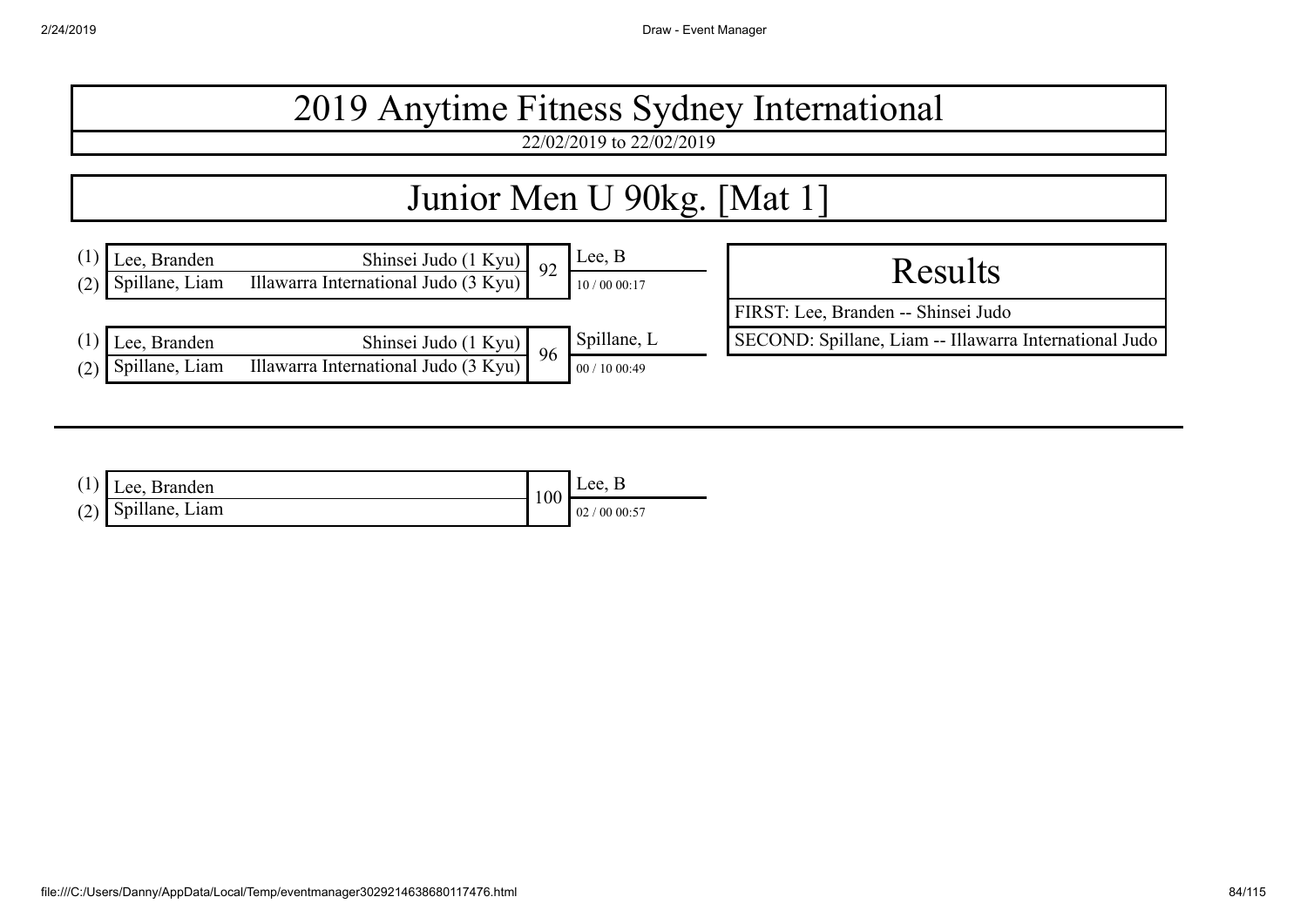# 2019 Anytime Fitness Sydney International

22/02/2019 to 22/02/2019

## Junior Men U 90kg. [Mat 1]

| | Competitor | Club | Match | Winner | Score |
|---|---|---|---|---|---|
| (1) | Lee, Branden | Shinsei Judo (1 Kyu) | 92 | Lee, B | 10 / 00 00:17 |
| (2) | Spillane, Liam | Illawarra International Judo (3 Kyu) | | | |
| (1) | Lee, Branden | Shinsei Judo (1 Kyu) | 96 | Spillane, L | 00 / 10 00:49 |
| (2) | Spillane, Liam | Illawarra International Judo (3 Kyu) | | | |

### Results

FIRST: Lee, Branden -- Shinsei Judo

SECOND: Spillane, Liam -- Illawarra International Judo

---

| | Competitor | Match | Winner | Score |
|---|---|---|---|---|
| (1) | Lee, Branden | 100 | Lee, B | 02 / 00 00:57 |
| (2) | Spillane, Liam | | | |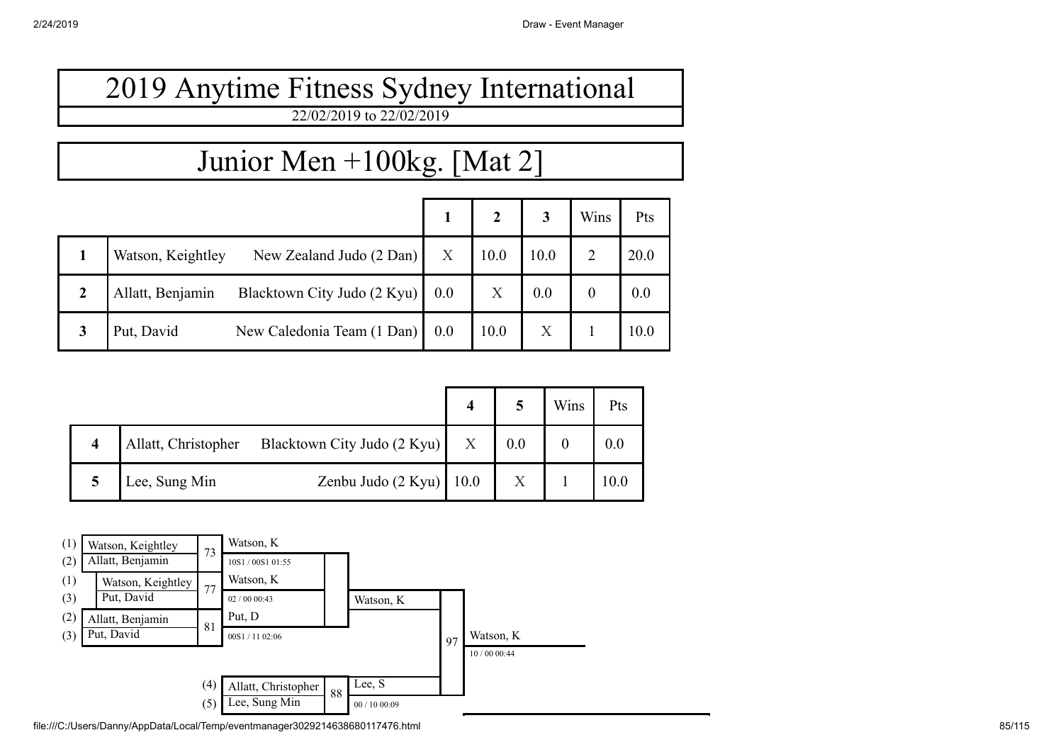# 2019 Anytime Fitness Sydney International

22/02/2019 to 22/02/2019

## Junior Men +100kg. [Mat 2]

| | | | 1 | 2 | 3 | Wins | Pts |
|---|---|---|---|---|---|---|---|
| **1** | Watson, Keightley | New Zealand Judo (2 Dan) | X | 10.0 | 10.0 | 2 | 20.0 |
| **2** | Allatt, Benjamin | Blacktown City Judo (2 Kyu) | 0.0 | X | 0.0 | 0 | 0.0 |
| **3** | Put, David | New Caledonia Team (1 Dan) | 0.0 | 10.0 | X | 1 | 10.0 |

| | | | 4 | 5 | Wins | Pts |
|---|---|---|---|---|---|---|
| **4** | Allatt, Christopher | Blacktown City Judo (2 Kyu) | X | 0.0 | 0 | 0.0 |
| **5** | Lee, Sung Min | Zenbu Judo (2 Kyu) | 10.0 | X | 1 | 10.0 |

(1) Watson, Keightley
(2) Allatt, Benjamin
73
Watson, K
10S1 / 00S1 01:55

(1) Watson, Keightley
(3) Put, David
77
Watson, K
02 / 00 00:43

(2) Allatt, Benjamin
(3) Put, David
81
Put, D
00S1 / 11 02:06

Watson, K

(4) Allatt, Christopher
(5) Lee, Sung Min
88
Lee, S
00 / 10 00:09

97
Watson, K
10 / 00 00:44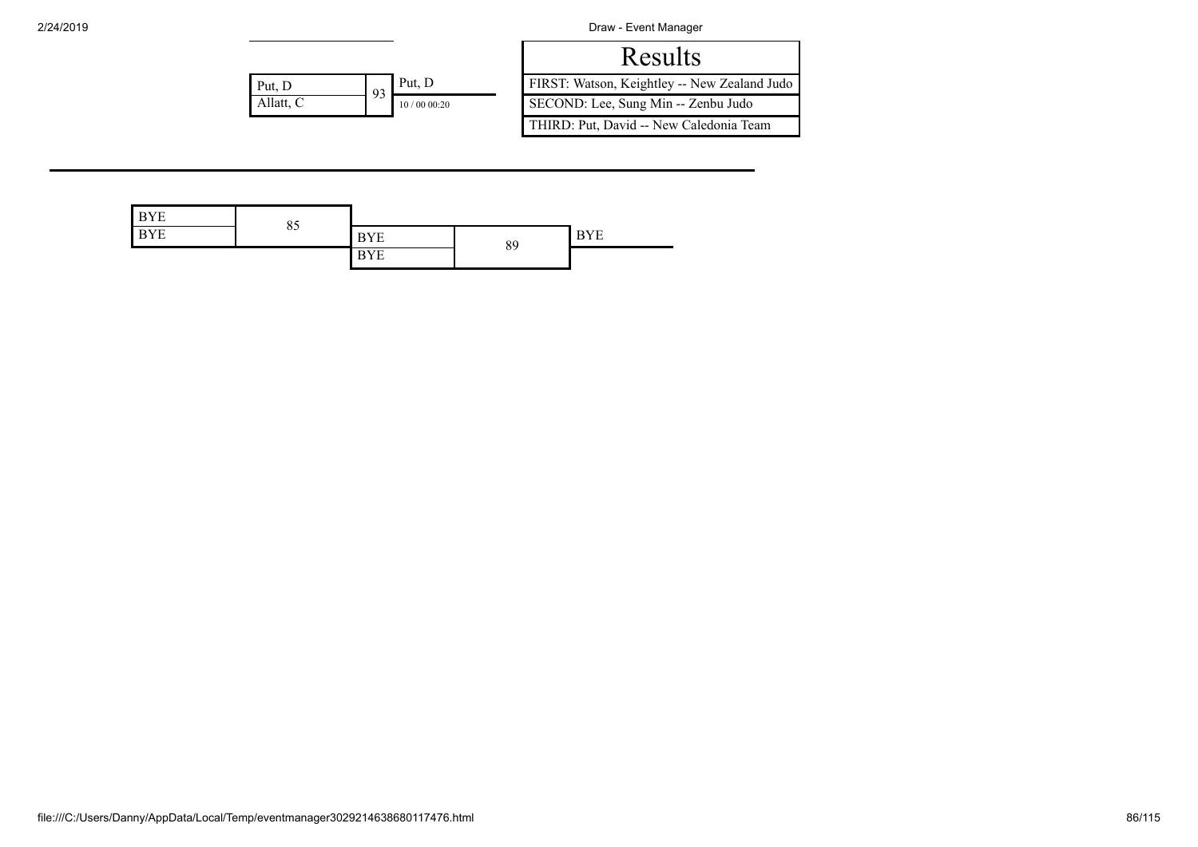Put, D
Allatt, C
93
Put, D
10 / 00 00:20

| Results |
| --- |
| FIRST: Watson, Keightley -- New Zealand Judo |
| SECOND: Lee, Sung Min -- Zenbu Judo |
| THIRD: Put, David -- New Caledonia Team |

---

BYE
BYE
85

BYE
BYE
89
BYE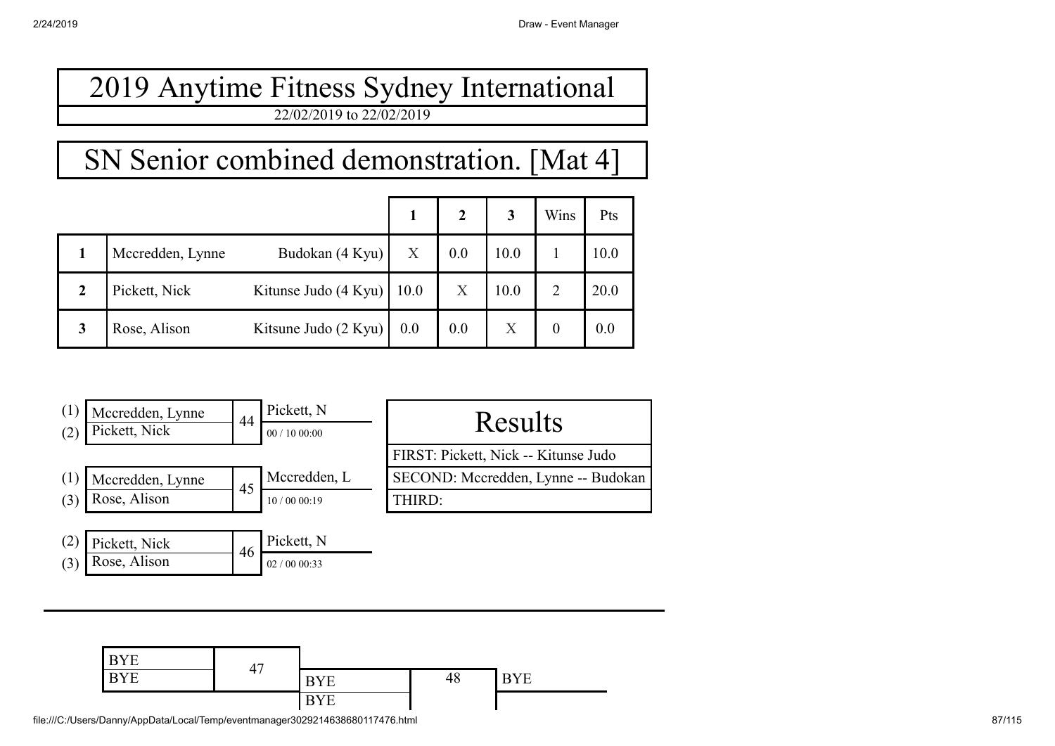# 2019 Anytime Fitness Sydney International

22/02/2019 to 22/02/2019

# SN Senior combined demonstration. [Mat 4]

| | | | 1 | 2 | 3 | Wins | Pts |
|---|---|---|---|---|---|---|---|
| 1 | Mccredden, Lynne | Budokan (4 Kyu) | X | 0.0 | 10.0 | 1 | 10.0 |
| 2 | Pickett, Nick | Kitunse Judo (4 Kyu) | 10.0 | X | 10.0 | 2 | 20.0 |
| 3 | Rose, Alison | Kitsune Judo (2 Kyu) | 0.0 | 0.0 | X | 0 | 0.0 |

| | Competitors | Match | Winner | Score |
|---|---|---|---|---|
| (1)<br>(2) | Mccredden, Lynne<br>Pickett, Nick | 44 | Pickett, N | 00 / 10 00:00 |
| (1)<br>(3) | Mccredden, Lynne<br>Rose, Alison | 45 | Mccredden, L | 10 / 00 00:19 |
| (2)<br>(3) | Pickett, Nick<br>Rose, Alison | 46 | Pickett, N | 02 / 00 00:33 |

## Results

FIRST: Pickett, Nick -- Kitunse Judo

SECOND: Mccredden, Lynne -- Budokan

THIRD:

---

| Competitors | Match | Competitors | Match | Winner |
|---|---|---|---|---|
| BYE<br>BYE | 47 | BYE<br>BYE | 48 | BYE |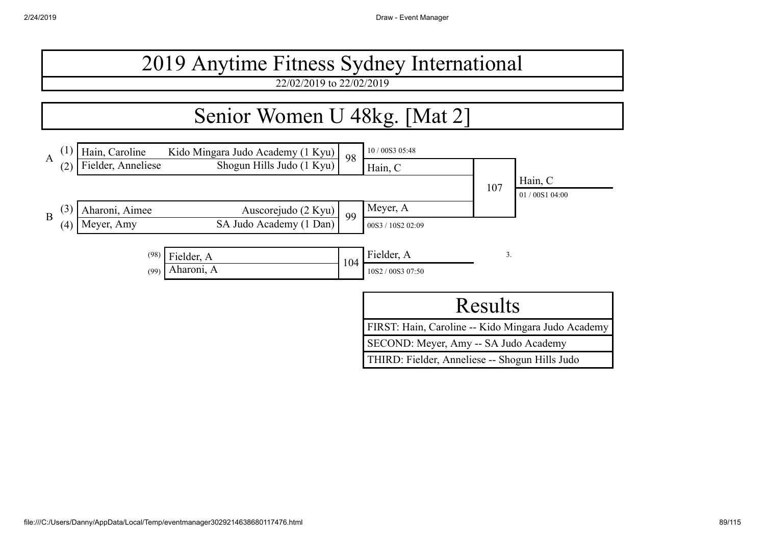# 2019 Anytime Fitness Sydney International

22/02/2019 to 22/02/2019

## Senior Women U 48kg. [Mat 2]

A
(1) Hain, Caroline — Kido Mingara Judo Academy (1 Kyu)
(2) Fielder, Anneliese — Shogun Hills Judo (1 Kyu)
98

10 / 00S3 05:48
Hain, C

B
(3) Aharoni, Aimee — Auscorejudo (2 Kyu)
(4) Meyer, Amy — SA Judo Academy (1 Dan)
99

Meyer, A
00S3 / 10S2 02:09

107

Hain, C
01 / 00S1 04:00

(98) Fielder, A
(99) Aharoni, A
104

Fielder, A
10S2 / 00S3 07:50

3.

| Results |
|---|
| FIRST: Hain, Caroline -- Kido Mingara Judo Academy |
| SECOND: Meyer, Amy -- SA Judo Academy |
| THIRD: Fielder, Anneliese -- Shogun Hills Judo |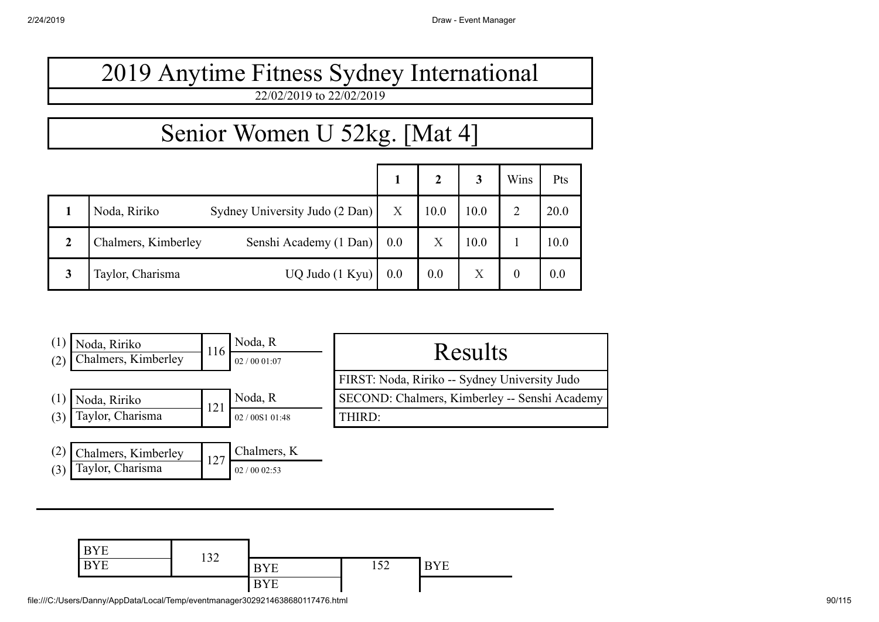# 2019 Anytime Fitness Sydney International

22/02/2019 to 22/02/2019

## Senior Women U 52kg. [Mat 4]

| | | | 1 | 2 | 3 | Wins | Pts |
|---|---|---|---|---|---|---|---|
| 1 | Noda, Ririko | Sydney University Judo (2 Dan) | X | 10.0 | 10.0 | 2 | 20.0 |
| 2 | Chalmers, Kimberley | Senshi Academy (1 Dan) | 0.0 | X | 10.0 | 1 | 10.0 |
| 3 | Taylor, Charisma | UQ Judo (1 Kyu) | 0.0 | 0.0 | X | 0 | 0.0 |

| | Competitor | Match | Winner |
|---|---|---|---|
| (1) | Noda, Ririko | 116 | Noda, R |
| (2) | Chalmers, Kimberley | | 02 / 00 01:07 |
| (1) | Noda, Ririko | 121 | Noda, R |
| (3) | Taylor, Charisma | | 02 / 00S1 01:48 |
| (2) | Chalmers, Kimberley | 127 | Chalmers, K |
| (3) | Taylor, Charisma | | 02 / 00 02:53 |

| Results |
|---|
| FIRST: Noda, Ririko -- Sydney University Judo |
| SECOND: Chalmers, Kimberley -- Senshi Academy |
| THIRD: |

| Competitor | Match | Competitor | Match | Winner |
|---|---|---|---|---|
| BYE | 132 | BYE | 152 | BYE |
| BYE | | BYE | | |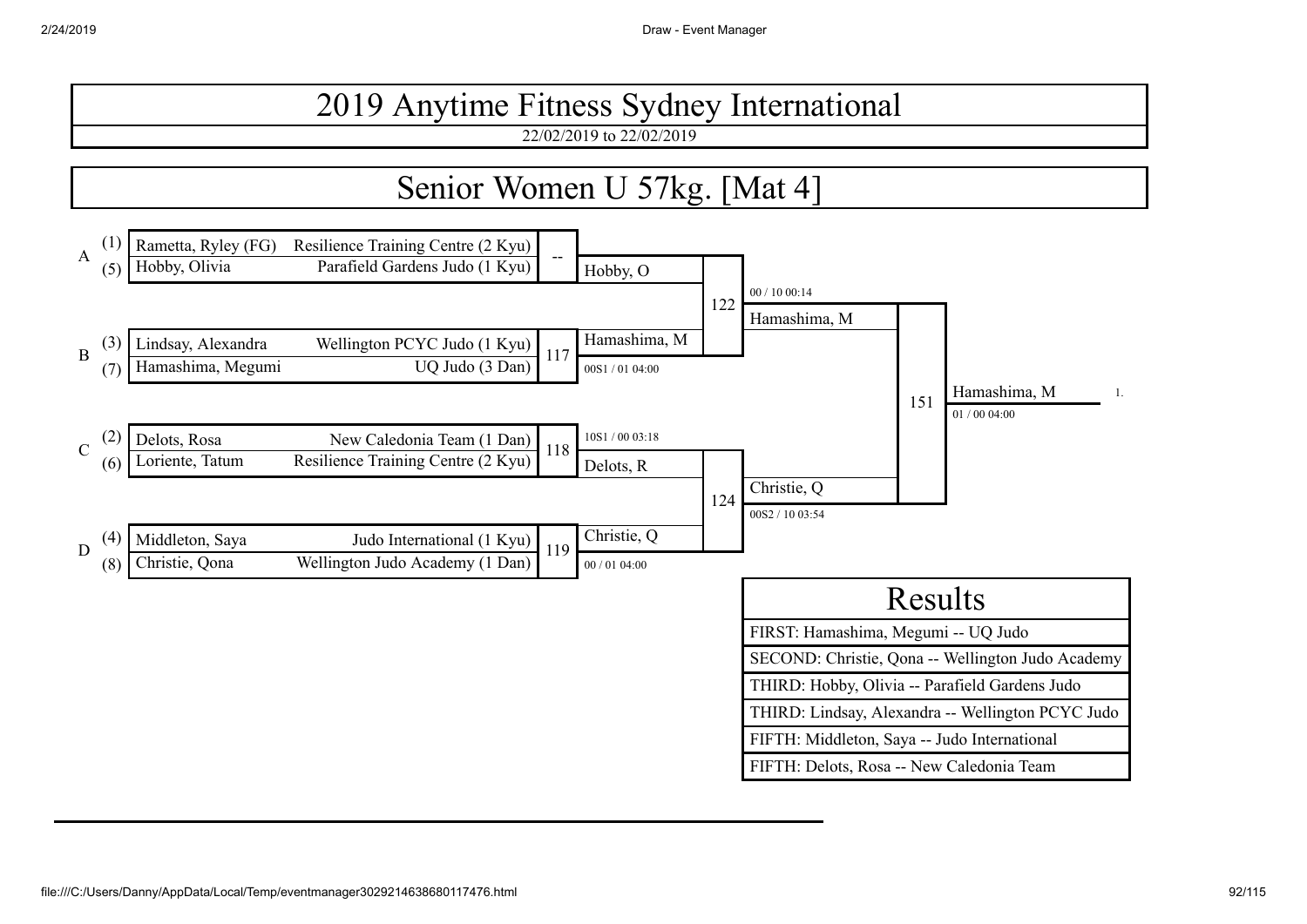# 2019 Anytime Fitness Sydney International

22/02/2019 to 22/02/2019

## Senior Women U 57kg. [Mat 4]

A
(1) Rametta, Ryley (FG) Resilience Training Centre (2 Kyu)
(5) Hobby, Olivia Parafield Gardens Judo (1 Kyu)
--
Hobby, O

B
(3) Lindsay, Alexandra Wellington PCYC Judo (1 Kyu)
(7) Hamashima, Megumi UQ Judo (3 Dan)
117
Hamashima, M
00S1 / 01 04:00

122
00 / 10 00:14
Hamashima, M

C
(2) Delots, Rosa New Caledonia Team (1 Dan)
(6) Loriente, Tatum Resilience Training Centre (2 Kyu)
118
10S1 / 00 03:18
Delots, R

D
(4) Middleton, Saya Judo International (1 Kyu)
(8) Christie, Qona Wellington Judo Academy (1 Dan)
119
Christie, Q
00 / 01 04:00

124
Christie, Q
00S2 / 10 03:54

151
Hamashima, M 1.
01 / 00 04:00

| Results |
| --- |
| FIRST: Hamashima, Megumi -- UQ Judo |
| SECOND: Christie, Qona -- Wellington Judo Academy |
| THIRD: Hobby, Olivia -- Parafield Gardens Judo |
| THIRD: Lindsay, Alexandra -- Wellington PCYC Judo |
| FIFTH: Middleton, Saya -- Judo International |
| FIFTH: Delots, Rosa -- New Caledonia Team |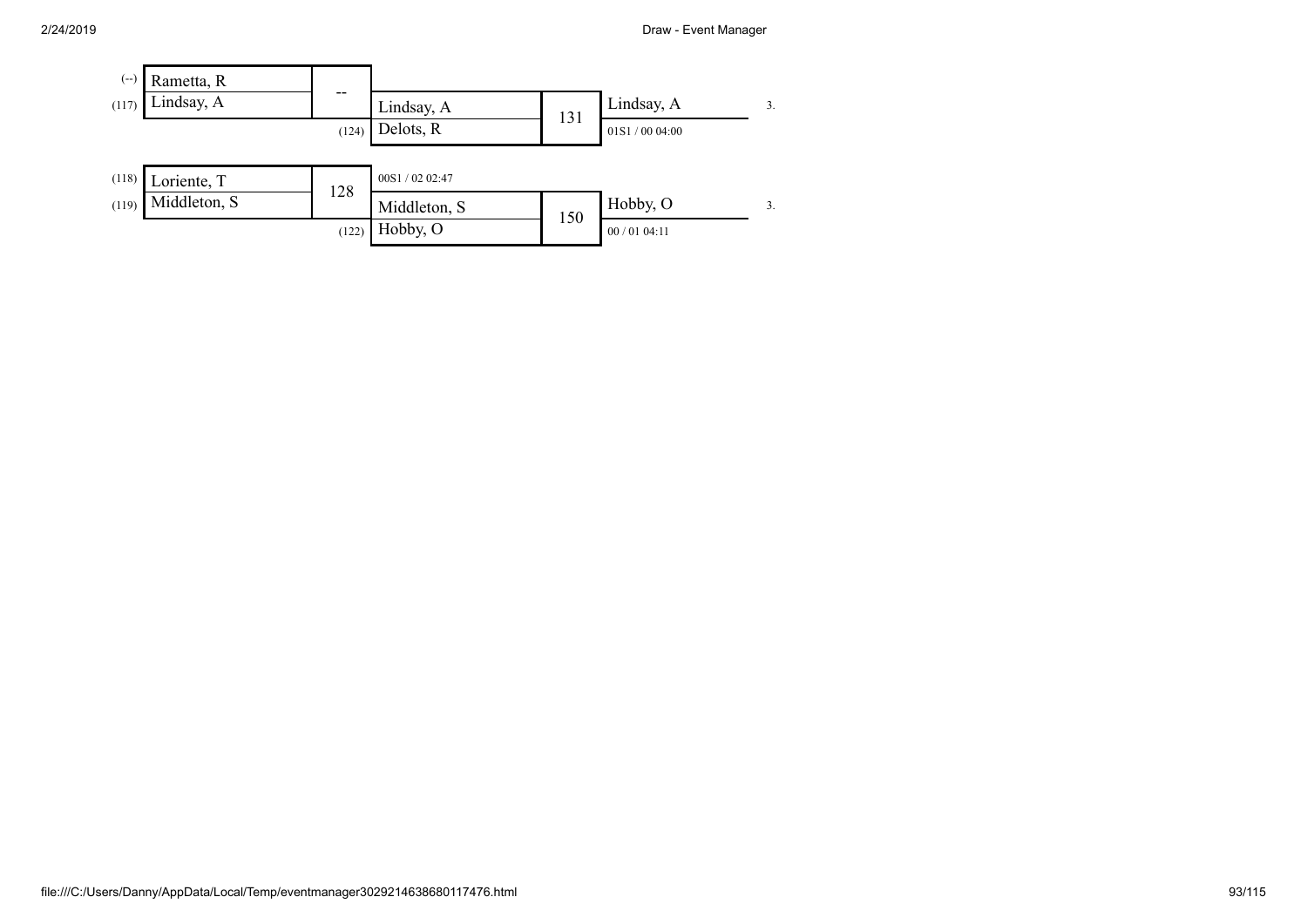| Seed | Competitor | Match | | Competitor | Match | | Result | Place |
|---|---|---|---|---|---|---|---|---|
| (--) | Rametta, R | -- | | | | | | |
| (117) | Lindsay, A | | | Lindsay, A | 131 | Lindsay, A | | 3. |
| | | | (124) | Delots, R | | 01S1 / 00 04:00 | | |
| (118) | Loriente, T | 128 | | 00S1 / 02 02:47 | | | | |
| (119) | Middleton, S | | | Middleton, S | 150 | Hobby, O | | 3. |
| | | | (122) | Hobby, O | | 00 / 01 04:11 | | |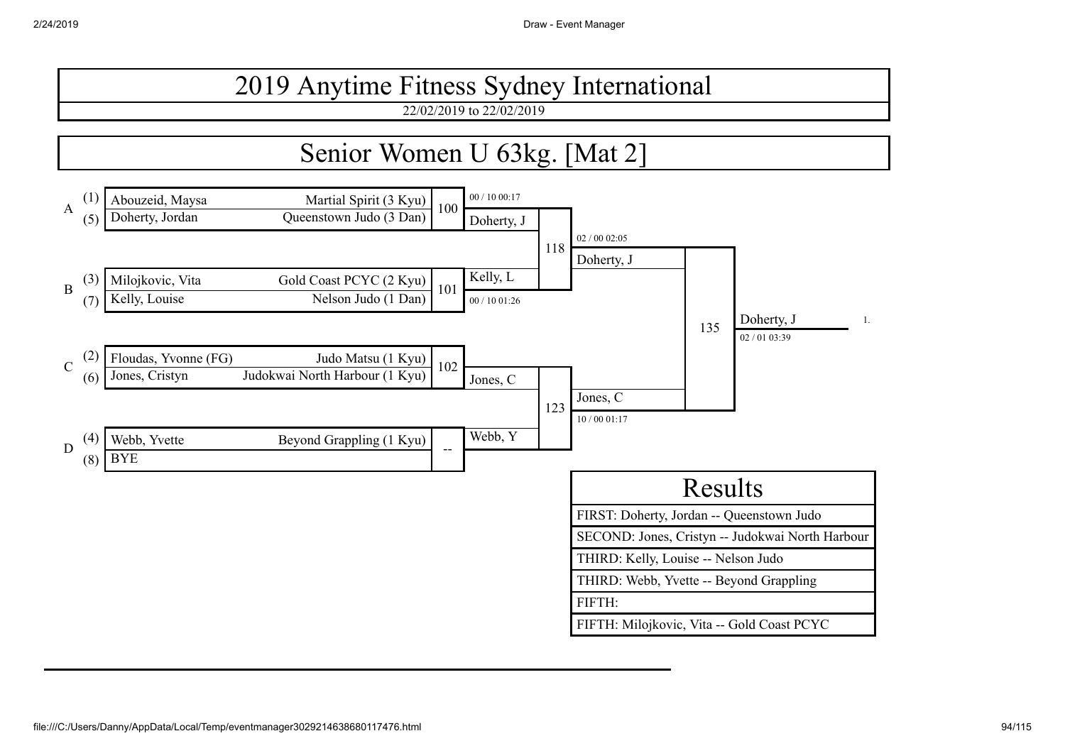# 2019 Anytime Fitness Sydney International

22/02/2019 to 22/02/2019

## Senior Women U 63kg. [Mat 2]

A
(1) Abouzeid, Maysa — Martial Spirit (3 Kyu)
(5) Doherty, Jordan — Queenstown Judo (3 Dan)
100
00 / 10 00:17
Doherty, J

B
(3) Milojkovic, Vita — Gold Coast PCYC (2 Kyu)
(7) Kelly, Louise — Nelson Judo (1 Dan)
101
Kelly, L
00 / 10 01:26

118
02 / 00 02:05
Doherty, J

C
(2) Floudas, Yvonne (FG) — Judo Matsu (1 Kyu)
(6) Jones, Cristyn — Judokwai North Harbour (1 Kyu)
102
Jones, C

D
(4) Webb, Yvette — Beyond Grappling (1 Kyu)
(8) BYE
--
Webb, Y

123
Jones, C
10 / 00 01:17

135
Doherty, J
02 / 01 03:39
1.

| Results |
|---|
| FIRST: Doherty, Jordan -- Queenstown Judo |
| SECOND: Jones, Cristyn -- Judokwai North Harbour |
| THIRD: Kelly, Louise -- Nelson Judo |
| THIRD: Webb, Yvette -- Beyond Grappling |
| FIFTH: |
| FIFTH: Milojkovic, Vita -- Gold Coast PCYC |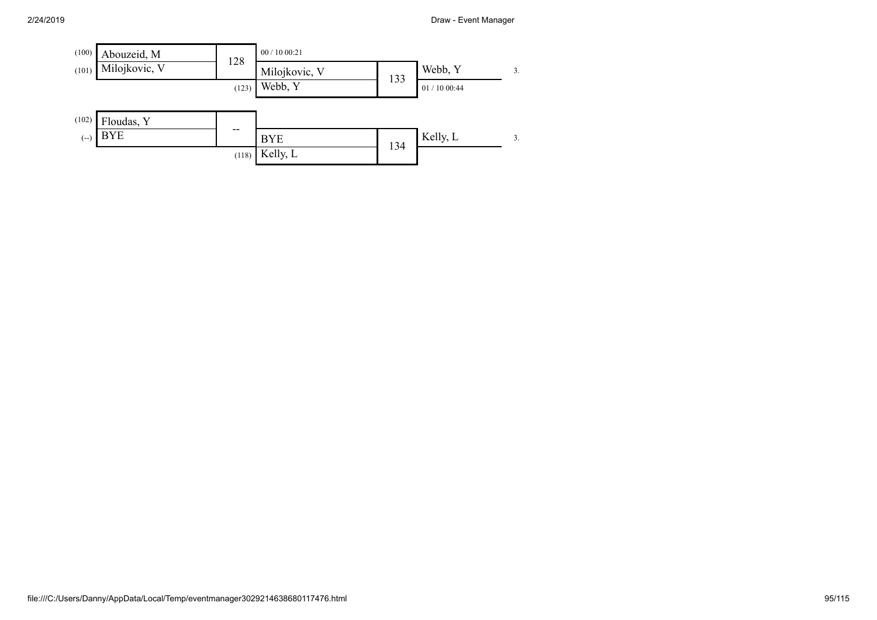(100) Abouzeid, M
(101) Milojkovic, V
128

00 / 10 00:21
Milojkovic, V
(123) Webb, Y
133

Webb, Y
01 / 10 00:44
3.

(102) Floudas, Y
(--) BYE
--

BYE
(118) Kelly, L
134

Kelly, L
3.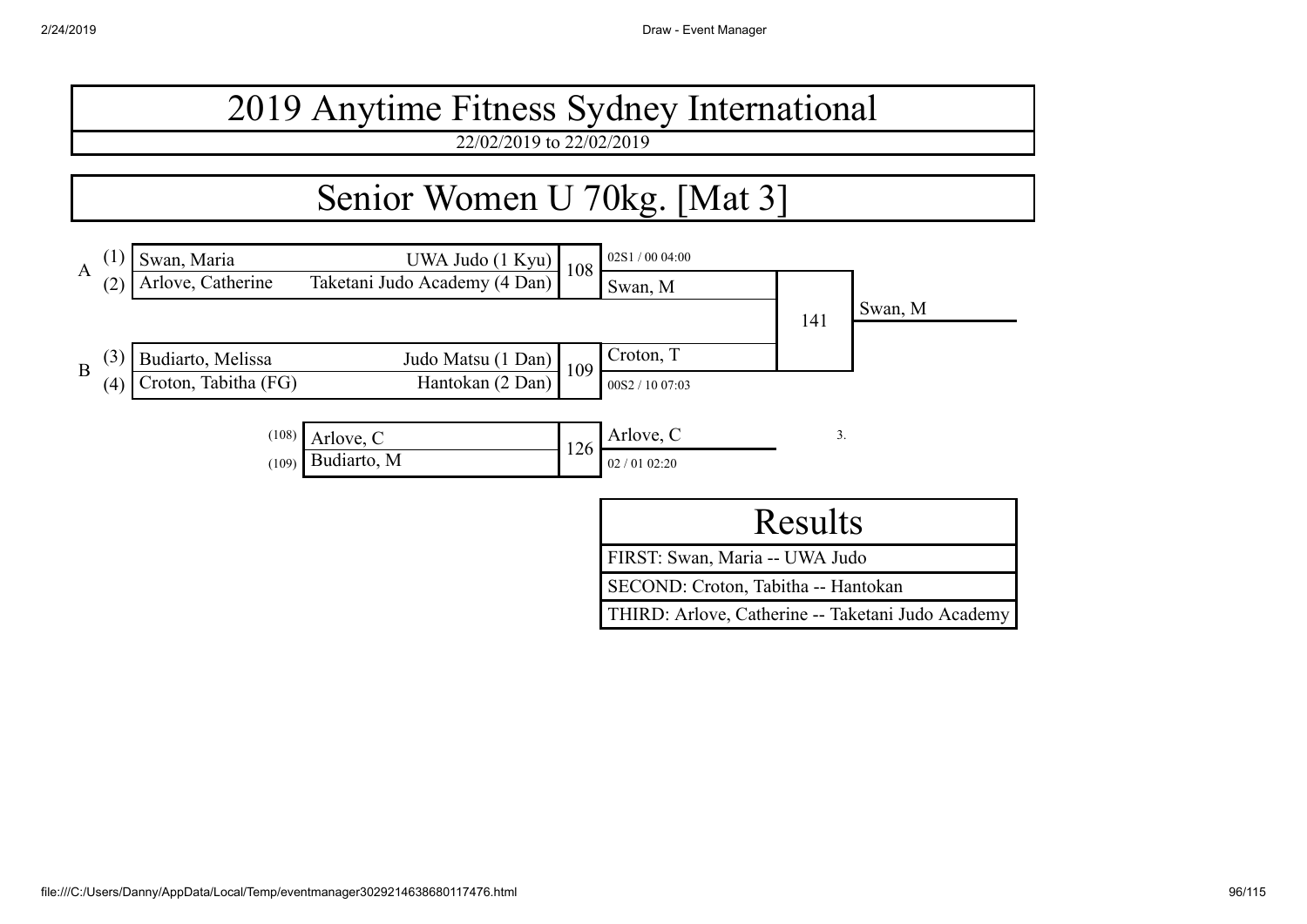# 2019 Anytime Fitness Sydney International

22/02/2019 to 22/02/2019

## Senior Women U 70kg. [Mat 3]

| Pool | Seed | Name | Club | Match | Winner |
|---|---|---|---|---|---|
| A | (1) | Swan, Maria | UWA Judo (1 Kyu) | 108 | 02S1 / 00 04:00 |
| | (2) | Arlove, Catherine | Taketani Judo Academy (4 Dan) | | Swan, M |
| B | (3) | Budiarto, Melissa | Judo Matsu (1 Dan) | 109 | Croton, T |
| | (4) | Croton, Tabitha (FG) | Hantokan (2 Dan) | | 00S2 / 10 07:03 |

Final: 141 — Swan, M

Repechage:

| | Name | Match | Winner |
|---|---|---|---|
| (108) | Arlove, C | 126 | Arlove, C |
| (109) | Budiarto, M | | 02 / 01 02:20 |

3.

## Results

| Results |
|---|
| FIRST: Swan, Maria -- UWA Judo |
| SECOND: Croton, Tabitha -- Hantokan |
| THIRD: Arlove, Catherine -- Taketani Judo Academy |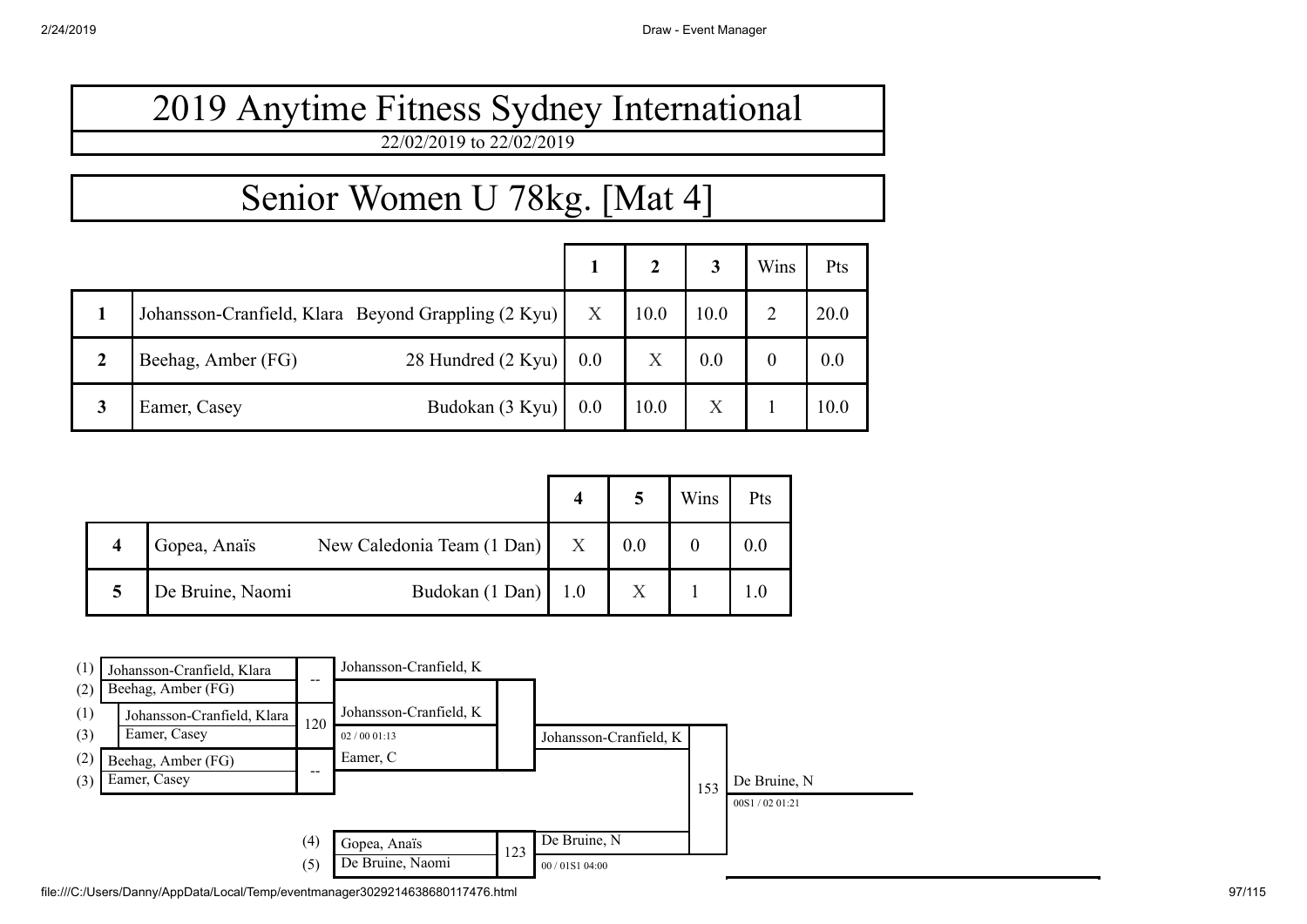# 2019 Anytime Fitness Sydney International

22/02/2019 to 22/02/2019

# Senior Women U 78kg. [Mat 4]

| | | | 1 | 2 | 3 | Wins | Pts |
|---|---|---|---|---|---|---|---|
| 1 | Johansson-Cranfield, Klara | Beyond Grappling (2 Kyu) | X | 10.0 | 10.0 | 2 | 20.0 |
| 2 | Beehag, Amber (FG) | 28 Hundred (2 Kyu) | 0.0 | X | 0.0 | 0 | 0.0 |
| 3 | Eamer, Casey | Budokan (3 Kyu) | 0.0 | 10.0 | X | 1 | 10.0 |

| | | | 4 | 5 | Wins | Pts |
|---|---|---|---|---|---|---|
| 4 | Gopea, Anaïs | New Caledonia Team (1 Dan) | X | 0.0 | 0 | 0.0 |
| 5 | De Bruine, Naomi | Budokan (1 Dan) | 1.0 | X | 1 | 1.0 |

(1) Johansson-Cranfield, Klara
(2) Beehag, Amber (FG)
-- Johansson-Cranfield, K

(1) Johansson-Cranfield, Klara
(3) Eamer, Casey
120 Johansson-Cranfield, K
02 / 00 01:13

(2) Beehag, Amber (FG)
(3) Eamer, Casey
-- Eamer, C

Johansson-Cranfield, K

(4) Gopea, Anaïs
(5) De Bruine, Naomi
123 De Bruine, N
00 / 01S1 04:00

153 De Bruine, N
00S1 / 02 01:21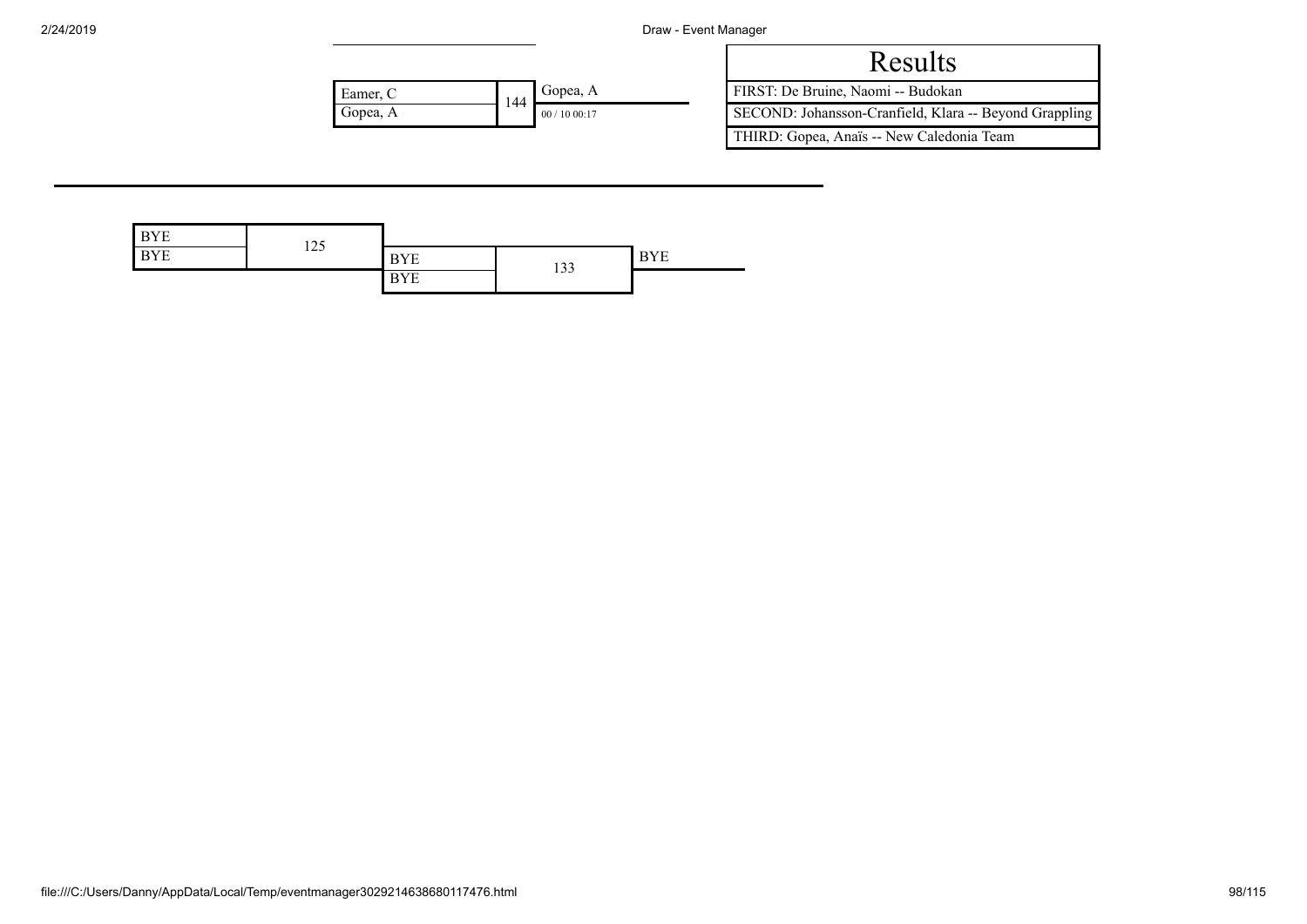| | | |
|---|---|---|
| Eamer, C | 144 | Gopea, A |
| Gopea, A | | 00 / 10 00:17 |

# Results

| Results |
|---|
| FIRST: De Bruine, Naomi -- Budokan |
| SECOND: Johansson-Cranfield, Klara -- Beyond Grappling |
| THIRD: Gopea, Anaïs -- New Caledonia Team |

| | | |
|---|---|---|
| BYE | 125 | |
| BYE | | |

| | | |
|---|---|---|
| BYE | 133 | BYE |
| BYE | | |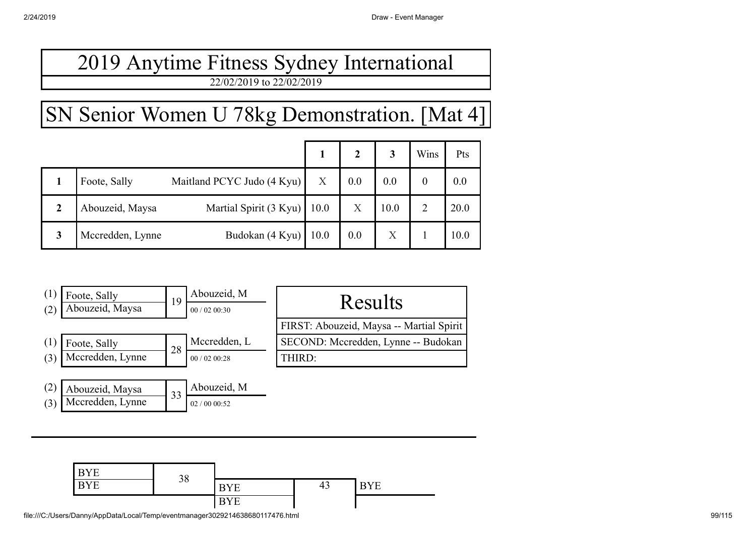# 2019 Anytime Fitness Sydney International

22/02/2019 to 22/02/2019

## SN Senior Women U 78kg Demonstration. [Mat 4]

| | | | 1 | 2 | 3 | Wins | Pts |
|---|---|---|---|---|---|---|---|
| 1 | Foote, Sally | Maitland PCYC Judo (4 Kyu) | X | 0.0 | 0.0 | 0 | 0.0 |
| 2 | Abouzeid, Maysa | Martial Spirit (3 Kyu) | 10.0 | X | 10.0 | 2 | 20.0 |
| 3 | Mccredden, Lynne | Budokan (4 Kyu) | 10.0 | 0.0 | X | 1 | 10.0 |

| | Competitors | Contest | Winner | Score |
|---|---|---|---|---|
| (1) / (2) | Foote, Sally / Abouzeid, Maysa | 19 | Abouzeid, M | 00 / 02 00:30 |
| (1) / (3) | Foote, Sally / Mccredden, Lynne | 28 | Mccredden, L | 00 / 02 00:28 |
| (2) / (3) | Abouzeid, Maysa / Mccredden, Lynne | 33 | Abouzeid, M | 02 / 00 00:52 |

### Results

FIRST: Abouzeid, Maysa -- Martial Spirit

SECOND: Mccredden, Lynne -- Budokan

THIRD:

---

BYE
BYE
38
BYE
BYE
43
BYE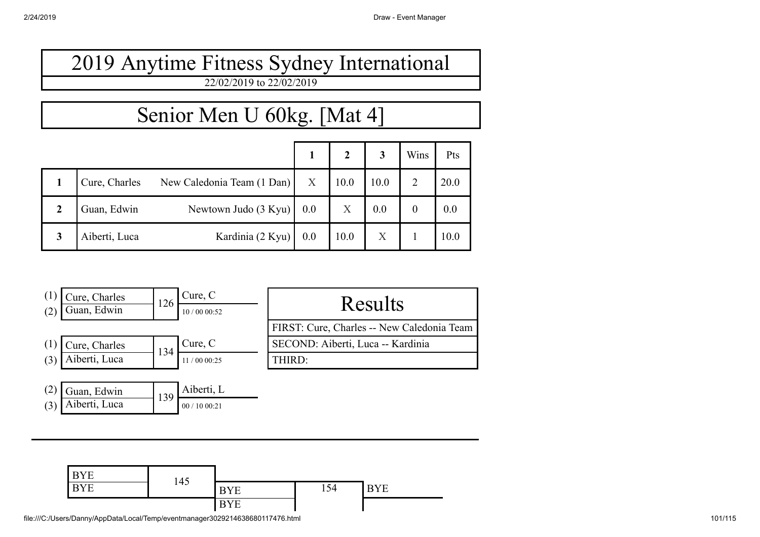# 2019 Anytime Fitness Sydney International

22/02/2019 to 22/02/2019

## Senior Men U 60kg. [Mat 4]

| | | | 1 | 2 | 3 | Wins | Pts |
|---|---|---|---|---|---|---|---|
| 1 | Cure, Charles | New Caledonia Team (1 Dan) | X | 10.0 | 10.0 | 2 | 20.0 |
| 2 | Guan, Edwin | Newtown Judo (3 Kyu) | 0.0 | X | 0.0 | 0 | 0.0 |
| 3 | Aiberti, Luca | Kardinia (2 Kyu) | 0.0 | 10.0 | X | 1 | 10.0 |

(1) Cure, Charles
(2) Guan, Edwin
126 — Cure, C
10 / 00 00:52

(1) Cure, Charles
(3) Aiberti, Luca
134 — Cure, C
11 / 00 00:25

(2) Guan, Edwin
(3) Aiberti, Luca
139 — Aiberti, L
00 / 10 00:21

| Results |
|---|
| FIRST: Cure, Charles -- New Caledonia Team |
| SECOND: Aiberti, Luca -- Kardinia |
| THIRD: |

BYE
BYE
145 — BYE

BYE
BYE
154 — BYE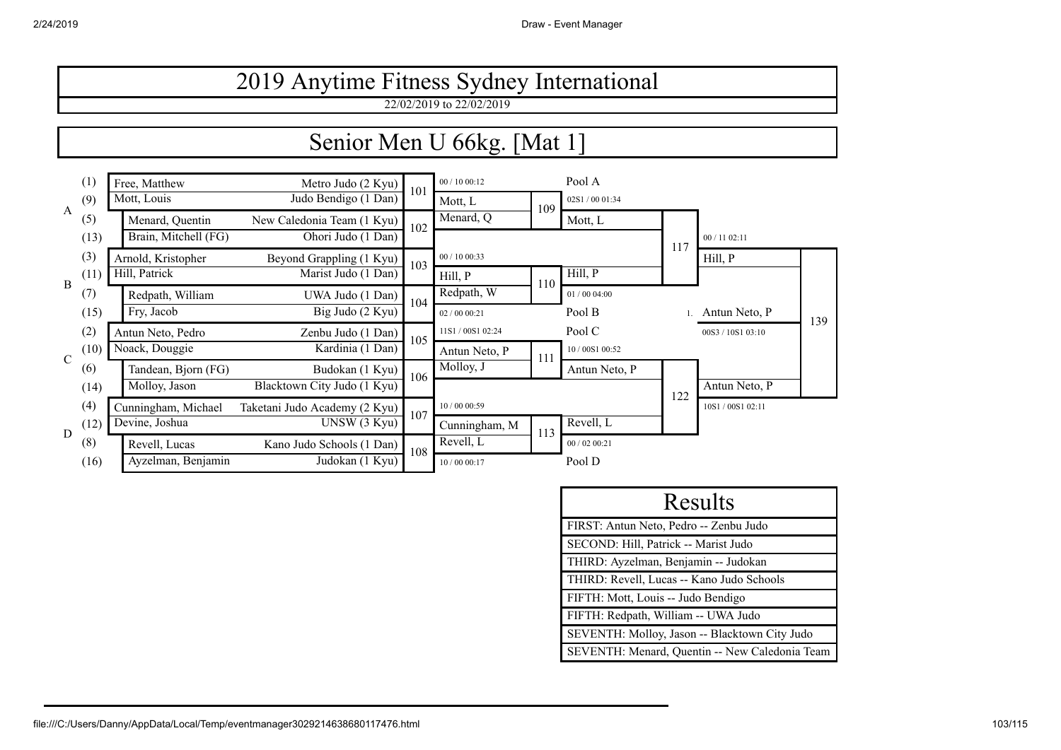# 2019 Anytime Fitness Sydney International

22/02/2019 to 22/02/2019

## Senior Men U 66kg. [Mat 1]

| Pool | Seed | Name | Club | Contest |
|---|---|---|---|---|
| A | (1) | Free, Matthew | Metro Judo (2 Kyu) | 101 |
| | (9) | Mott, Louis | Judo Bendigo (1 Dan) | 101 |
| | (5) | Menard, Quentin | New Caledonia Team (1 Kyu) | 102 |
| | (13) | Brain, Mitchell (FG) | Ohori Judo (1 Dan) | 102 |
| B | (3) | Arnold, Kristopher | Beyond Grappling (1 Kyu) | 103 |
| | (11) | Hill, Patrick | Marist Judo (1 Dan) | 103 |
| | (7) | Redpath, William | UWA Judo (1 Dan) | 104 |
| | (15) | Fry, Jacob | Big Judo (2 Kyu) | 104 |
| C | (2) | Antun Neto, Pedro | Zenbu Judo (1 Dan) | 105 |
| | (10) | Noack, Douggie | Kardinia (1 Dan) | 105 |
| | (6) | Tandean, Bjorn (FG) | Budokan (1 Kyu) | 106 |
| | (14) | Molloy, Jason | Blacktown City Judo (1 Kyu) | 106 |
| D | (4) | Cunningham, Michael | Taketani Judo Academy (2 Kyu) | 107 |
| | (12) | Devine, Joshua | UNSW (3 Kyu) | 107 |
| | (8) | Revell, Lucas | Kano Judo Schools (1 Dan) | 108 |
| | (16) | Ayzelman, Benjamin | Judokan (1 Kyu) | 108 |

| Contest | Winner | Score |
|---|---|---|
| 101 | Mott, L | 00 / 10 00:12 |
| 102 | Menard, Q | |
| 103 | Hill, P | 00 / 10 00:33 |
| 104 | Redpath, W | 02 / 00 00:21 |
| 105 | Antun Neto, P | 11S1 / 00S1 02:24 |
| 106 | Molloy, J | |
| 107 | Cunningham, M | 10 / 00 00:59 |
| 108 | Revell, L | 10 / 00 00:17 |
| 109 | Mott, L (Pool A) | 02S1 / 00 01:34 |
| 110 | Hill, P (Pool B) | 01 / 00 04:00 |
| 111 | Antun Neto, P (Pool C) | 10 / 00S1 00:52 |
| 113 | Revell, L (Pool D) | 00 / 02 00:21 |
| 117 | Hill, P | 00 / 11 02:11 |
| 122 | Antun Neto, P | 10S1 / 00S1 02:11 |
| 139 | 1. Antun Neto, P | 00S3 / 10S1 03:10 |

## Results

| Results |
|---|
| FIRST: Antun Neto, Pedro -- Zenbu Judo |
| SECOND: Hill, Patrick -- Marist Judo |
| THIRD: Ayzelman, Benjamin -- Judokan |
| THIRD: Revell, Lucas -- Kano Judo Schools |
| FIFTH: Mott, Louis -- Judo Bendigo |
| FIFTH: Redpath, William -- UWA Judo |
| SEVENTH: Molloy, Jason -- Blacktown City Judo |
| SEVENTH: Menard, Quentin -- New Caledonia Team |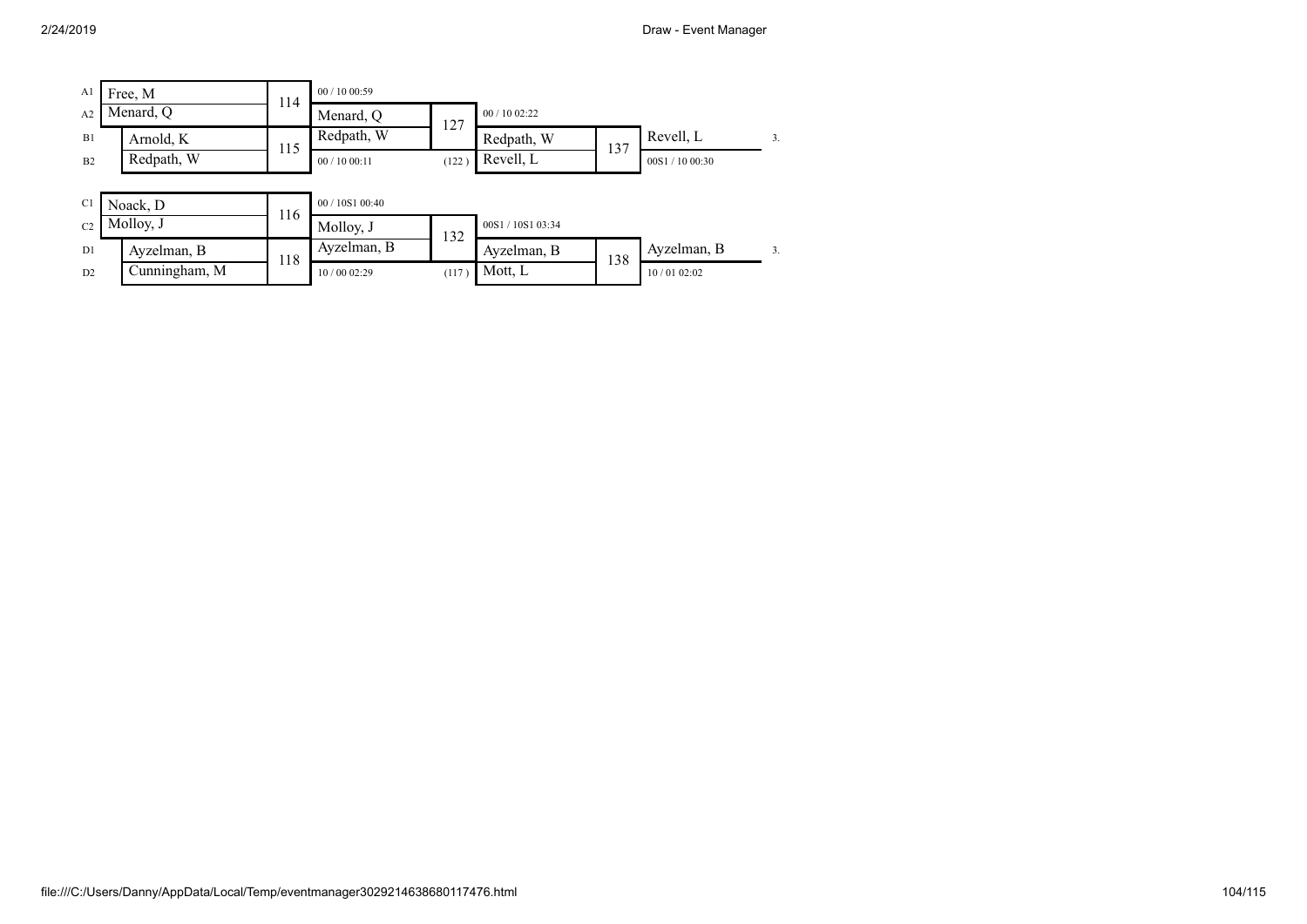| | | | | | | | | |
|---|---|---|---|---|---|---|---|---|
| A1 | Free, M | 114 | 00 / 10 00:59 | | | | | |
| A2 | Menard, Q | | Menard, Q | 127 | 00 / 10 02:22 | | | |
| B1 | Arnold, K | 115 | Redpath, W | | Redpath, W | 137 | Revell, L | 3. |
| B2 | Redpath, W | | 00 / 10 00:11 | (122) | Revell, L | | 00S1 / 10 00:30 | |

| | | | | | | | | |
|---|---|---|---|---|---|---|---|---|
| C1 | Noack, D | 116 | 00 / 10S1 00:40 | | | | | |
| C2 | Molloy, J | | Molloy, J | 132 | 00S1 / 10S1 03:34 | | | |
| D1 | Ayzelman, B | 118 | Ayzelman, B | | Ayzelman, B | 138 | Ayzelman, B | 3. |
| D2 | Cunningham, M | | 10 / 00 02:29 | (117) | Mott, L | | 10 / 01 02:02 | |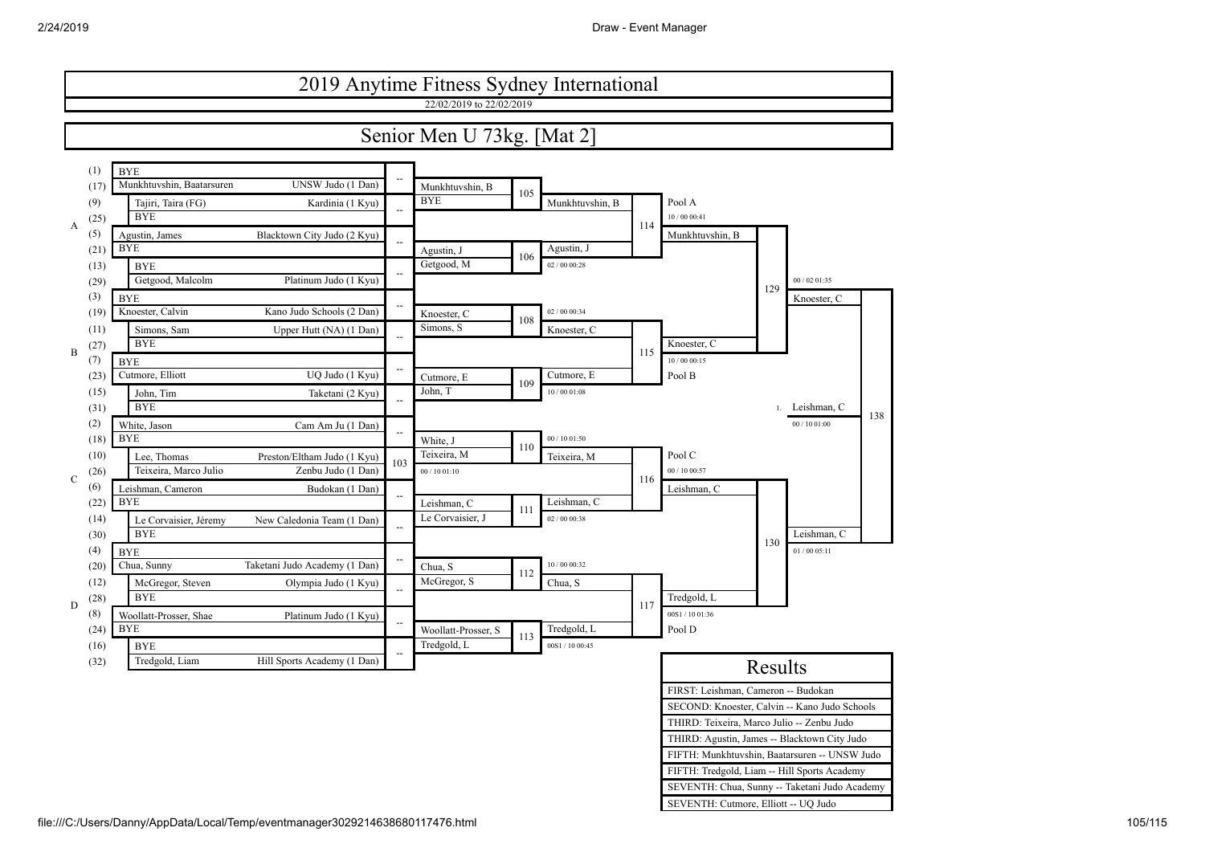# 2019 Anytime Fitness Sydney International

22/02/2019 to 22/02/2019

## Senior Men U 73kg. [Mat 2]

### Pool A

| Seed | Competitor | Club | Match |
|---|---|---|---|
| (1) | BYE | | -- |
| (17) | Munkhtuvshin, Baatarsuren | UNSW Judo (1 Dan) | |
| (9) | Tajiri, Taira (FG) | Kardinia (1 Kyu) | -- |
| (25) | BYE | | |
| (5) | Agustin, James | Blacktown City Judo (2 Kyu) | -- |
| (21) | BYE | | |
| (13) | BYE | | -- |
| (29) | Getgood, Malcolm | Platinum Judo (1 Kyu) | |

- 105: Munkhtuvshin, B vs BYE → Munkhtuvshin, B
- 106: Agustin, J vs Getgood, M → Agustin, J (02 / 00 00:28)
- 114: Munkhtuvshin, B vs Agustin, J → Munkhtuvshin, B (10 / 00 00:41)

### Pool B

| Seed | Competitor | Club | Match |
|---|---|---|---|
| (3) | BYE | | -- |
| (19) | Knoester, Calvin | Kano Judo Schools (2 Dan) | |
| (11) | Simons, Sam | Upper Hutt (NA) (1 Dan) | -- |
| (27) | BYE | | |
| (7) | BYE | | -- |
| (23) | Cutmore, Elliott | UQ Judo (1 Kyu) | |
| (15) | John, Tim | Taketani (2 Kyu) | -- |
| (31) | BYE | | |

- 108: Knoester, C vs Simons, S → Knoester, C (02 / 00 00:34)
- 109: Cutmore, E vs John, T → Cutmore, E (10 / 00 01:08)
- 115: Knoester, C vs Cutmore, E → Knoester, C (10 / 00 00:15)

### Pool C

| Seed | Competitor | Club | Match |
|---|---|---|---|
| (2) | White, Jason | Cam Am Ju (1 Dan) | -- |
| (18) | BYE | | |
| (10) | Lee, Thomas | Preston/Eltham Judo (1 Kyu) | 103 |
| (26) | Teixeira, Marco Julio | Zenbu Judo (1 Dan) | |
| (6) | Leishman, Cameron | Budokan (1 Dan) | -- |
| (22) | BYE | | |
| (14) | Le Corvaisier, Jéremy | New Caledonia Team (1 Dan) | -- |
| (30) | BYE | | |

- 103: Lee, Thomas vs Teixeira, Marco Julio → Teixeira, M (00 / 10 01:10)
- 110: White, J vs Teixeira, M → Teixeira, M (00 / 10 01:50)
- 111: Leishman, C vs Le Corvaisier, J → Leishman, C (02 / 00 00:38)
- 116: Teixeira, M vs Leishman, C → Leishman, C (00 / 10 00:57)

### Pool D

| Seed | Competitor | Club | Match |
|---|---|---|---|
| (4) | BYE | | -- |
| (20) | Chua, Sunny | Taketani Judo Academy (1 Dan) | |
| (12) | McGregor, Steven | Olympia Judo (1 Kyu) | -- |
| (28) | BYE | | |
| (8) | Woollatt-Prosser, Shae | Platinum Judo (1 Kyu) | -- |
| (24) | BYE | | |
| (16) | BYE | | -- |
| (32) | Tredgold, Liam | Hill Sports Academy (1 Dan) | |

- 112: Chua, S vs McGregor, S → Chua, S (10 / 00 00:32)
- 113: Woollatt-Prosser, S vs Tredgold, L → Tredgold, L (00S1 / 10 00:45)
- 117: Chua, S vs Tredgold, L → Tredgold, L (00S1 / 10 01:36)

### Semi-finals and Final

- 129: Munkhtuvshin, B vs Knoester, C → Knoester, C (00 / 02 01:35)
- 130: Leishman, C vs Tredgold, L → Leishman, C (01 / 00 05:11)
- 138: Knoester, C vs Leishman, C → 1. Leishman, C (00 / 10 01:00)

## Results

| Results |
|---|
| FIRST: Leishman, Cameron -- Budokan |
| SECOND: Knoester, Calvin -- Kano Judo Schools |
| THIRD: Teixeira, Marco Julio -- Zenbu Judo |
| THIRD: Agustin, James -- Blacktown City Judo |
| FIFTH: Munkhtuvshin, Baatarsuren -- UNSW Judo |
| FIFTH: Tredgold, Liam -- Hill Sports Academy |
| SEVENTH: Chua, Sunny -- Taketani Judo Academy |
| SEVENTH: Cutmore, Elliott -- UQ Judo |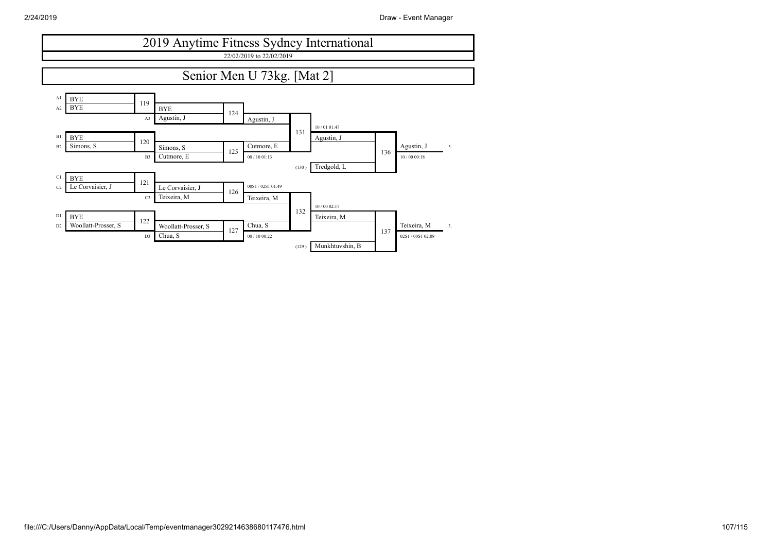# 2019 Anytime Fitness Sydney International

22/02/2019 to 22/02/2019

## Senior Men U 73kg. [Mat 2]

A1 BYE
A2 BYE
119
BYE
A3 Agustin, J
124
Agustin, J

B1 BYE
B2 Simons, S
120
Simons, S
B3 Cutmore, E
125
Cutmore, E
00 / 10 01:13

131
10 / 01 01:47
Agustin, J

(130) Tredgold, L

136
Agustin, J 3.
10 / 00 00:18

C1 BYE
C2 Le Corvaisier, J
121
Le Corvaisier, J
C3 Teixeira, M
126
00S1 / 02S1 01:49
Teixeira, M

D1 BYE
D2 Woollatt-Prosser, S
122
Woollatt-Prosser, S
D3 Chua, S
127
Chua, S
00 / 10 00:22

132
10 / 00 02:17
Teixeira, M

(129) Munkhtuvshin, B

137
Teixeira, M 3.
02S1 / 00S1 02:08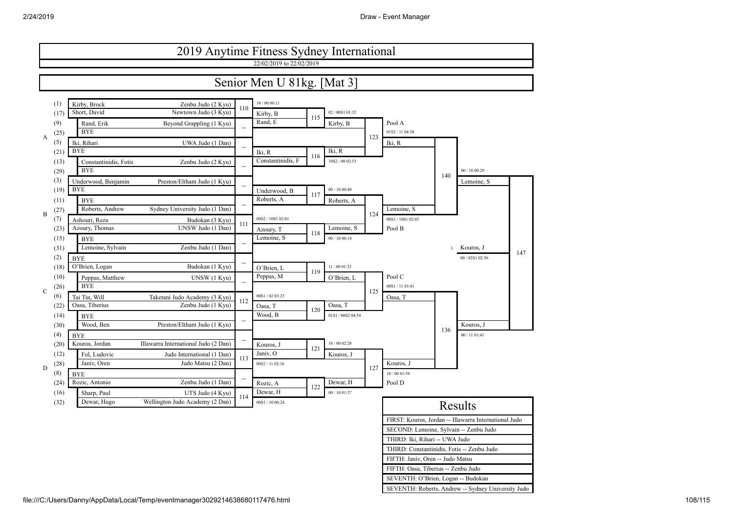# 2019 Anytime Fitness Sydney International

22/02/2019 to 22/02/2019

## Senior Men U 81kg. [Mat 3]

### Pool A

| Seed | Competitor | Club | Match | Result |
|---|---|---|---|---|
| (1) | Kirby, Brock | Zenbu Judo (2 Kyu) | 110 | 10 / 00 00:11 |
| (17) | Short, David | Newtown Judo (3 Kyu) | | |
| (9) | Rand, Erik | Beyond Grappling (1 Kyu) | -- | |
| (25) | BYE | | | |
| (5) | Iki, Rihari | UWA Judo (1 Dan) | -- | |
| (21) | BYE | | | |
| (13) | Constantinidis, Fotis | Zenbu Judo (2 Kyu) | -- | |
| (29) | BYE | | | |

115: Kirby, B vs Rand, E — Kirby, B (02 / 00S1 01:32)

116: Iki, R vs Constantinidis, F — Iki, R (10S2 / 00 02:53)

123: Kirby, B vs Iki, R — Iki, R (01S2 / 11 04:38)

### Pool B

| Seed | Competitor | Club | Match | Result |
|---|---|---|---|---|
| (3) | Underwood, Benjamin | Preston/Eltham Judo (1 Kyu) | -- | |
| (19) | BYE | | | |
| (11) | BYE | | -- | |
| (27) | Roberts, Andrew | Sydney University Judo (1 Dan) | | |
| (7) | Ashouri, Reza | Budokan (3 Kyu) | 111 | 00S2 / 10S1 02:01 |
| (23) | Azoury, Thomas | UNSW Judo (1 Dan) | | |
| (15) | BYE | | -- | |
| (31) | Lemoine, Sylvain | Zenbu Judo (1 Dan) | | |

117: Underwood, B vs Roberts, A — Roberts, A (00 / 10 00:49)

118: Azoury, T vs Lemoine, S — Lemoine, S (00 / 10 00:14)

124: Roberts, A vs Lemoine, S — Lemoine, S (00S3 / 10S1 02:03)

140: Iki, R vs Lemoine, S — Lemoine, S (00 / 10 00:29)

### Pool C

| Seed | Competitor | Club | Match | Result |
|---|---|---|---|---|
| (2) | BYE | | -- | |
| (18) | O'Brien, Logan | Budokan (1 Kyu) | | |
| (10) | Peppas, Matthew | UNSW (1 Kyu) | -- | |
| (26) | BYE | | | |
| (6) | Tai Tin, Will | Taketani Judo Academy (3 Kyu) | 112 | 00S1 / 02 03:23 |
| (22) | Oasa, Tiberius | Zenbu Judo (1 Kyu) | | |
| (14) | BYE | | -- | |
| (30) | Wood, Ben | Preston/Eltham Judo (1 Kyu) | | |

119: O'Brien, L vs Peppas, M — O'Brien, L (11 / 00 01:23)

120: Oasa, T vs Wood, B — Oasa, T (01S1 / 00S2 04:54)

125: O'Brien, L vs Oasa, T — Oasa, T (00S1 / 11 03:41)

### Pool D

| Seed | Competitor | Club | Match | Result |
|---|---|---|---|---|
| (4) | BYE | | -- | |
| (20) | Kouros, Jordan | Illawarra International Judo (2 Dan) | | |
| (12) | Fol, Ludovic | Judo International (1 Dan) | 113 | 00S2 / 11 02:16 |
| (28) | Janiv, Oren | Judo Matsu (2 Dan) | | |
| (8) | BYE | | -- | |
| (24) | Rozic, Antonio | Zenbu Judo (1 Dan) | | |
| (16) | Sharp, Paul | UTS Judo (4 Kyu) | 114 | 00S1 / 10 00:24 |
| (32) | Dewar, Hugo | Wellington Judo Academy (2 Dan) | | |

121: Kouros, J vs Janiv, O — Kouros, J (10 / 00 02:28)

122: Rozic, A vs Dewar, H — Dewar, H (00 / 10 01:37)

127: Kouros, J vs Dewar, H — Kouros, J (10 / 00 01:54)

136: Oasa, T vs Kouros, J — Kouros, J (00 / 11 01:41)

147 (Final): Lemoine, S vs Kouros, J — 1. Kouros, J (00 / 02S1 02:56)

### Results

| Results |
|---|
| FIRST: Kouros, Jordan -- Illawarra International Judo |
| SECOND: Lemoine, Sylvain -- Zenbu Judo |
| THIRD: Iki, Rihari -- UWA Judo |
| THIRD: Constantinidis, Fotis -- Zenbu Judo |
| FIFTH: Janiv, Oren -- Judo Matsu |
| FIFTH: Oasa, Tiberius -- Zenbu Judo |
| SEVENTH: O'Brien, Logan -- Budokan |
| SEVENTH: Roberts, Andrew -- Sydney University Judo |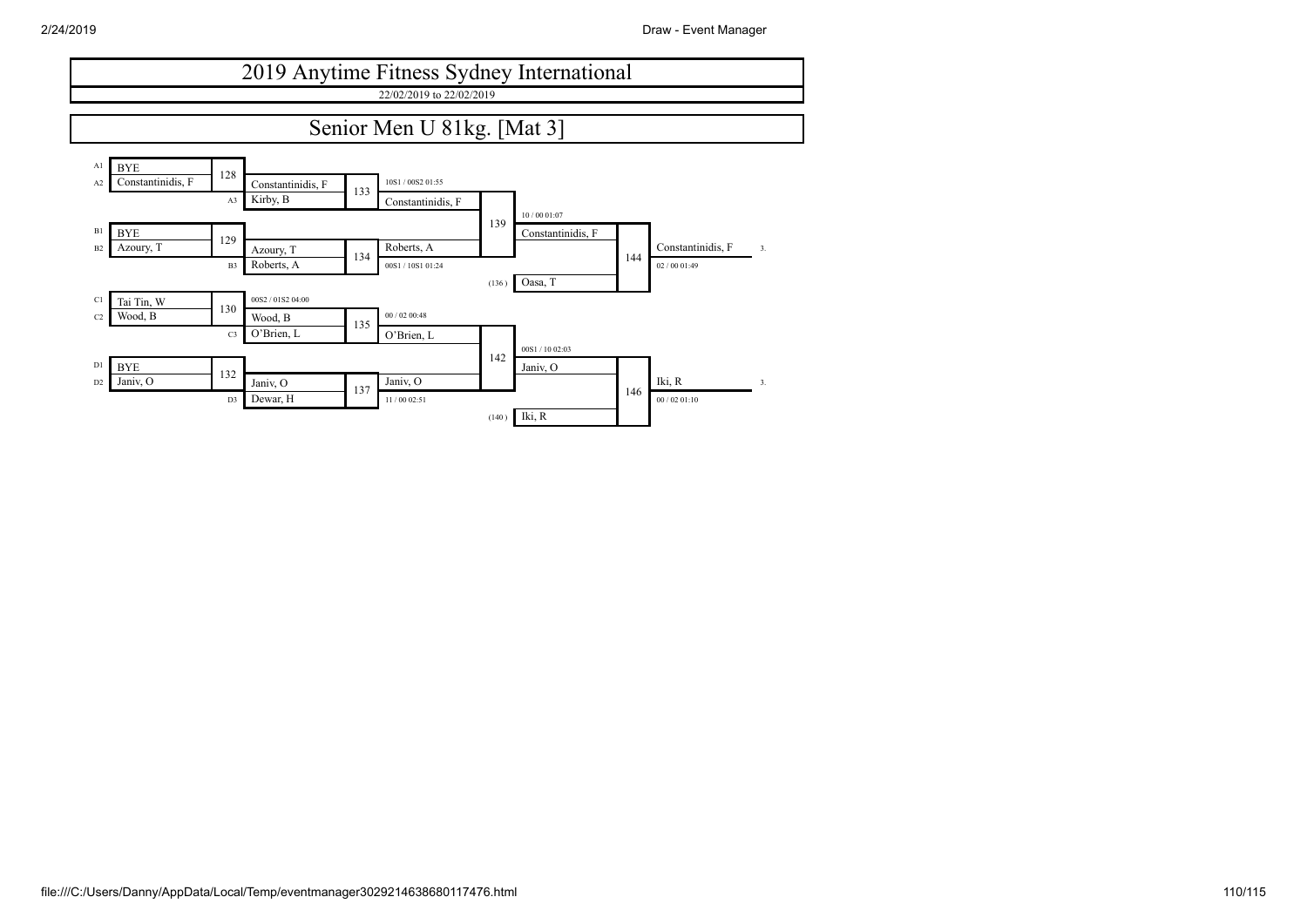# 2019 Anytime Fitness Sydney International

22/02/2019 to 22/02/2019

## Senior Men U 81kg. [Mat 3]

A1 BYE
A2 Constantinidis, F
128
Constantinidis, F
A3 Kirby, B
133
10S1 / 00S2 01:55
Constantinidis, F

B1 BYE
B2 Azoury, T
129
Azoury, T
B3 Roberts, A
134
Roberts, A
00S1 / 10S1 01:24

139
10 / 00 01:07
Constantinidis, F

(136) Oasa, T

144
Constantinidis, F 3.
02 / 00 01:49

C1 Tai Tin, W
C2 Wood, B
130
00S2 / 01S2 04:00
Wood, B
C3 O'Brien, L
135
00 / 02 00:48
O'Brien, L

D1 BYE
D2 Janiv, O
132
Janiv, O
D3 Dewar, H
137
Janiv, O
11 / 00 02:51

142
00S1 / 10 02:03
Janiv, O

(140) Iki, R

146
Iki, R 3.
00 / 02 01:10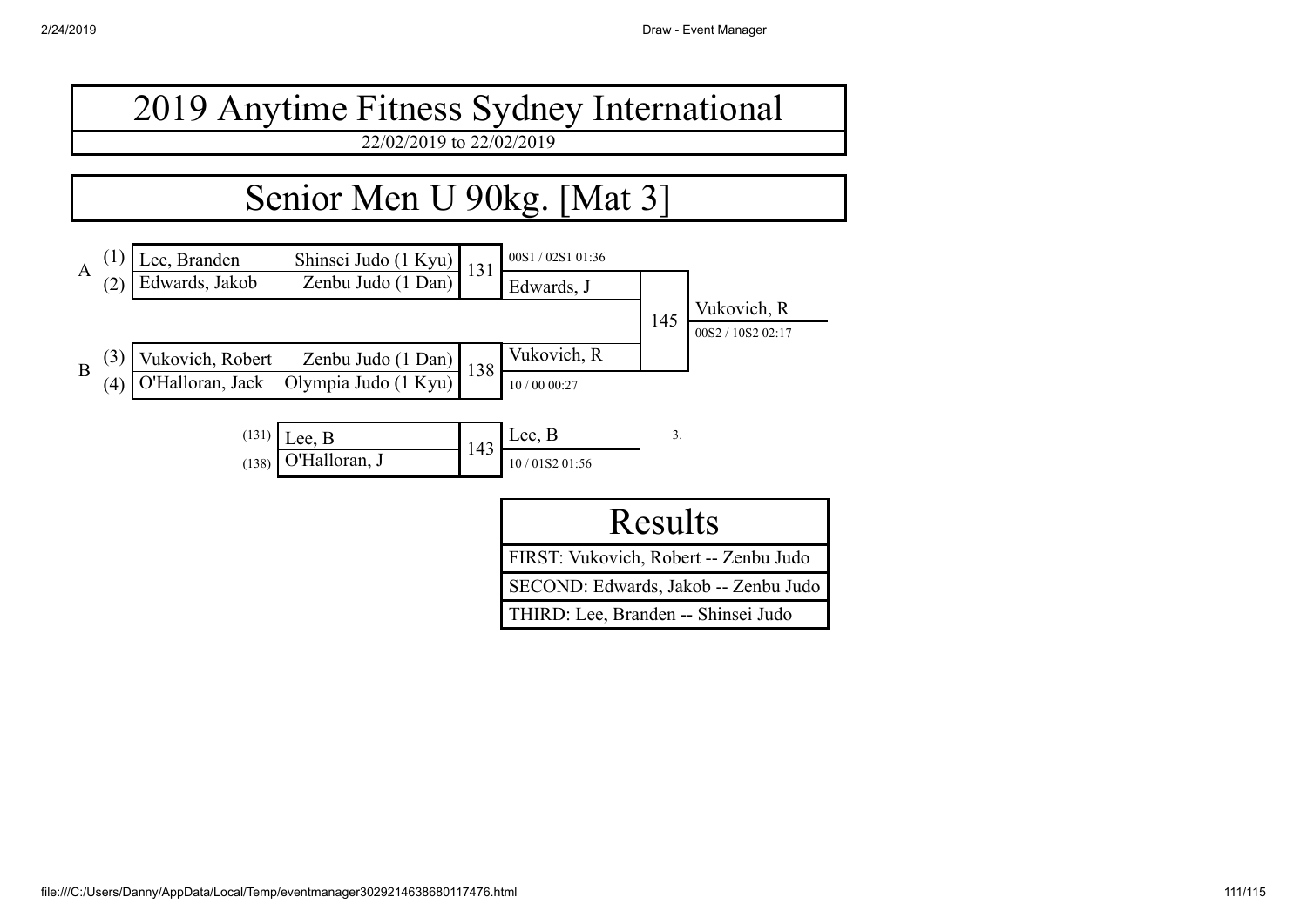# 2019 Anytime Fitness Sydney International

22/02/2019 to 22/02/2019

## Senior Men U 90kg. [Mat 3]

A
(1) Lee, Branden — Shinsei Judo (1 Kyu)
(2) Edwards, Jakob — Zenbu Judo (1 Dan)

131 — Edwards, J — 00S1 / 02S1 01:36

B
(3) Vukovich, Robert — Zenbu Judo (1 Dan)
(4) O'Halloran, Jack — Olympia Judo (1 Kyu)

138 — Vukovich, R — 10 / 00 00:27

145 — Vukovich, R — 00S2 / 10S2 02:17

(131) Lee, B
(138) O'Halloran, J

143 — Lee, B — 10 / 01S2 01:56

3.

## Results

FIRST: Vukovich, Robert -- Zenbu Judo

SECOND: Edwards, Jakob -- Zenbu Judo

THIRD: Lee, Branden -- Shinsei Judo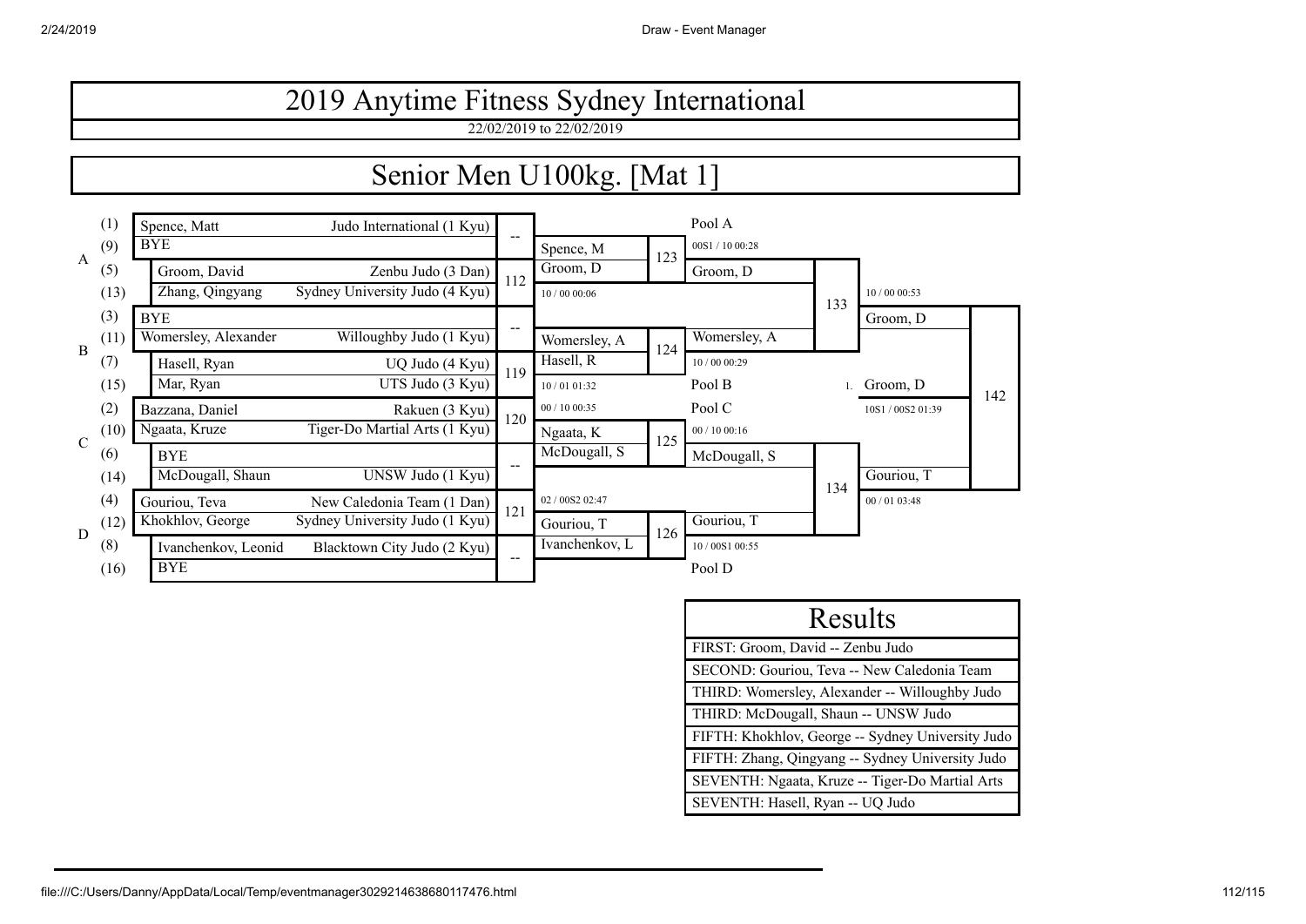# 2019 Anytime Fitness Sydney International

22/02/2019 to 22/02/2019

## Senior Men U100kg. [Mat 1]

| Pool | Seed | Name | Club | Match |
|---|---|---|---|---|
| A | (1) | Spence, Matt | Judo International (1 Kyu) | -- |
| | (9) | BYE | | |
| | (5) | Groom, David | Zenbu Judo (3 Dan) | 112 |
| | (13) | Zhang, Qingyang | Sydney University Judo (4 Kyu) | |
| B | (3) | BYE | | -- |
| | (11) | Womersley, Alexander | Willoughby Judo (1 Kyu) | |
| | (7) | Hasell, Ryan | UQ Judo (4 Kyu) | 119 |
| | (15) | Mar, Ryan | UTS Judo (3 Kyu) | |
| C | (2) | Bazzana, Daniel | Rakuen (3 Kyu) | 120 |
| | (10) | Ngaata, Kruze | Tiger-Do Martial Arts (1 Kyu) | |
| | (6) | BYE | | -- |
| | (14) | McDougall, Shaun | UNSW Judo (1 Kyu) | |
| D | (4) | Gouriou, Teva | New Caledonia Team (1 Dan) | 121 |
| | (12) | Khokhlov, George | Sydney University Judo (1 Kyu) | |
| | (8) | Ivanchenkov, Leonid | Blacktown City Judo (2 Kyu) | -- |
| | (16) | BYE | | |

Match 123: Spence, M vs Groom, D (10 / 00 00:06) → Groom, D (00S1 / 10 00:28) – Pool A

Match 124: Womersley, A vs Hasell, R (10 / 01 01:32) → Womersley, A (10 / 00 00:29) – Pool B

Match 125: Ngaata, K vs McDougall, S (00 / 10 00:35) → McDougall, S (00 / 10 00:16) – Pool C

Match 126: Gouriou, T vs Ivanchenkov, L (02 / 00S2 02:47) → Gouriou, T (10 / 00S1 00:55) – Pool D

Match 133: Groom, D vs Womersley, A → Groom, D (10 / 00 00:53)

Match 134: McDougall, S vs Gouriou, T → Gouriou, T (00 / 01 03:48)

Match 142: Groom, D vs Gouriou, T → 1. Groom, D (10S1 / 00S2 01:39)

| Results |
|---|
| FIRST: Groom, David -- Zenbu Judo |
| SECOND: Gouriou, Teva -- New Caledonia Team |
| THIRD: Womersley, Alexander -- Willoughby Judo |
| THIRD: McDougall, Shaun -- UNSW Judo |
| FIFTH: Khokhlov, George -- Sydney University Judo |
| FIFTH: Zhang, Qingyang -- Sydney University Judo |
| SEVENTH: Ngaata, Kruze -- Tiger-Do Martial Arts |
| SEVENTH: Hasell, Ryan -- UQ Judo |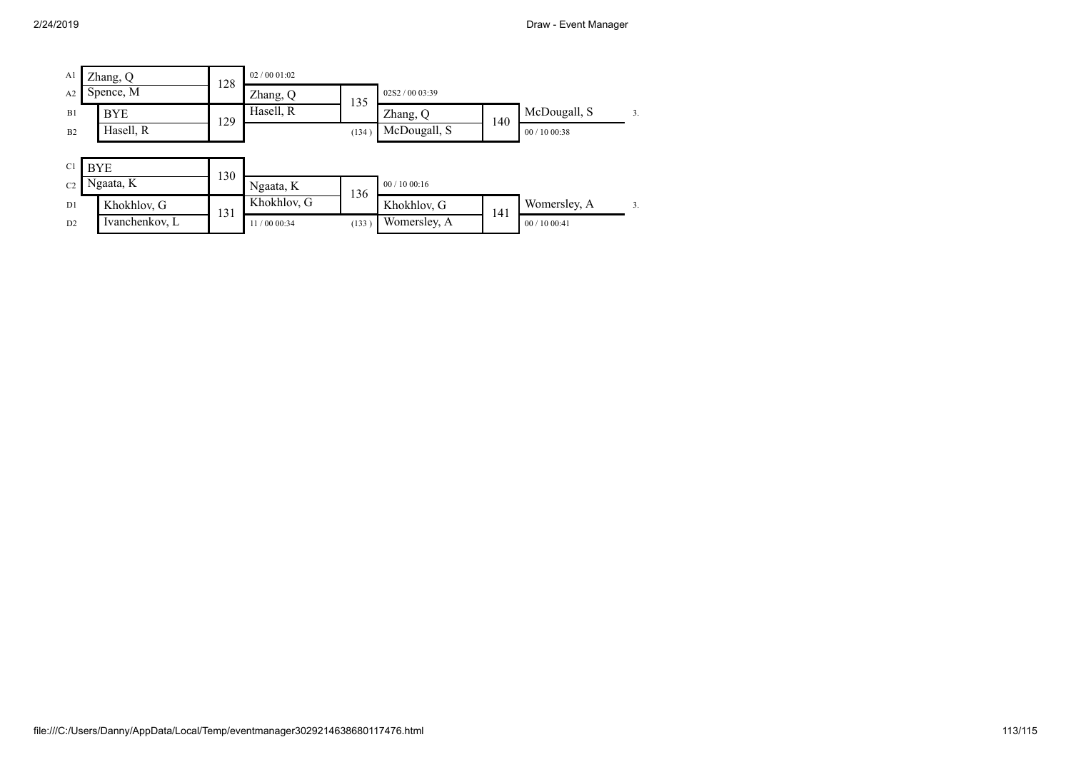| | | | | | | | | |
|---|---|---|---|---|---|---|---|---|
| A1 | Zhang, Q | 128 | 02 / 00 01:02 | | | | | |
| A2 | Spence, M | | Zhang, Q | 135 | 02S2 / 00 03:39 | | | |
| B1 | BYE | 129 | Hasell, R | | Zhang, Q | 140 | McDougall, S | 3. |
| B2 | Hasell, R | | | (134 ) | McDougall, S | | 00 / 10 00:38 | |

| | | | | | | | | |
|---|---|---|---|---|---|---|---|---|
| C1 | BYE | 130 | | | | | | |
| C2 | Ngaata, K | | Ngaata, K | 136 | 00 / 10 00:16 | | | |
| D1 | Khokhlov, G | 131 | Khokhlov, G | | Khokhlov, G | 141 | Womersley, A | 3. |
| D2 | Ivanchenkov, L | | 11 / 00 00:34 | (133 ) | Womersley, A | | 00 / 10 00:41 | |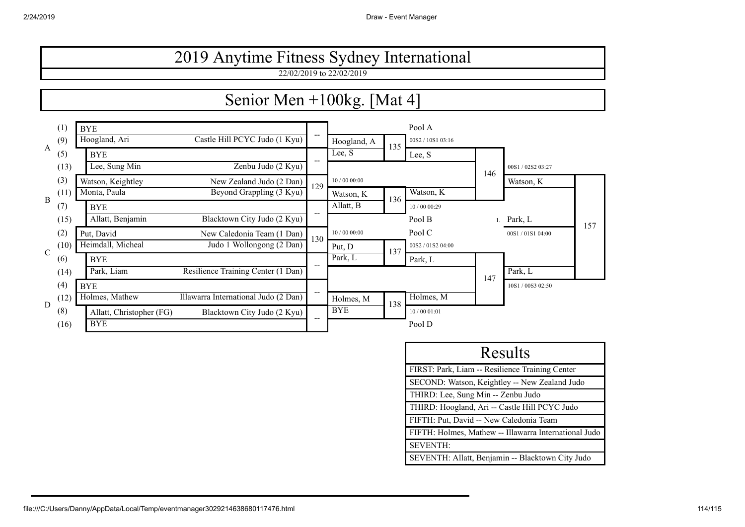# 2019 Anytime Fitness Sydney International

22/02/2019 to 22/02/2019

## Senior Men +100kg. [Mat 4]

| Pool | Seed | Name | Club | Match |
|---|---|---|---|---|
| A | (1) | BYE | | -- |
| | (9) | Hoogland, Ari | Castle Hill PCYC Judo (1 Kyu) | |
| | (5) | BYE | | -- |
| | (13) | Lee, Sung Min | Zenbu Judo (2 Kyu) | |
| B | (3) | Watson, Keightley | New Zealand Judo (2 Dan) | 129 |
| | (11) | Monta, Paula | Beyond Grappling (3 Kyu) | |
| | (7) | BYE | | -- |
| | (15) | Allatt, Benjamin | Blacktown City Judo (2 Kyu) | |
| C | (2) | Put, David | New Caledonia Team (1 Dan) | 130 |
| | (10) | Heimdall, Micheal | Judo 1 Wollongong (2 Dan) | |
| | (6) | BYE | | -- |
| | (14) | Park, Liam | Resilience Training Center (1 Dan) | |
| D | (4) | BYE | | -- |
| | (12) | Holmes, Mathew | Illawarra International Judo (2 Dan) | |
| | (8) | Allatt, Christopher (FG) | Blacktown City Judo (2 Kyu) | -- |
| | (16) | BYE | | |

Round 2:

- 135: Hoogland, A vs Lee, S — Winner: Lee, S (00S2 / 10S1 03:16) — Pool A
- 136: Watson, K vs Allatt, B (129: 10 / 00 00:00) — Winner: Watson, K (10 / 00 00:29) — Pool B
- 137: Put, D vs Park, L (130: 10 / 00 00:00) — Winner: Park, L (00S2 / 01S2 04:00) — Pool C
- 138: Holmes, M vs BYE — Winner: Holmes, M (10 / 00 01:01) — Pool D

Semi-finals:

- 146: Lee, S vs Watson, K — Winner: Watson, K (00S1 / 02S2 03:27)
- 147: Park, L vs Holmes, M — Winner: Park, L (10S1 / 00S3 02:50)

Final:

- 157: Watson, K vs Park, L — 1. Park, L (00S1 / 01S1 04:00)

| Results |
|---|
| FIRST: Park, Liam -- Resilience Training Center |
| SECOND: Watson, Keightley -- New Zealand Judo |
| THIRD: Lee, Sung Min -- Zenbu Judo |
| THIRD: Hoogland, Ari -- Castle Hill PCYC Judo |
| FIFTH: Put, David -- New Caledonia Team |
| FIFTH: Holmes, Mathew -- Illawarra International Judo |
| SEVENTH: |
| SEVENTH: Allatt, Benjamin -- Blacktown City Judo |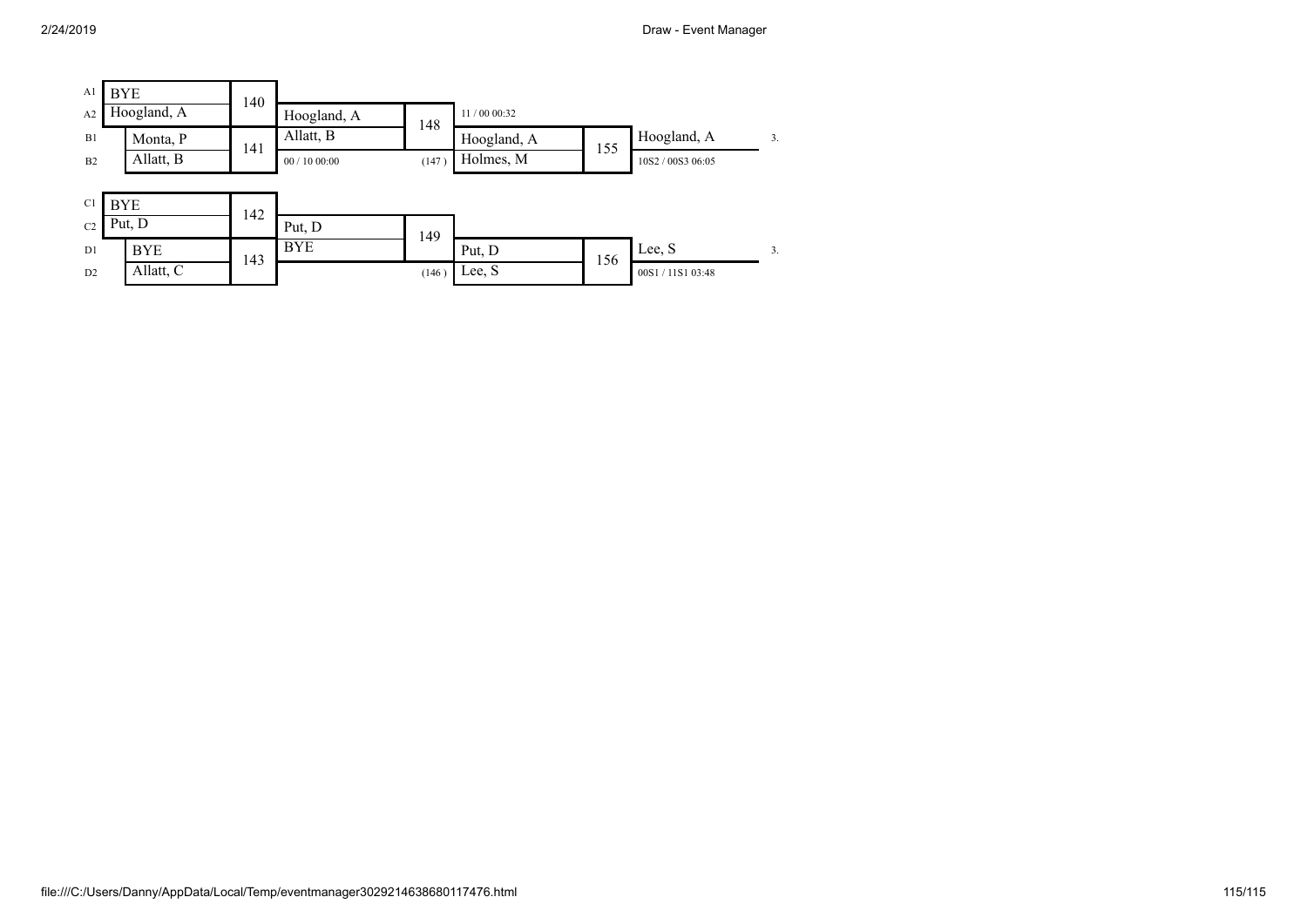| | | | | | | | | | | |
|---|---|---|---|---|---|---|---|---|---|---|
| A1 | BYE | 140 | | | | | | | | |
| A2 | Hoogland, A | | Hoogland, A | 148 | 11 / 00 00:32 | | | | | |
| B1 | Monta, P | 141 | Allatt, B | | Hoogland, A | 155 | Hoogland, A | 3. | | |
| B2 | Allatt, B | | 00 / 10 00:00 | (147 ) | Holmes, M | | 10S2 / 00S3 06:05 | | | |

| | | | | | | | | |
|---|---|---|---|---|---|---|---|---|
| C1 | BYE | 142 | | | | | | |
| C2 | Put, D | | Put, D | 149 | | | | |
| D1 | BYE | 143 | BYE | | Put, D | 156 | Lee, S | 3. |
| D2 | Allatt, C | | | (146 ) | Lee, S | | 00S1 / 11S1 03:48 | |